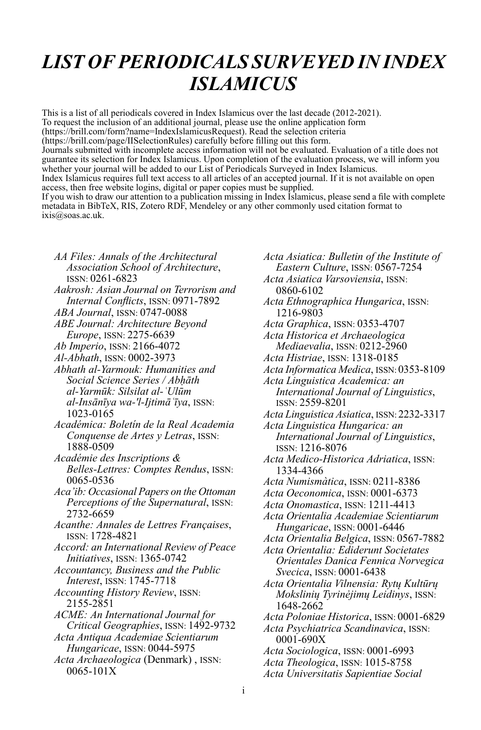# *LIST OF PERIODICALS SURVEYED IN INDEX ISLAMICUS*

This is a list of all periodicals covered in Index Islamicus over the last decade (2012-2021).
To request the inclusion of an additional journal, please use the online application form (https://brill.com/form?name=IndexIslamicusRequest). Read the selection criteria (https://brill.com/page/IISelectionRules) carefully before filling out this form.
Journals submitted with incomplete access information will not be evaluated. Evaluation of a title does not guarantee its selection for Index Islamicus. Upon completion of the evaluation process, we will inform you whether your journal will be added to our List of Periodicals Surveyed in Index Islamicus.
Index Islamicus requires full text access to all articles of an accepted journal. If it is not available on open access, then free website logins, digital or paper copies must be supplied.
If you wish to draw our attention to a publication missing in Index Islamicus, please send a file with complete metadata in BibTeX, RIS, Zotero RDF, Mendeley or any other commonly used citation format to ixis@soas.ac.uk.

*AA Files: Annals of the Architectural Association School of Architecture*, ISSN: 0261-6823
*Aakrosh: Asian Journal on Terrorism and Internal Conflicts*, ISSN: 0971-7892
*ABA Journal*, ISSN: 0747-0088
*ABE Journal: Architecture Beyond Europe*, ISSN: 2275-6639
*Ab Imperio*, ISSN: 2166-4072
*Al-Abhath*, ISSN: 0002-3973
*Abhath al-Yarmouk: Humanities and Social Science Series / Abḥāth al-Yarmūk: Silsilat al-ʿUlūm al-Insānīya wa-'l-Ijtimāʿīya*, ISSN: 1023-0165
*Académica: Boletín de la Real Academia Conquense de Artes y Letras*, ISSN: 1888-0509
*Académie des Inscriptions & Belles-Lettres: Comptes Rendus*, ISSN: 0065-0536
*Aca'ib: Occasional Papers on the Ottoman Perceptions of the Supernatural*, ISSN: 2732-6659
*Acanthe: Annales de Lettres Françaises*, ISSN: 1728-4821
*Accord: an International Review of Peace Initiatives*, ISSN: 1365-0742
*Accountancy, Business and the Public Interest*, ISSN: 1745-7718
*Accounting History Review*, ISSN: 2155-2851
*ACME: An International Journal for Critical Geographies*, ISSN: 1492-9732
*Acta Antiqua Academiae Scientiarum Hungaricae*, ISSN: 0044-5975
*Acta Archaeologica* (Denmark) , ISSN: 0065-101X
*Acta Asiatica: Bulletin of the Institute of Eastern Culture*, ISSN: 0567-7254
*Acta Asiatica Varsoviensia*, ISSN: 0860-6102
*Acta Ethnographica Hungarica*, ISSN: 1216-9803
*Acta Graphica*, ISSN: 0353-4707
*Acta Historica et Archaeologica Mediaevalia*, ISSN: 0212-2960
*Acta Histriae*, ISSN: 1318-0185
*Acta Informatica Medica*, ISSN: 0353-8109
*Acta Linguistica Academica: an International Journal of Linguistics*, ISSN: 2559-8201
*Acta Linguistica Asiatica*, ISSN: 2232-3317
*Acta Linguistica Hungarica: an International Journal of Linguistics*, ISSN: 1216-8076
*Acta Medico-Historica Adriatica*, ISSN: 1334-4366
*Acta Numismàtica*, ISSN: 0211-8386
*Acta Oeconomica*, ISSN: 0001-6373
*Acta Onomastica*, ISSN: 1211-4413
*Acta Orientalia Academiae Scientiarum Hungaricae*, ISSN: 0001-6446
*Acta Orientalia Belgica*, ISSN: 0567-7882
*Acta Orientalia: Ediderunt Societates Orientales Danica Fennica Norvegica Svecica*, ISSN: 0001-6438
*Acta Orientalia Vilnensia: Rytų Kultūrų Mokslinių Tyrinėjimų Leidinys*, ISSN: 1648-2662
*Acta Poloniae Historica*, ISSN: 0001-6829
*Acta Psychiatrica Scandinavica*, ISSN: 0001-690X
*Acta Sociologica*, ISSN: 0001-6993
*Acta Theologica*, ISSN: 1015-8758
*Acta Universitatis Sapientiae Social*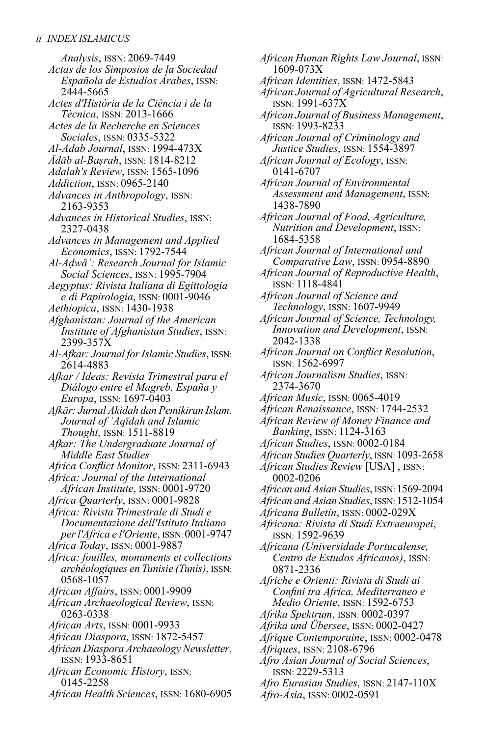*Analysis*, ISSN: 2069-7449

*Actas de los Simposios de la Sociedad Española de Estudios Árabes*, ISSN: 2444-5665

*Actes d'Història de la Ciència i de la Tècnica*, ISSN: 2013-1666

*Actes de la Recherche en Sciences Sociales*, ISSN: 0335-5322

*Al-Adab Journal*, ISSN: 1994-473X

*Ādāb al-Baṣrah*, ISSN: 1814-8212

*Adalah's Review*, ISSN: 1565-1096

*Addiction*, ISSN: 0965-2140

*Advances in Anthropology*, ISSN: 2163-9353

*Advances in Historical Studies*, ISSN: 2327-0438

*Advances in Management and Applied Economics*, ISSN: 1792-7544

*Al-Aḍwāʾ: Research Journal for Islamic Social Sciences*, ISSN: 1995-7904

*Aegyptus: Rivista Italiana di Egittologia e di Papirologia*, ISSN: 0001-9046

*Aethiopica*, ISSN: 1430-1938

*Afghanistan: Journal of the American Institute of Afghanistan Studies*, ISSN: 2399-357X

*Al-Afkar: Journal for Islamic Studies*, ISSN: 2614-4883

*Afkar / Ideas: Revista Trimestral para el Diálogo entre el Magreb, España y Europa*, ISSN: 1697-0403

*Afkār: Jurnal Akidah dan Pemikiran Islam. Journal of ʿAqīdah and Islamic Thought*, ISSN: 1511-8819

*Afkar: The Undergraduate Journal of Middle East Studies*

*Africa Conflict Monitor*, ISSN: 2311-6943

*Africa: Journal of the International African Institute*, ISSN: 0001-9720

*Africa Quarterly*, ISSN: 0001-9828

*Africa: Rivista Trimestrale di Studi e Documentazione dell'Istituto Italiano per l'Africa e l'Oriente*, ISSN: 0001-9747

*Africa Today*, ISSN: 0001-9887

*Africa: fouilles, monuments et collections archéologiques en Tunisie (Tunis)*, ISSN: 0568-1057

*African Affairs*, ISSN: 0001-9909

*African Archaeological Review*, ISSN: 0263-0338

*African Arts*, ISSN: 0001-9933

*African Diaspora*, ISSN: 1872-5457

*African Diaspora Archaeology Newsletter*, ISSN: 1933-8651

*African Economic History*, ISSN: 0145-2258

*African Health Sciences*, ISSN: 1680-6905

*African Human Rights Law Journal*, ISSN: 1609-073X

*African Identities*, ISSN: 1472-5843

*African Journal of Agricultural Research*, ISSN: 1991-637X

*African Journal of Business Management*, ISSN: 1993-8233

*African Journal of Criminology and Justice Studies*, ISSN: 1554-3897

*African Journal of Ecology*, ISSN: 0141-6707

*African Journal of Environmental Assessment and Management*, ISSN: 1438-7890

*African Journal of Food, Agriculture, Nutrition and Development*, ISSN: 1684-5358

*African Journal of International and Comparative Law*, ISSN: 0954-8890

*African Journal of Reproductive Health*, ISSN: 1118-4841

*African Journal of Science and Technology*, ISSN: 1607-9949

*African Journal of Science, Technology, Innovation and Development*, ISSN: 2042-1338

*African Journal on Conflict Resolution*, ISSN: 1562-6997

*African Journalism Studies*, ISSN: 2374-3670

*African Music*, ISSN: 0065-4019

*African Renaissance*, ISSN: 1744-2532

*African Review of Money Finance and Banking*, ISSN: 1124-3163

*African Studies*, ISSN: 0002-0184

*African Studies Quarterly*, ISSN: 1093-2658

*African Studies Review* [USA] , ISSN: 0002-0206

*African and Asian Studies*, ISSN: 1569-2094

*African and Asian Studies*, ISSN: 1512-1054

*Africana Bulletin*, ISSN: 0002-029X

*Africana: Rivista di Studi Extraeuropei*, ISSN: 1592-9639

*Africana (Universidade Portucalense, Centro de Estudos Africanos)*, ISSN: 0871-2336

*Afriche e Orienti: Rivista di Studi ai Confini tra Africa, Mediterraneo e Medio Oriente*, ISSN: 1592-6753

*Afrika Spektrum*, ISSN: 0002-0397

*Afrika und Übersee*, ISSN: 0002-0427

*Afrique Contemporaine*, ISSN: 0002-0478

*Afriques*, ISSN: 2108-6796

*Afro Asian Journal of Social Sciences*, ISSN: 2229-5313

*Afro Eurasian Studies*, ISSN: 2147-110X

*Afro-Ásia*, ISSN: 0002-0591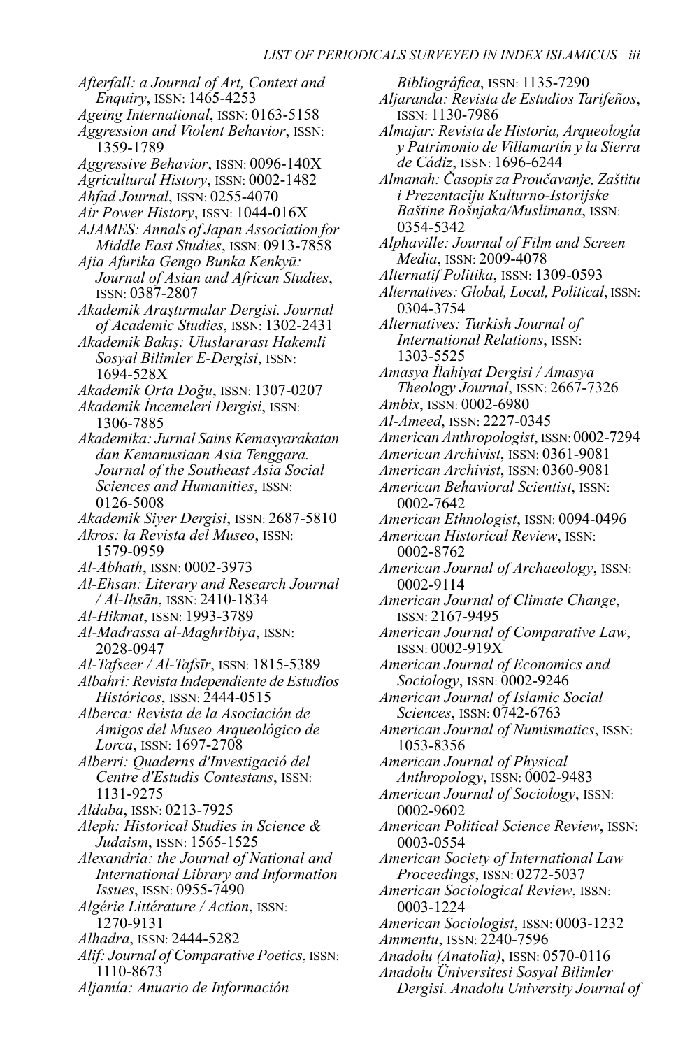*Afterfall: a Journal of Art, Context and Enquiry*, ISSN: 1465-4253
*Ageing International*, ISSN: 0163-5158
*Aggression and Violent Behavior*, ISSN: 1359-1789
*Aggressive Behavior*, ISSN: 0096-140X
*Agricultural History*, ISSN: 0002-1482
*Ahfad Journal*, ISSN: 0255-4070
*Air Power History*, ISSN: 1044-016X
*AJAMES: Annals of Japan Association for Middle East Studies*, ISSN: 0913-7858
*Ajia Afurika Gengo Bunka Kenkyū: Journal of Asian and African Studies*, ISSN: 0387-2807
*Akademik Araştırmalar Dergisi. Journal of Academic Studies*, ISSN: 1302-2431
*Akademik Bakış: Uluslararası Hakemli Sosyal Bilimler E-Dergisi*, ISSN: 1694-528X
*Akademik Orta Doğu*, ISSN: 1307-0207
*Akademik İncemeleri Dergisi*, ISSN: 1306-7885
*Akademika: Jurnal Sains Kemasyarakatan dan Kemanusiaan Asia Tenggara. Journal of the Southeast Asia Social Sciences and Humanities*, ISSN: 0126-5008
*Akademik Siyer Dergisi*, ISSN: 2687-5810
*Akros: la Revista del Museo*, ISSN: 1579-0959
*Al-Abhath*, ISSN: 0002-3973
*Al-Ehsan: Literary and Research Journal / Al-Iḥsān*, ISSN: 2410-1834
*Al-Hikmat*, ISSN: 1993-3789
*Al-Madrassa al-Maghribiya*, ISSN: 2028-0947
*Al-Tafseer / Al-Tafsīr*, ISSN: 1815-5389
*Albahri: Revista Independiente de Estudios Históricos*, ISSN: 2444-0515
*Alberca: Revista de la Asociación de Amigos del Museo Arqueológico de Lorca*, ISSN: 1697-2708
*Alberri: Quaderns d'Investigació del Centre d'Estudis Contestans*, ISSN: 1131-9275
*Aldaba*, ISSN: 0213-7925
*Aleph: Historical Studies in Science & Judaism*, ISSN: 1565-1525
*Alexandria: the Journal of National and International Library and Information Issues*, ISSN: 0955-7490
*Algérie Littérature / Action*, ISSN: 1270-9131
*Alhadra*, ISSN: 2444-5282
*Alif: Journal of Comparative Poetics*, ISSN: 1110-8673
*Aljamía: Anuario de Información Bibliográfica*, ISSN: 1135-7290
*Aljaranda: Revista de Estudios Tarifeños*, ISSN: 1130-7986
*Almajar: Revista de Historia, Arqueología y Patrimonio de Villamartín y la Sierra de Cádiz*, ISSN: 1696-6244
*Almanah: Časopis za Proučavanje, Zaštitu i Prezentaciju Kulturno-Istorijske Baštine Bošnjaka/Muslimana*, ISSN: 0354-5342
*Alphaville: Journal of Film and Screen Media*, ISSN: 2009-4078
*Alternatif Politika*, ISSN: 1309-0593
*Alternatives: Global, Local, Political*, ISSN: 0304-3754
*Alternatives: Turkish Journal of International Relations*, ISSN: 1303-5525
*Amasya İlahiyat Dergisi / Amasya Theology Journal*, ISSN: 2667-7326
*Ambix*, ISSN: 0002-6980
*Al-Ameed*, ISSN: 2227-0345
*American Anthropologist*, ISSN: 0002-7294
*American Archivist*, ISSN: 0361-9081
*American Archivist*, ISSN: 0360-9081
*American Behavioral Scientist*, ISSN: 0002-7642
*American Ethnologist*, ISSN: 0094-0496
*American Historical Review*, ISSN: 0002-8762
*American Journal of Archaeology*, ISSN: 0002-9114
*American Journal of Climate Change*, ISSN: 2167-9495
*American Journal of Comparative Law*, ISSN: 0002-919X
*American Journal of Economics and Sociology*, ISSN: 0002-9246
*American Journal of Islamic Social Sciences*, ISSN: 0742-6763
*American Journal of Numismatics*, ISSN: 1053-8356
*American Journal of Physical Anthropology*, ISSN: 0002-9483
*American Journal of Sociology*, ISSN: 0002-9602
*American Political Science Review*, ISSN: 0003-0554
*American Society of International Law Proceedings*, ISSN: 0272-5037
*American Sociological Review*, ISSN: 0003-1224
*American Sociologist*, ISSN: 0003-1232
*Ammentu*, ISSN: 2240-7596
*Anadolu (Anatolia)*, ISSN: 0570-0116
*Anadolu Üniversitesi Sosyal Bilimler Dergisi. Anadolu University Journal of*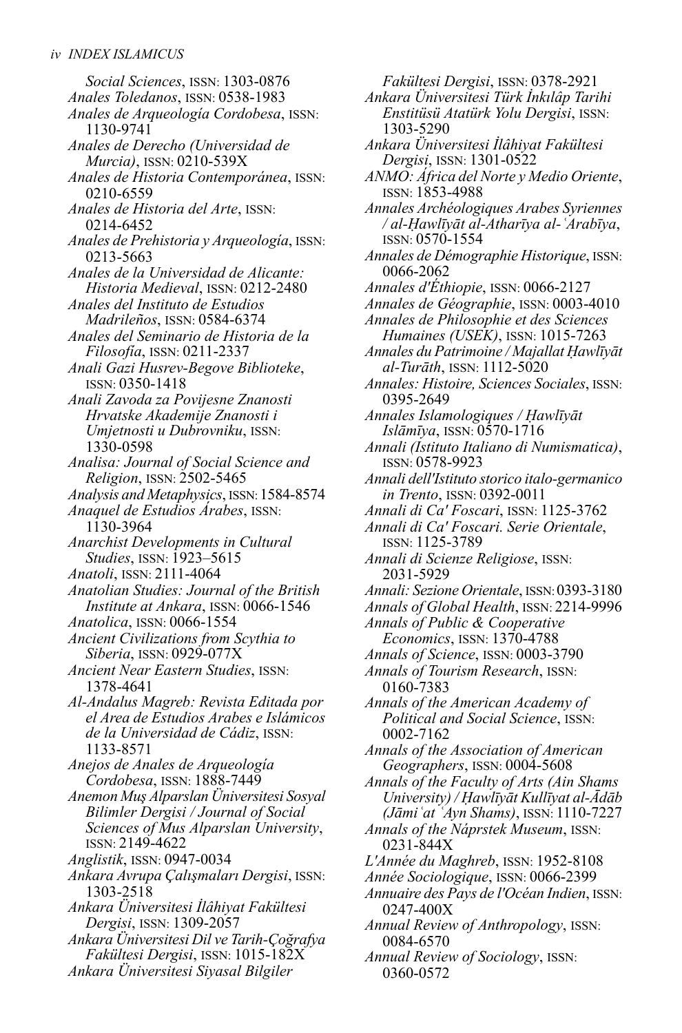*Social Sciences*, ISSN: 1303-0876
*Anales Toledanos*, ISSN: 0538-1983
*Anales de Arqueología Cordobesa*, ISSN: 1130-9741
*Anales de Derecho (Universidad de Murcia)*, ISSN: 0210-539X
*Anales de Historia Contemporánea*, ISSN: 0210-6559
*Anales de Historia del Arte*, ISSN: 0214-6452
*Anales de Prehistoria y Arqueología*, ISSN: 0213-5663
*Anales de la Universidad de Alicante: Historia Medieval*, ISSN: 0212-2480
*Anales del Instituto de Estudios Madrileños*, ISSN: 0584-6374
*Anales del Seminario de Historia de la Filosofía*, ISSN: 0211-2337
*Anali Gazi Husrev-Begove Biblioteke*, ISSN: 0350-1418
*Anali Zavoda za Povijesne Znanosti Hrvatske Akademije Znanosti i Umjetnosti u Dubrovniku*, ISSN: 1330-0598
*Analisa: Journal of Social Science and Religion*, ISSN: 2502-5465
*Analysis and Metaphysics*, ISSN: 1584-8574
*Anaquel de Estudios Árabes*, ISSN: 1130-3964
*Anarchist Developments in Cultural Studies*, ISSN: 1923–5615
*Anatoli*, ISSN: 2111-4064
*Anatolian Studies: Journal of the British Institute at Ankara*, ISSN: 0066-1546
*Anatolica*, ISSN: 0066-1554
*Ancient Civilizations from Scythia to Siberia*, ISSN: 0929-077X
*Ancient Near Eastern Studies*, ISSN: 1378-4641
*Al-Andalus Magreb: Revista Editada por el Area de Estudios Arabes e Islámicos de la Universidad de Cádiz*, ISSN: 1133-8571
*Anejos de Anales de Arqueología Cordobesa*, ISSN: 1888-7449
*Anemon Muş Alparslan Üniversitesi Sosyal Bilimler Dergisi / Journal of Social Sciences of Mus Alparslan University*, ISSN: 2149-4622
*Anglistik*, ISSN: 0947-0034
*Ankara Avrupa Çalışmaları Dergisi*, ISSN: 1303-2518
*Ankara Üniversitesi İlâhiyat Fakültesi Dergisi*, ISSN: 1309-2057
*Ankara Üniversitesi Dil ve Tarih-Çoğrafya Fakültesi Dergisi*, ISSN: 1015-182X
*Ankara Üniversitesi Siyasal Bilgiler Fakültesi Dergisi*, ISSN: 0378-2921
*Ankara Üniversitesi Türk İnkılâp Tarihi Enstitüsü Atatürk Yolu Dergisi*, ISSN: 1303-5290
*Ankara Üniversitesi İlâhiyat Fakültesi Dergisi*, ISSN: 1301-0522
*ANMO: Africa del Norte y Medio Oriente*, ISSN: 1853-4988
*Annales Archéologiques Arabes Syriennes / al-Ḥawlīyāt al-Atharīya al-ʿArabīya*, ISSN: 0570-1554
*Annales de Démographie Historique*, ISSN: 0066-2062
*Annales d'Éthiopie*, ISSN: 0066-2127
*Annales de Géographie*, ISSN: 0003-4010
*Annales de Philosophie et des Sciences Humaines (USEK)*, ISSN: 1015-7263
*Annales du Patrimoine / Majallat Ḥawlīyāt al-Turāth*, ISSN: 1112-5020
*Annales: Histoire, Sciences Sociales*, ISSN: 0395-2649
*Annales Islamologiques / Ḥawlīyāt Islāmīya*, ISSN: 0570-1716
*Annali (Istituto Italiano di Numismatica)*, ISSN: 0578-9923
*Annali dell'Istituto storico italo-germanico in Trento*, ISSN: 0392-0011
*Annali di Ca' Foscari*, ISSN: 1125-3762
*Annali di Ca' Foscari. Serie Orientale*, ISSN: 1125-3789
*Annali di Scienze Religiose*, ISSN: 2031-5929
*Annali: Sezione Orientale*, ISSN: 0393-3180
*Annals of Global Health*, ISSN: 2214-9996
*Annals of Public & Cooperative Economics*, ISSN: 1370-4788
*Annals of Science*, ISSN: 0003-3790
*Annals of Tourism Research*, ISSN: 0160-7383
*Annals of the American Academy of Political and Social Science*, ISSN: 0002-7162
*Annals of the Association of American Geographers*, ISSN: 0004-5608
*Annals of the Faculty of Arts (Ain Shams University) / Ḥawlīyāt Kullīyat al-Ādāb (Jāmiʿat ʿAyn Shams)*, ISSN: 1110-7227
*Annals of the Náprstek Museum*, ISSN: 0231-844X
*L'Année du Maghreb*, ISSN: 1952-8108
*Année Sociologique*, ISSN: 0066-2399
*Annuaire des Pays de l'Océan Indien*, ISSN: 0247-400X
*Annual Review of Anthropology*, ISSN: 0084-6570
*Annual Review of Sociology*, ISSN: 0360-0572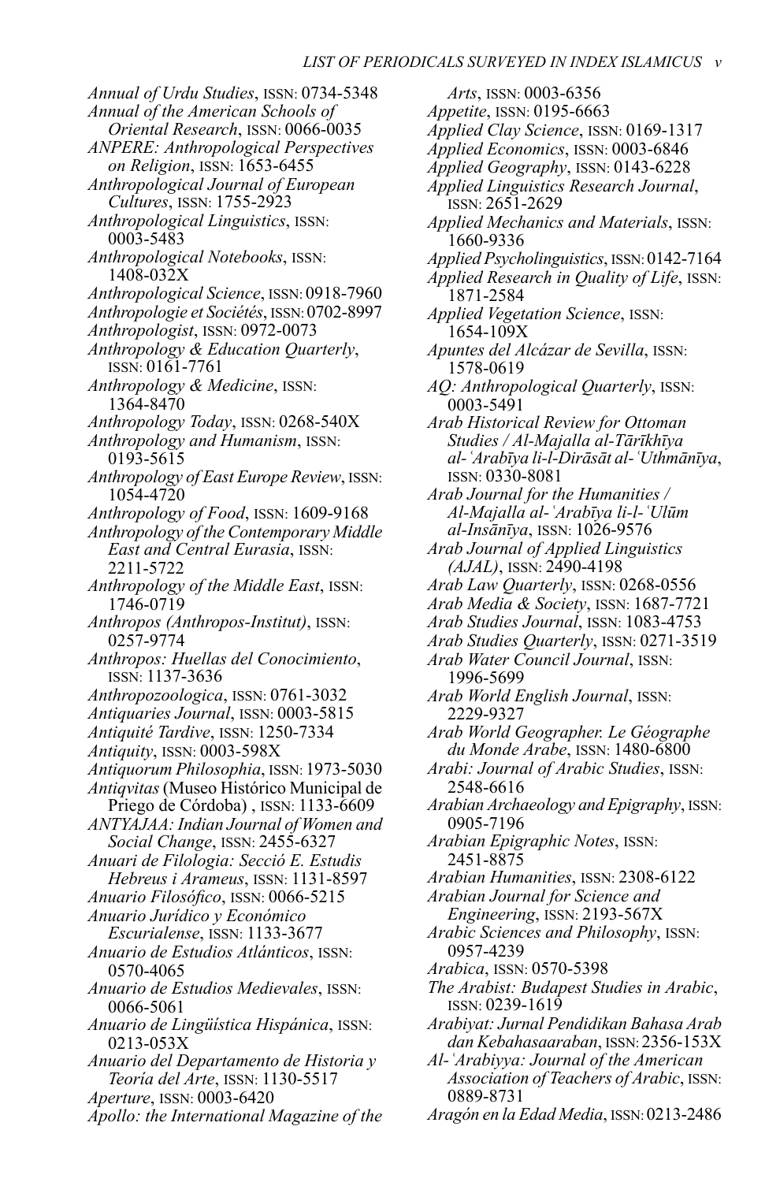*Annual of Urdu Studies*, ISSN: 0734-5348
*Annual of the American Schools of Oriental Research*, ISSN: 0066-0035
*ANPERE: Anthropological Perspectives on Religion*, ISSN: 1653-6455
*Anthropological Journal of European Cultures*, ISSN: 1755-2923
*Anthropological Linguistics*, ISSN: 0003-5483
*Anthropological Notebooks*, ISSN: 1408-032X
*Anthropological Science*, ISSN: 0918-7960
*Anthropologie et Sociétés*, ISSN: 0702-8997
*Anthropologist*, ISSN: 0972-0073
*Anthropology & Education Quarterly*, ISSN: 0161-7761
*Anthropology & Medicine*, ISSN: 1364-8470
*Anthropology Today*, ISSN: 0268-540X
*Anthropology and Humanism*, ISSN: 0193-5615
*Anthropology of East Europe Review*, ISSN: 1054-4720
*Anthropology of Food*, ISSN: 1609-9168
*Anthropology of the Contemporary Middle East and Central Eurasia*, ISSN: 2211-5722
*Anthropology of the Middle East*, ISSN: 1746-0719
*Anthropos (Anthropos-Institut)*, ISSN: 0257-9774
*Anthropos: Huellas del Conocimiento*, ISSN: 1137-3636
*Anthropozoologica*, ISSN: 0761-3032
*Antiquaries Journal*, ISSN: 0003-5815
*Antiquité Tardive*, ISSN: 1250-7334
*Antiquity*, ISSN: 0003-598X
*Antiquorum Philosophia*, ISSN: 1973-5030
*Antiqvitas* (Museo Histórico Municipal de Priego de Córdoba) , ISSN: 1133-6609
*ANTYAJAA: Indian Journal of Women and Social Change*, ISSN: 2455-6327
*Anuari de Filologia: Secció E. Estudis Hebreus i Arameus*, ISSN: 1131-8597
*Anuario Filosófico*, ISSN: 0066-5215
*Anuario Jurídico y Económico Escurialense*, ISSN: 1133-3677
*Anuario de Estudios Atlánticos*, ISSN: 0570-4065
*Anuario de Estudios Medievales*, ISSN: 0066-5061
*Anuario de Lingüística Hispánica*, ISSN: 0213-053X
*Anuario del Departamento de Historia y Teoría del Arte*, ISSN: 1130-5517
*Aperture*, ISSN: 0003-6420
*Apollo: the International Magazine of the Arts*, ISSN: 0003-6356
*Appetite*, ISSN: 0195-6663
*Applied Clay Science*, ISSN: 0169-1317
*Applied Economics*, ISSN: 0003-6846
*Applied Geography*, ISSN: 0143-6228
*Applied Linguistics Research Journal*, ISSN: 2651-2629
*Applied Mechanics and Materials*, ISSN: 1660-9336
*Applied Psycholinguistics*, ISSN: 0142-7164
*Applied Research in Quality of Life*, ISSN: 1871-2584
*Applied Vegetation Science*, ISSN: 1654-109X
*Apuntes del Alcázar de Sevilla*, ISSN: 1578-0619
*AQ: Anthropological Quarterly*, ISSN: 0003-5491
*Arab Historical Review for Ottoman Studies / Al-Majalla al-Tārīkhīya al-ʿArabīya li-l-Dirāsāt al-ʿUthmānīya*, ISSN: 0330-8081
*Arab Journal for the Humanities / Al-Majalla al-ʿArabīya li-l-ʿUlūm al-Insānīya*, ISSN: 1026-9576
*Arab Journal of Applied Linguistics (AJAL)*, ISSN: 2490-4198
*Arab Law Quarterly*, ISSN: 0268-0556
*Arab Media & Society*, ISSN: 1687-7721
*Arab Studies Journal*, ISSN: 1083-4753
*Arab Studies Quarterly*, ISSN: 0271-3519
*Arab Water Council Journal*, ISSN: 1996-5699
*Arab World English Journal*, ISSN: 2229-9327
*Arab World Geographer. Le Géographe du Monde Arabe*, ISSN: 1480-6800
*Arabi: Journal of Arabic Studies*, ISSN: 2548-6616
*Arabian Archaeology and Epigraphy*, ISSN: 0905-7196
*Arabian Epigraphic Notes*, ISSN: 2451-8875
*Arabian Humanities*, ISSN: 2308-6122
*Arabian Journal for Science and Engineering*, ISSN: 2193-567X
*Arabic Sciences and Philosophy*, ISSN: 0957-4239
*Arabica*, ISSN: 0570-5398
*The Arabist: Budapest Studies in Arabic*, ISSN: 0239-1619
*Arabiyat: Jurnal Pendidikan Bahasa Arab dan Kebahasaaraban*, ISSN: 2356-153X
*Al-ʿArabiyya: Journal of the American Association of Teachers of Arabic*, ISSN: 0889-8731
*Aragón en la Edad Media*, ISSN: 0213-2486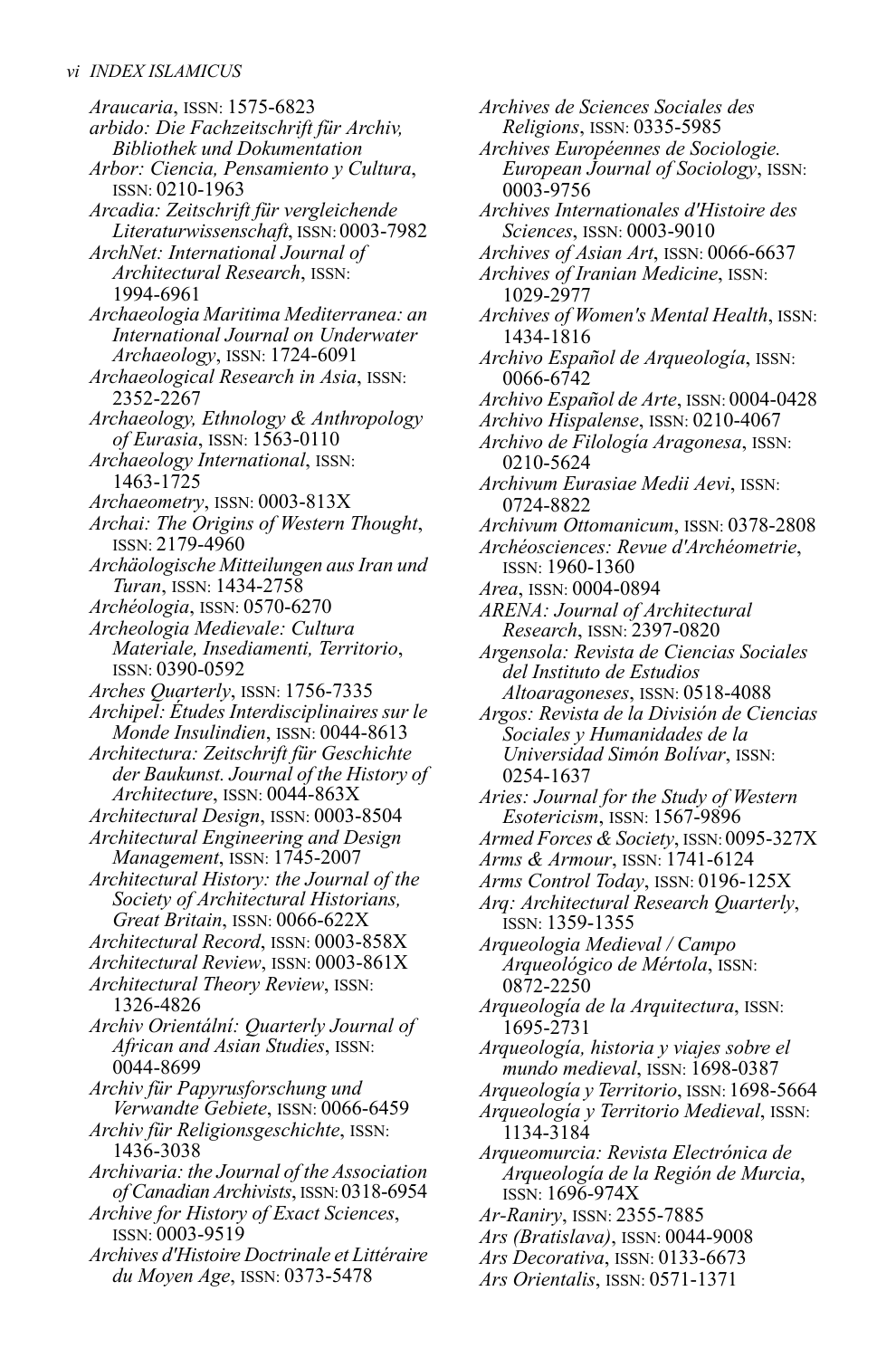*Araucaria*, ISSN: 1575-6823

*arbido: Die Fachzeitschrift für Archiv, Bibliothek und Dokumentation*

*Arbor: Ciencia, Pensamiento y Cultura*, ISSN: 0210-1963

*Arcadia: Zeitschrift für vergleichende Literaturwissenschaft*, ISSN: 0003-7982

*ArchNet: International Journal of Architectural Research*, ISSN: 1994-6961

*Archaeologia Maritima Mediterranea: an International Journal on Underwater Archaeology*, ISSN: 1724-6091

*Archaeological Research in Asia*, ISSN: 2352-2267

*Archaeology, Ethnology & Anthropology of Eurasia*, ISSN: 1563-0110

*Archaeology International*, ISSN: 1463-1725

*Archaeometry*, ISSN: 0003-813X

*Archai: The Origins of Western Thought*, ISSN: 2179-4960

*Archäologische Mitteilungen aus Iran und Turan*, ISSN: 1434-2758

*Archéologia*, ISSN: 0570-6270

*Archeologia Medievale: Cultura Materiale, Insediamenti, Territorio*, ISSN: 0390-0592

*Arches Quarterly*, ISSN: 1756-7335

*Archipel: Études Interdisciplinaires sur le Monde Insulindien*, ISSN: 0044-8613

*Architectura: Zeitschrift für Geschichte der Baukunst. Journal of the History of Architecture*, ISSN: 0044-863X

*Architectural Design*, ISSN: 0003-8504

*Architectural Engineering and Design Management*, ISSN: 1745-2007

*Architectural History: the Journal of the Society of Architectural Historians, Great Britain*, ISSN: 0066-622X

*Architectural Record*, ISSN: 0003-858X

*Architectural Review*, ISSN: 0003-861X

*Architectural Theory Review*, ISSN: 1326-4826

*Archiv Orientální: Quarterly Journal of African and Asian Studies*, ISSN: 0044-8699

*Archiv für Papyrusforschung und Verwandte Gebiete*, ISSN: 0066-6459

*Archiv für Religionsgeschichte*, ISSN: 1436-3038

*Archivaria: the Journal of the Association of Canadian Archivists*, ISSN: 0318-6954

*Archive for History of Exact Sciences*, ISSN: 0003-9519

*Archives d'Histoire Doctrinale et Littéraire du Moyen Age*, ISSN: 0373-5478

*Archives de Sciences Sociales des Religions*, ISSN: 0335-5985

*Archives Européennes de Sociologie. European Journal of Sociology*, ISSN: 0003-9756

*Archives Internationales d'Histoire des Sciences*, ISSN: 0003-9010

*Archives of Asian Art*, ISSN: 0066-6637

*Archives of Iranian Medicine*, ISSN: 1029-2977

*Archives of Women's Mental Health*, ISSN: 1434-1816

*Archivo Español de Arqueología*, ISSN: 0066-6742

*Archivo Español de Arte*, ISSN: 0004-0428

*Archivo Hispalense*, ISSN: 0210-4067

*Archivo de Filología Aragonesa*, ISSN: 0210-5624

*Archivum Eurasiae Medii Aevi*, ISSN: 0724-8822

*Archivum Ottomanicum*, ISSN: 0378-2808

*Archéosciences: Revue d'Archéometrie*, ISSN: 1960-1360

*Area*, ISSN: 0004-0894

*ARENA: Journal of Architectural Research*, ISSN: 2397-0820

*Argensola: Revista de Ciencias Sociales del Instituto de Estudios Altoaragoneses*, ISSN: 0518-4088

*Argos: Revista de la División de Ciencias Sociales y Humanidades de la Universidad Simón Bolívar*, ISSN: 0254-1637

*Aries: Journal for the Study of Western Esotericism*, ISSN: 1567-9896

*Armed Forces & Society*, ISSN: 0095-327X

*Arms & Armour*, ISSN: 1741-6124

*Arms Control Today*, ISSN: 0196-125X

*Arq: Architectural Research Quarterly*, ISSN: 1359-1355

*Arqueologia Medieval / Campo Arqueológico de Mértola*, ISSN: 0872-2250

*Arqueología de la Arquitectura*, ISSN: 1695-2731

*Arqueología, historia y viajes sobre el mundo medieval*, ISSN: 1698-0387

*Arqueología y Territorio*, ISSN: 1698-5664

*Arqueología y Territorio Medieval*, ISSN: 1134-3184

*Arqueomurcia: Revista Electrónica de Arqueología de la Región de Murcia*, ISSN: 1696-974X

*Ar-Raniry*, ISSN: 2355-7885

*Ars (Bratislava)*, ISSN: 0044-9008

*Ars Decorativa*, ISSN: 0133-6673

*Ars Orientalis*, ISSN: 0571-1371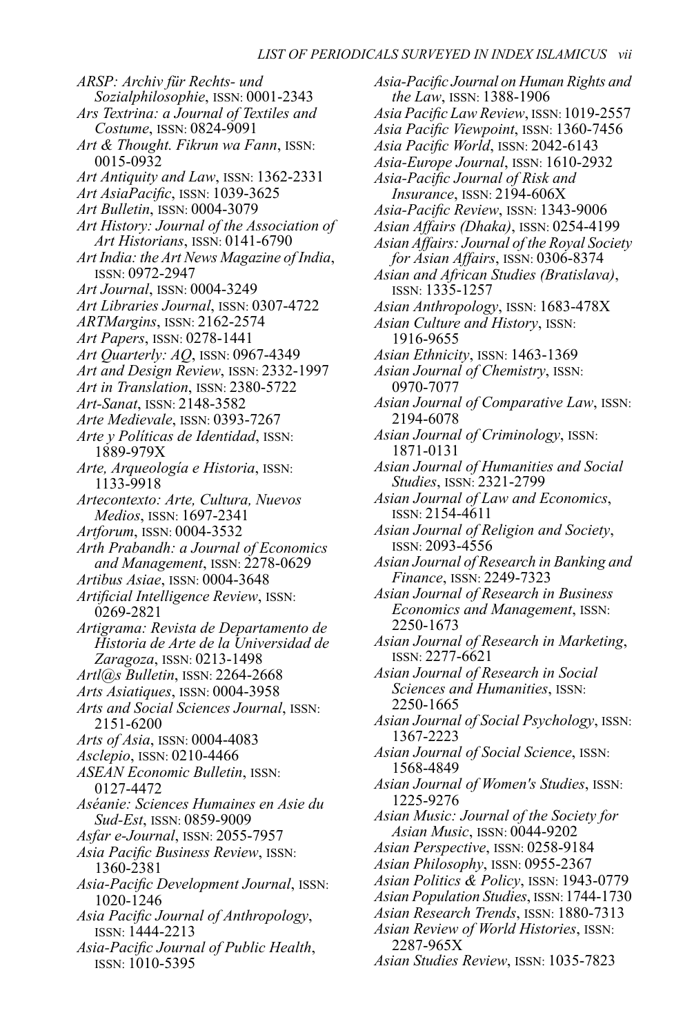*ARSP: Archiv für Rechts- und Sozialphilosophie*, ISSN: 0001-2343
*Ars Textrina: a Journal of Textiles and Costume*, ISSN: 0824-9091
*Art & Thought. Fikrun wa Fann*, ISSN: 0015-0932
*Art Antiquity and Law*, ISSN: 1362-2331
*Art AsiaPacific*, ISSN: 1039-3625
*Art Bulletin*, ISSN: 0004-3079
*Art History: Journal of the Association of Art Historians*, ISSN: 0141-6790
*Art India: the Art News Magazine of India*, ISSN: 0972-2947
*Art Journal*, ISSN: 0004-3249
*Art Libraries Journal*, ISSN: 0307-4722
*ARTMargins*, ISSN: 2162-2574
*Art Papers*, ISSN: 0278-1441
*Art Quarterly: AQ*, ISSN: 0967-4349
*Art and Design Review*, ISSN: 2332-1997
*Art in Translation*, ISSN: 2380-5722
*Art-Sanat*, ISSN: 2148-3582
*Arte Medievale*, ISSN: 0393-7267
*Arte y Políticas de Identidad*, ISSN: 1889-979X
*Arte, Arqueología e Historia*, ISSN: 1133-9918
*Artecontexto: Arte, Cultura, Nuevos Medios*, ISSN: 1697-2341
*Artforum*, ISSN: 0004-3532
*Arth Prabandh: a Journal of Economics and Management*, ISSN: 2278-0629
*Artibus Asiae*, ISSN: 0004-3648
*Artificial Intelligence Review*, ISSN: 0269-2821
*Artigrama: Revista de Departamento de Historia de Arte de la Universidad de Zaragoza*, ISSN: 0213-1498
*Artl@s Bulletin*, ISSN: 2264-2668
*Arts Asiatiques*, ISSN: 0004-3958
*Arts and Social Sciences Journal*, ISSN: 2151-6200
*Arts of Asia*, ISSN: 0004-4083
*Asclepio*, ISSN: 0210-4466
*ASEAN Economic Bulletin*, ISSN: 0127-4472
*Aséanie: Sciences Humaines en Asie du Sud-Est*, ISSN: 0859-9009
*Asfar e-Journal*, ISSN: 2055-7957
*Asia Pacific Business Review*, ISSN: 1360-2381
*Asia-Pacific Development Journal*, ISSN: 1020-1246
*Asia Pacific Journal of Anthropology*, ISSN: 1444-2213
*Asia-Pacific Journal of Public Health*, ISSN: 1010-5395
*Asia-Pacific Journal on Human Rights and the Law*, ISSN: 1388-1906
*Asia Pacific Law Review*, ISSN: 1019-2557
*Asia Pacific Viewpoint*, ISSN: 1360-7456
*Asia Pacific World*, ISSN: 2042-6143
*Asia-Europe Journal*, ISSN: 1610-2932
*Asia-Pacific Journal of Risk and Insurance*, ISSN: 2194-606X
*Asia-Pacific Review*, ISSN: 1343-9006
*Asian Affairs (Dhaka)*, ISSN: 0254-4199
*Asian Affairs: Journal of the Royal Society for Asian Affairs*, ISSN: 0306-8374
*Asian and African Studies (Bratislava)*, ISSN: 1335-1257
*Asian Anthropology*, ISSN: 1683-478X
*Asian Culture and History*, ISSN: 1916-9655
*Asian Ethnicity*, ISSN: 1463-1369
*Asian Journal of Chemistry*, ISSN: 0970-7077
*Asian Journal of Comparative Law*, ISSN: 2194-6078
*Asian Journal of Criminology*, ISSN: 1871-0131
*Asian Journal of Humanities and Social Studies*, ISSN: 2321-2799
*Asian Journal of Law and Economics*, ISSN: 2154-4611
*Asian Journal of Religion and Society*, ISSN: 2093-4556
*Asian Journal of Research in Banking and Finance*, ISSN: 2249-7323
*Asian Journal of Research in Business Economics and Management*, ISSN: 2250-1673
*Asian Journal of Research in Marketing*, ISSN: 2277-6621
*Asian Journal of Research in Social Sciences and Humanities*, ISSN: 2250-1665
*Asian Journal of Social Psychology*, ISSN: 1367-2223
*Asian Journal of Social Science*, ISSN: 1568-4849
*Asian Journal of Women's Studies*, ISSN: 1225-9276
*Asian Music: Journal of the Society for Asian Music*, ISSN: 0044-9202
*Asian Perspective*, ISSN: 0258-9184
*Asian Philosophy*, ISSN: 0955-2367
*Asian Politics & Policy*, ISSN: 1943-0779
*Asian Population Studies*, ISSN: 1744-1730
*Asian Research Trends*, ISSN: 1880-7313
*Asian Review of World Histories*, ISSN: 2287-965X
*Asian Studies Review*, ISSN: 1035-7823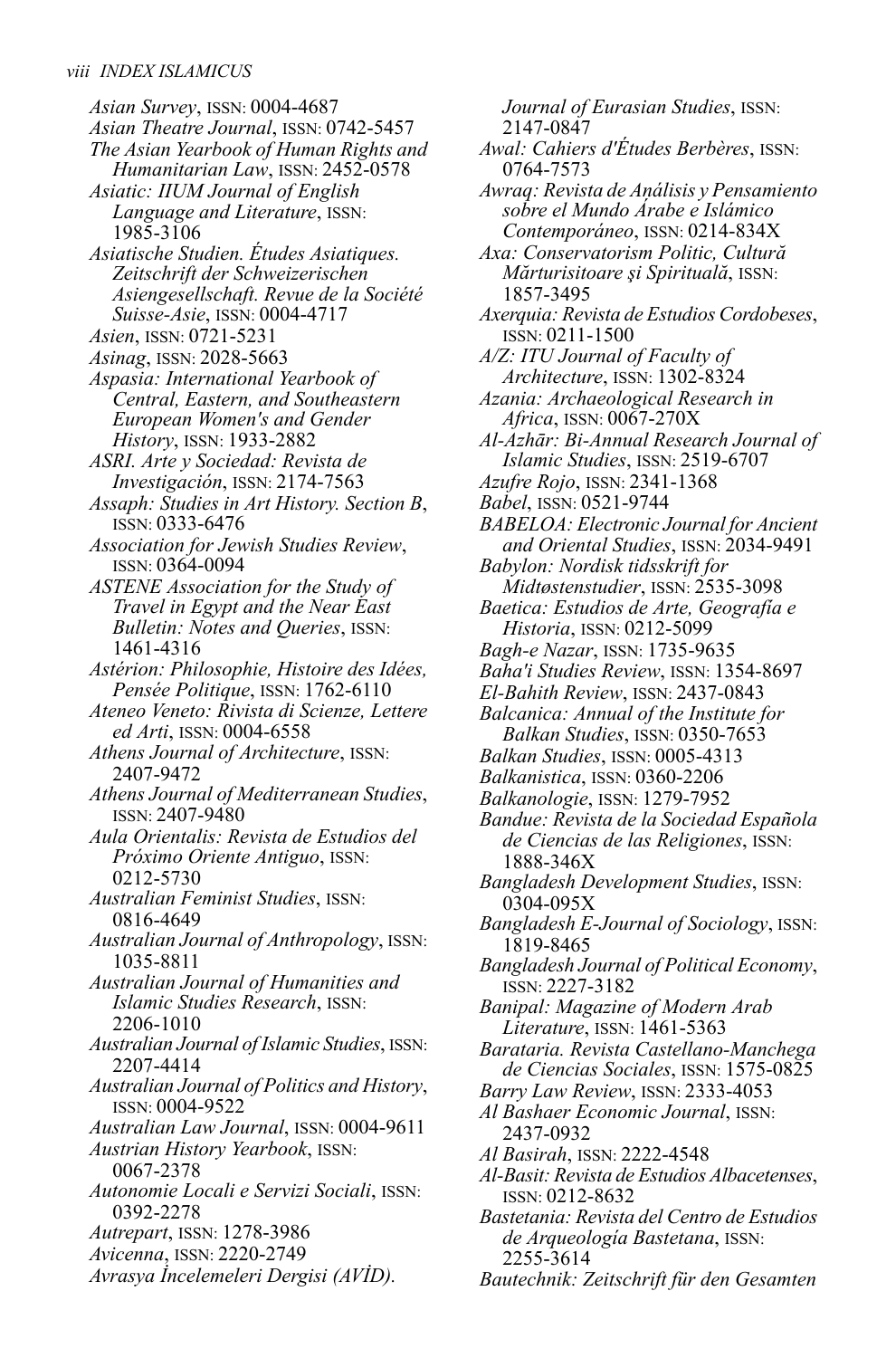*Asian Survey*, ISSN: 0004-4687
*Asian Theatre Journal*, ISSN: 0742-5457
*The Asian Yearbook of Human Rights and Humanitarian Law*, ISSN: 2452-0578
*Asiatic: IIUM Journal of English Language and Literature*, ISSN: 1985-3106
*Asiatische Studien. Études Asiatiques. Zeitschrift der Schweizerischen Asiengesellschaft. Revue de la Société Suisse-Asie*, ISSN: 0004-4717
*Asien*, ISSN: 0721-5231
*Asinag*, ISSN: 2028-5663
*Aspasia: International Yearbook of Central, Eastern, and Southeastern European Women's and Gender History*, ISSN: 1933-2882
*ASRI. Arte y Sociedad: Revista de Investigación*, ISSN: 2174-7563
*Assaph: Studies in Art History. Section B*, ISSN: 0333-6476
*Association for Jewish Studies Review*, ISSN: 0364-0094
*ASTENE Association for the Study of Travel in Egypt and the Near East Bulletin: Notes and Queries*, ISSN: 1461-4316
*Astérion: Philosophie, Histoire des Idées, Pensée Politique*, ISSN: 1762-6110
*Ateneo Veneto: Rivista di Scienze, Lettere ed Arti*, ISSN: 0004-6558
*Athens Journal of Architecture*, ISSN: 2407-9472
*Athens Journal of Mediterranean Studies*, ISSN: 2407-9480
*Aula Orientalis: Revista de Estudios del Próximo Oriente Antiguo*, ISSN: 0212-5730
*Australian Feminist Studies*, ISSN: 0816-4649
*Australian Journal of Anthropology*, ISSN: 1035-8811
*Australian Journal of Humanities and Islamic Studies Research*, ISSN: 2206-1010
*Australian Journal of Islamic Studies*, ISSN: 2207-4414
*Australian Journal of Politics and History*, ISSN: 0004-9522
*Australian Law Journal*, ISSN: 0004-9611
*Austrian History Yearbook*, ISSN: 0067-2378
*Autonomie Locali e Servizi Sociali*, ISSN: 0392-2278
*Autrepart*, ISSN: 1278-3986
*Avicenna*, ISSN: 2220-2749
*Avrasya İncelemeleri Dergisi (AVİD). Journal of Eurasian Studies*, ISSN: 2147-0847
*Awal: Cahiers d'Études Berbères*, ISSN: 0764-7573
*Awraq: Revista de Aņálisis y Pensamiento sobre el Mundo Árabe e Islámico Contemporáneo*, ISSN: 0214-834X
*Axa: Conservatorism Politic, Cultură Mărturisitoare şi Spirituală*, ISSN: 1857-3495
*Axerquia: Revista de Estudios Cordobeses*, ISSN: 0211-1500
*A/Z: ITU Journal of Faculty of Architecture*, ISSN: 1302-8324
*Azania: Archaeological Research in Africa*, ISSN: 0067-270X
*Al-Azhār: Bi-Annual Research Journal of Islamic Studies*, ISSN: 2519-6707
*Azufre Rojo*, ISSN: 2341-1368
*Babel*, ISSN: 0521-9744
*BABELOA: Electronic Journal for Ancient and Oriental Studies*, ISSN: 2034-9491
*Babylon: Nordisk tidsskrift for Midtøstenstudier*, ISSN: 2535-3098
*Baetica: Estudios de Arte, Geografía e Historia*, ISSN: 0212-5099
*Bagh-e Nazar*, ISSN: 1735-9635
*Baha'i Studies Review*, ISSN: 1354-8697
*El-Bahith Review*, ISSN: 2437-0843
*Balcanica: Annual of the Institute for Balkan Studies*, ISSN: 0350-7653
*Balkan Studies*, ISSN: 0005-4313
*Balkanistica*, ISSN: 0360-2206
*Balkanologie*, ISSN: 1279-7952
*Bandue: Revista de la Sociedad Española de Ciencias de las Religiones*, ISSN: 1888-346X
*Bangladesh Development Studies*, ISSN: 0304-095X
*Bangladesh E-Journal of Sociology*, ISSN: 1819-8465
*Bangladesh Journal of Political Economy*, ISSN: 2227-3182
*Banipal: Magazine of Modern Arab Literature*, ISSN: 1461-5363
*Barataria. Revista Castellano-Manchega de Ciencias Sociales*, ISSN: 1575-0825
*Barry Law Review*, ISSN: 2333-4053
*Al Bashaer Economic Journal*, ISSN: 2437-0932
*Al Basirah*, ISSN: 2222-4548
*Al-Basit: Revista de Estudios Albacetenses*, ISSN: 0212-8632
*Bastetania: Revista del Centro de Estudios de Arqueología Bastetana*, ISSN: 2255-3614
*Bautechnik: Zeitschrift für den Gesamten*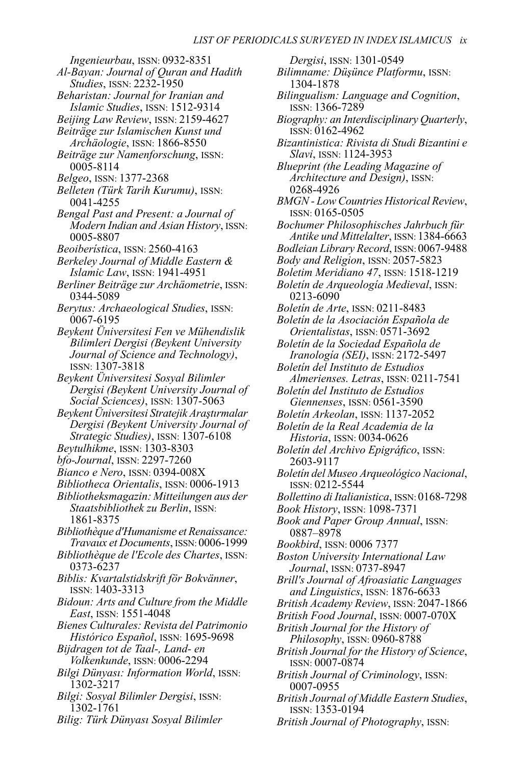*Ingenieurbau*, ISSN: 0932-8351

*Al-Bayan: Journal of Quran and Hadith Studies*, ISSN: 2232-1950

*Beharistan: Journal for Iranian and Islamic Studies*, ISSN: 1512-9314

*Beijing Law Review*, ISSN: 2159-4627

*Beiträge zur Islamischen Kunst und Archäologie*, ISSN: 1866-8550

*Beiträge zur Namenforschung*, ISSN: 0005-8114

*Belgeo*, ISSN: 1377-2368

*Belleten (Türk Tarih Kurumu)*, ISSN: 0041-4255

*Bengal Past and Present: a Journal of Modern Indian and Asian History*, ISSN: 0005-8807

*Beoiberística*, ISSN: 2560-4163

*Berkeley Journal of Middle Eastern & Islamic Law*, ISSN: 1941-4951

*Berliner Beiträge zur Archäometrie*, ISSN: 0344-5089

*Berytus: Archaeological Studies*, ISSN: 0067-6195

*Beykent Üniversitesi Fen ve Mühendislik Bilimleri Dergisi (Beykent University Journal of Science and Technology)*, ISSN: 1307-3818

*Beykent Üniversitesi Sosyal Bilimler Dergisi (Beykent University Journal of Social Sciences)*, ISSN: 1307-5063

*Beykent Üniversitesi Stratejik Araştırmalar Dergisi (Beykent University Journal of Strategic Studies)*, ISSN: 1307-6108

*Beytulhikme*, ISSN: 1303-8303

*bfo-Journal*, ISSN: 2297-7260

*Bianco e Nero*, ISSN: 0394-008X

*Bibliotheca Orientalis*, ISSN: 0006-1913

*Bibliotheksmagazin: Mitteilungen aus der Staatsbibliothek zu Berlin*, ISSN: 1861-8375

*Bibliothèque d'Humanisme et Renaissance: Travaux et Documents*, ISSN: 0006-1999

*Bibliothèque de l'Ecole des Chartes*, ISSN: 0373-6237

*Biblis: Kvartalstidskrift för Bokvänner*, ISSN: 1403-3313

*Bidoun: Arts and Culture from the Middle East*, ISSN: 1551-4048

*Bienes Culturales: Revista del Patrimonio Histórico Español*, ISSN: 1695-9698

*Bijdragen tot de Taal-, Land- en Volkenkunde*, ISSN: 0006-2294

*Bilgi Dünyası: Information World*, ISSN: 1302-3217

*Bilgi: Sosyal Bilimler Dergisi*, ISSN: 1302-1761

*Bilig: Türk Dünyası Sosyal Bilimler Dergisi*, ISSN: 1301-0549

*Bilimname: Düşünce Platformu*, ISSN: 1304-1878

*Bilingualism: Language and Cognition*, ISSN: 1366-7289

*Biography: an Interdisciplinary Quarterly*, ISSN: 0162-4962

*Bizantinistica: Rivista di Studi Bizantini e Slavi*, ISSN: 1124-3953

*Blueprint (the Leading Magazine of Architecture and Design)*, ISSN: 0268-4926

*BMGN - Low Countries Historical Review*, ISSN: 0165-0505

*Bochumer Philosophisches Jahrbuch für Antike und Mittelalter*, ISSN: 1384-6663

*Bodleian Library Record*, ISSN: 0067-9488

*Body and Religion*, ISSN: 2057-5823

*Boletim Meridiano 47*, ISSN: 1518-1219

*Boletín de Arqueología Medieval*, ISSN: 0213-6090

*Boletín de Arte*, ISSN: 0211-8483

*Boletín de la Asociación Española de Orientalistas*, ISSN: 0571-3692

*Boletín de la Sociedad Española de Iranología (SEI)*, ISSN: 2172-5497

*Boletín del Instituto de Estudios Almerienses. Letras*, ISSN: 0211-7541

*Boletín del Instituto de Estudios Giennenses*, ISSN: 0561-3590

*Boletín Arkeolan*, ISSN: 1137-2052

*Boletín de la Real Academia de la Historia*, ISSN: 0034-0626

*Boletín del Archivo Epigráfico*, ISSN: 2603-9117

*Boletín del Museo Arqueológico Nacional*, ISSN: 0212-5544

*Bollettino di Italianistica*, ISSN: 0168-7298

*Book History*, ISSN: 1098-7371

*Book and Paper Group Annual*, ISSN: 0887–8978

*Bookbird*, ISSN: 0006 7377

*Boston University International Law Journal*, ISSN: 0737-8947

*Brill's Journal of Afroasiatic Languages and Linguistics*, ISSN: 1876-6633

*British Academy Review*, ISSN: 2047-1866

*British Food Journal*, ISSN: 0007-070X

*British Journal for the History of Philosophy*, ISSN: 0960-8788

*British Journal for the History of Science*, ISSN: 0007-0874

*British Journal of Criminology*, ISSN: 0007-0955

*British Journal of Middle Eastern Studies*, ISSN: 1353-0194

*British Journal of Photography*, ISSN: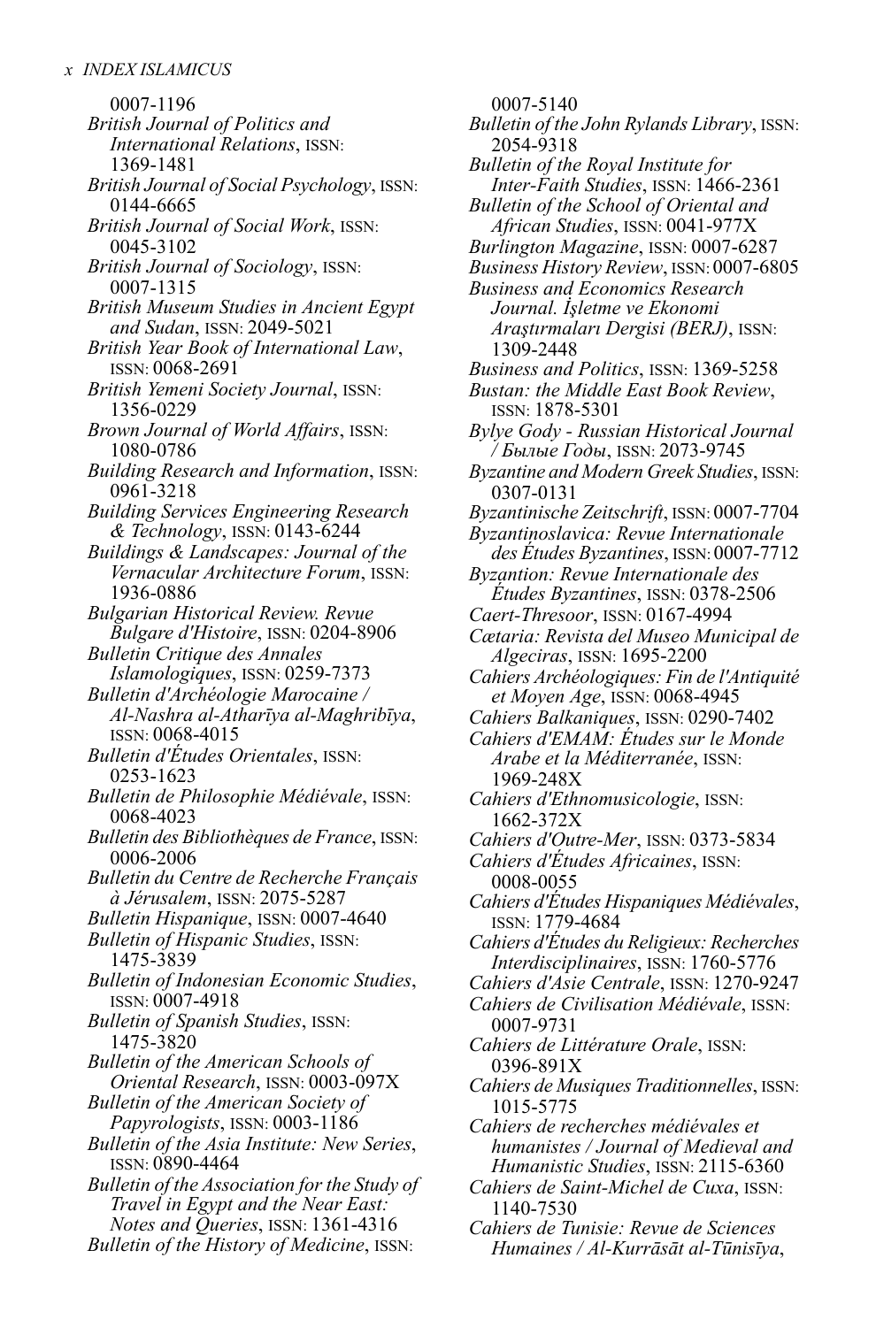0007-1196

*British Journal of Politics and International Relations*, ISSN: 1369-1481

*British Journal of Social Psychology*, ISSN: 0144-6665

*British Journal of Social Work*, ISSN: 0045-3102

*British Journal of Sociology*, ISSN: 0007-1315

*British Museum Studies in Ancient Egypt and Sudan*, ISSN: 2049-5021

*British Year Book of International Law*, ISSN: 0068-2691

*British Yemeni Society Journal*, ISSN: 1356-0229

*Brown Journal of World Affairs*, ISSN: 1080-0786

*Building Research and Information*, ISSN: 0961-3218

*Building Services Engineering Research & Technology*, ISSN: 0143-6244

*Buildings & Landscapes: Journal of the Vernacular Architecture Forum*, ISSN: 1936-0886

*Bulgarian Historical Review. Revue Bulgare d'Histoire*, ISSN: 0204-8906

*Bulletin Critique des Annales Islamologiques*, ISSN: 0259-7373

*Bulletin d'Archéologie Marocaine / Al-Nashra al-Atharīya al-Maghribīya*, ISSN: 0068-4015

*Bulletin d'Études Orientales*, ISSN: 0253-1623

*Bulletin de Philosophie Médiévale*, ISSN: 0068-4023

*Bulletin des Bibliothèques de France*, ISSN: 0006-2006

*Bulletin du Centre de Recherche Français à Jérusalem*, ISSN: 2075-5287

*Bulletin Hispanique*, ISSN: 0007-4640

*Bulletin of Hispanic Studies*, ISSN: 1475-3839

*Bulletin of Indonesian Economic Studies*, ISSN: 0007-4918

*Bulletin of Spanish Studies*, ISSN: 1475-3820

*Bulletin of the American Schools of Oriental Research*, ISSN: 0003-097X

*Bulletin of the American Society of Papyrologists*, ISSN: 0003-1186

*Bulletin of the Asia Institute: New Series*, ISSN: 0890-4464

*Bulletin of the Association for the Study of Travel in Egypt and the Near East: Notes and Queries*, ISSN: 1361-4316

*Bulletin of the History of Medicine*, ISSN: 0007-5140

*Bulletin of the John Rylands Library*, ISSN: 2054-9318

*Bulletin of the Royal Institute for Inter-Faith Studies*, ISSN: 1466-2361

*Bulletin of the School of Oriental and African Studies*, ISSN: 0041-977X

*Burlington Magazine*, ISSN: 0007-6287

*Business History Review*, ISSN: 0007-6805

*Business and Economics Research Journal. İşletme ve Ekonomi Araştırmaları Dergisi (BERJ)*, ISSN: 1309-2448

*Business and Politics*, ISSN: 1369-5258

*Bustan: the Middle East Book Review*, ISSN: 1878-5301

*Bylye Gody - Russian Historical Journal / Былые Годы*, ISSN: 2073-9745

*Byzantine and Modern Greek Studies*, ISSN: 0307-0131

*Byzantinische Zeitschrift*, ISSN: 0007-7704

*Byzantinoslavica: Revue Internationale des Études Byzantines*, ISSN: 0007-7712

*Byzantion: Revue Internationale des Études Byzantines*, ISSN: 0378-2506

*Caert-Thresoor*, ISSN: 0167-4994

*Cætaria: Revista del Museo Municipal de Algeciras*, ISSN: 1695-2200

*Cahiers Archéologiques: Fin de l'Antiquité et Moyen Age*, ISSN: 0068-4945

*Cahiers Balkaniques*, ISSN: 0290-7402

*Cahiers d'EMAM: Études sur le Monde Arabe et la Méditerranée*, ISSN: 1969-248X

*Cahiers d'Ethnomusicologie*, ISSN: 1662-372X

*Cahiers d'Outre-Mer*, ISSN: 0373-5834

*Cahiers d'Études Africaines*, ISSN: 0008-0055

*Cahiers d'Études Hispaniques Médiévales*, ISSN: 1779-4684

*Cahiers d'Études du Religieux: Recherches Interdisciplinaires*, ISSN: 1760-5776

*Cahiers d'Asie Centrale*, ISSN: 1270-9247

*Cahiers de Civilisation Médiévale*, ISSN: 0007-9731

*Cahiers de Littérature Orale*, ISSN: 0396-891X

*Cahiers de Musiques Traditionnelles*, ISSN: 1015-5775

*Cahiers de recherches médiévales et humanistes / Journal of Medieval and Humanistic Studies*, ISSN: 2115-6360

*Cahiers de Saint-Michel de Cuxa*, ISSN: 1140-7530

*Cahiers de Tunisie: Revue de Sciences Humaines / Al-Kurrāsāt al-Tūnisīya*,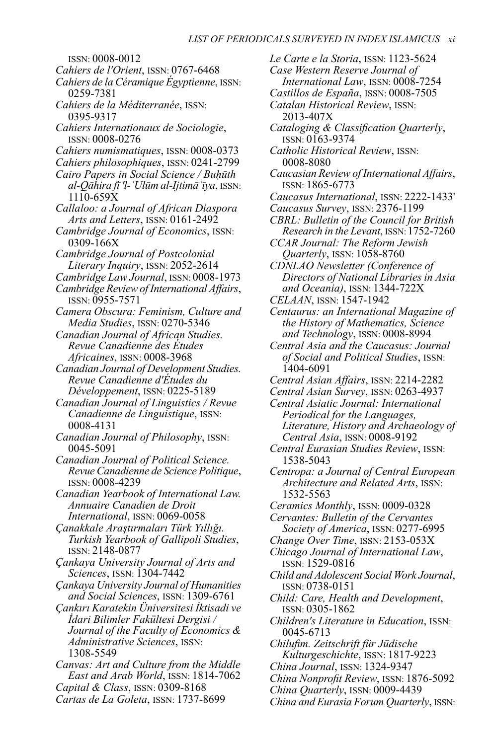ISSN: 0008-0012

*Cahiers de l'Orient*, ISSN: 0767-6468

*Cahiers de la Céramique Égyptienne*, ISSN: 0259-7381

*Cahiers de la Méditerranée*, ISSN: 0395-9317

*Cahiers Internationaux de Sociologie*, ISSN: 0008-0276

*Cahiers numismatiques*, ISSN: 0008-0373

*Cahiers philosophiques*, ISSN: 0241-2799

*Cairo Papers in Social Science / Buḥūth al-Qāhira fī 'l-ʿUlūm al-Ijtimāʿīya*, ISSN: 1110-659X

*Callaloo: a Journal of African Diaspora Arts and Letters*, ISSN: 0161-2492

*Cambridge Journal of Economics*, ISSN: 0309-166X

*Cambridge Journal of Postcolonial Literary Inquiry*, ISSN: 2052-2614

*Cambridge Law Journal*, ISSN: 0008-1973

*Cambridge Review of International Affairs*, ISSN: 0955-7571

*Camera Obscura: Feminism, Culture and Media Studies*, ISSN: 0270-5346

*Canadian Journal of African Studies. Revue Canadienne des Études Africaines*, ISSN: 0008-3968

*Canadian Journal of Development Studies. Revue Canadienne d'Études du Développement*, ISSN: 0225-5189

*Canadian Journal of Linguistics / Revue Canadienne de Linguistique*, ISSN: 0008-4131

*Canadian Journal of Philosophy*, ISSN: 0045-5091

*Canadian Journal of Political Science. Revue Canadienne de Science Politique*, ISSN: 0008-4239

*Canadian Yearbook of International Law. Annuaire Canadien de Droit International*, ISSN: 0069-0058

*Çanakkale Araştırmaları Türk Yıllığı. Turkish Yearbook of Gallipoli Studies*, ISSN: 2148-0877

*Çankaya University Journal of Arts and Sciences*, ISSN: 1304-7442

*Çankaya University Journal of Humanities and Social Sciences*, ISSN: 1309-6761

*Çankırı Karatekin Üniversitesi İktisadi ve İdari Bilimler Fakültesi Dergisi / Journal of the Faculty of Economics & Administrative Sciences*, ISSN: 1308-5549

*Canvas: Art and Culture from the Middle East and Arab World*, ISSN: 1814-7062

*Capital & Class*, ISSN: 0309-8168

*Cartas de La Goleta*, ISSN: 1737-8699

*Le Carte e la Storia*, ISSN: 1123-5624

*Case Western Reserve Journal of International Law*, ISSN: 0008-7254

*Castillos de España*, ISSN: 0008-7505

*Catalan Historical Review*, ISSN: 2013-407X

*Cataloging & Classification Quarterly*, ISSN: 0163-9374

*Catholic Historical Review*, ISSN: 0008-8080

*Caucasian Review of International Affairs*, ISSN: 1865-6773

*Caucasus International*, ISSN: 2222-1433'

*Caucasus Survey*, ISSN: 2376-1199

*CBRL: Bulletin of the Council for British Research in the Levant*, ISSN: 1752-7260

*CCAR Journal: The Reform Jewish Quarterly*, ISSN: 1058-8760

*CDNLAO Newsletter (Conference of Directors of National Libraries in Asia and Oceania)*, ISSN: 1344-722X

*CELAAN*, ISSN: 1547-1942

*Centaurus: an International Magazine of the History of Mathematics, Science and Technology*, ISSN: 0008-8994

*Central Asia and the Caucasus: Journal of Social and Political Studies*, ISSN: 1404-6091

*Central Asian Affairs*, ISSN: 2214-2282

*Central Asian Survey*, ISSN: 0263-4937

*Central Asiatic Journal: International Periodical for the Languages, Literature, History and Archaeology of Central Asia*, ISSN: 0008-9192

*Central Eurasian Studies Review*, ISSN: 1538-5043

*Centropa: a Journal of Central European Architecture and Related Arts*, ISSN: 1532-5563

*Ceramics Monthly*, ISSN: 0009-0328

*Cervantes: Bulletin of the Cervantes Society of America*, ISSN: 0277-6995

*Change Over Time*, ISSN: 2153-053X

*Chicago Journal of International Law*, ISSN: 1529-0816

*Child and Adolescent Social Work Journal*, ISSN: 0738-0151

*Child: Care, Health and Development*, ISSN: 0305-1862

*Children's Literature in Education*, ISSN: 0045-6713

*Chilufim. Zeitschrift für Jüdische Kulturgeschichte*, ISSN: 1817-9223

*China Journal*, ISSN: 1324-9347

*China Nonprofit Review*, ISSN: 1876-5092

*China Quarterly*, ISSN: 0009-4439

*China and Eurasia Forum Quarterly*, ISSN: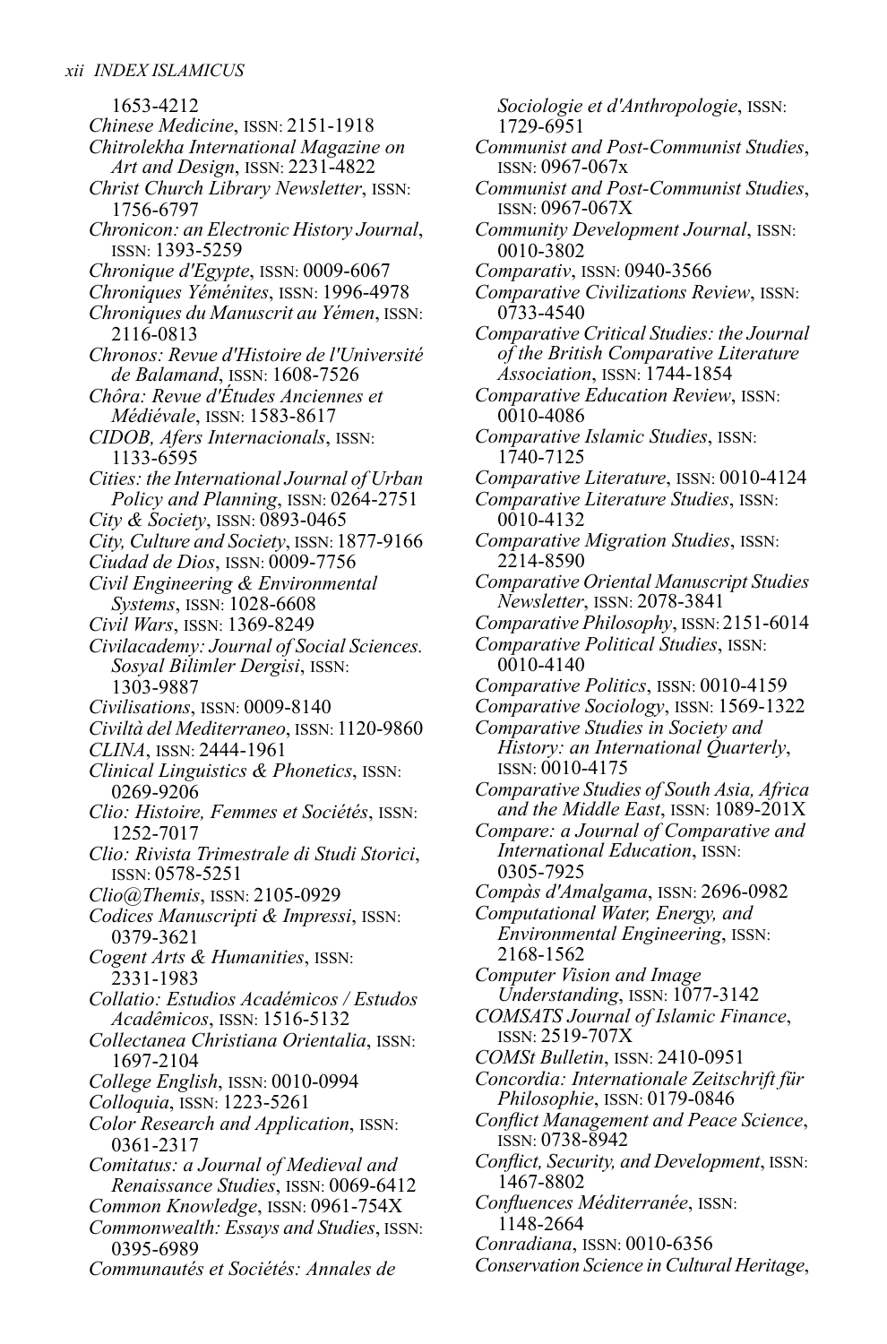1653-4212

*Chinese Medicine*, ISSN: 2151-1918

*Chitrolekha International Magazine on Art and Design*, ISSN: 2231-4822

*Christ Church Library Newsletter*, ISSN: 1756-6797

*Chronicon: an Electronic History Journal*, ISSN: 1393-5259

*Chronique d'Egypte*, ISSN: 0009-6067

*Chroniques Yéménites*, ISSN: 1996-4978

*Chroniques du Manuscrit au Yémen*, ISSN: 2116-0813

*Chronos: Revue d'Histoire de l'Université de Balamand*, ISSN: 1608-7526

*Chôra: Revue d'Études Anciennes et Médiévale*, ISSN: 1583-8617

*CIDOB, Afers Internacionals*, ISSN: 1133-6595

*Cities: the International Journal of Urban Policy and Planning*, ISSN: 0264-2751

*City & Society*, ISSN: 0893-0465

*City, Culture and Society*, ISSN: 1877-9166

*Ciudad de Dios*, ISSN: 0009-7756

*Civil Engineering & Environmental Systems*, ISSN: 1028-6608

*Civil Wars*, ISSN: 1369-8249

*Civilacademy: Journal of Social Sciences. Sosyal Bilimler Dergisi*, ISSN: 1303-9887

*Civilisations*, ISSN: 0009-8140

*Civiltà del Mediterraneo*, ISSN: 1120-9860

*CLINA*, ISSN: 2444-1961

*Clinical Linguistics & Phonetics*, ISSN: 0269-9206

*Clio: Histoire, Femmes et Sociétés*, ISSN: 1252-7017

*Clio: Rivista Trimestrale di Studi Storici*, ISSN: 0578-5251

*Clio@Themis*, ISSN: 2105-0929

*Codices Manuscripti & Impressi*, ISSN: 0379-3621

*Cogent Arts & Humanities*, ISSN: 2331-1983

*Collatio: Estudios Académicos / Estudos Acadêmicos*, ISSN: 1516-5132

*Collectanea Christiana Orientalia*, ISSN: 1697-2104

*College English*, ISSN: 0010-0994

*Colloquia*, ISSN: 1223-5261

*Color Research and Application*, ISSN: 0361-2317

*Comitatus: a Journal of Medieval and Renaissance Studies*, ISSN: 0069-6412

*Common Knowledge*, ISSN: 0961-754X

*Commonwealth: Essays and Studies*, ISSN: 0395-6989

*Communautés et Sociétés: Annales de Sociologie et d'Anthropologie*, ISSN: 1729-6951

*Communist and Post-Communist Studies*, ISSN: 0967-067x

*Communist and Post-Communist Studies*, ISSN: 0967-067X

*Community Development Journal*, ISSN: 0010-3802

*Comparativ*, ISSN: 0940-3566

*Comparative Civilizations Review*, ISSN: 0733-4540

*Comparative Critical Studies: the Journal of the British Comparative Literature Association*, ISSN: 1744-1854

*Comparative Education Review*, ISSN: 0010-4086

*Comparative Islamic Studies*, ISSN: 1740-7125

*Comparative Literature*, ISSN: 0010-4124

*Comparative Literature Studies*, ISSN: 0010-4132

*Comparative Migration Studies*, ISSN: 2214-8590

*Comparative Oriental Manuscript Studies Newsletter*, ISSN: 2078-3841

*Comparative Philosophy*, ISSN: 2151-6014

*Comparative Political Studies*, ISSN: 0010-4140

*Comparative Politics*, ISSN: 0010-4159

*Comparative Sociology*, ISSN: 1569-1322

*Comparative Studies in Society and History: an International Quarterly*, ISSN: 0010-4175

*Comparative Studies of South Asia, Africa and the Middle East*, ISSN: 1089-201X

*Compare: a Journal of Comparative and International Education*, ISSN: 0305-7925

*Compàs d'Amalgama*, ISSN: 2696-0982

*Computational Water, Energy, and Environmental Engineering*, ISSN: 2168-1562

*Computer Vision and Image Understanding*, ISSN: 1077-3142

*COMSATS Journal of Islamic Finance*, ISSN: 2519-707X

*COMSt Bulletin*, ISSN: 2410-0951

*Concordia: Internationale Zeitschrift für Philosophie*, ISSN: 0179-0846

*Conflict Management and Peace Science*, ISSN: 0738-8942

*Conflict, Security, and Development*, ISSN: 1467-8802

*Confluences Méditerranée*, ISSN: 1148-2664

*Conradiana*, ISSN: 0010-6356

*Conservation Science in Cultural Heritage*,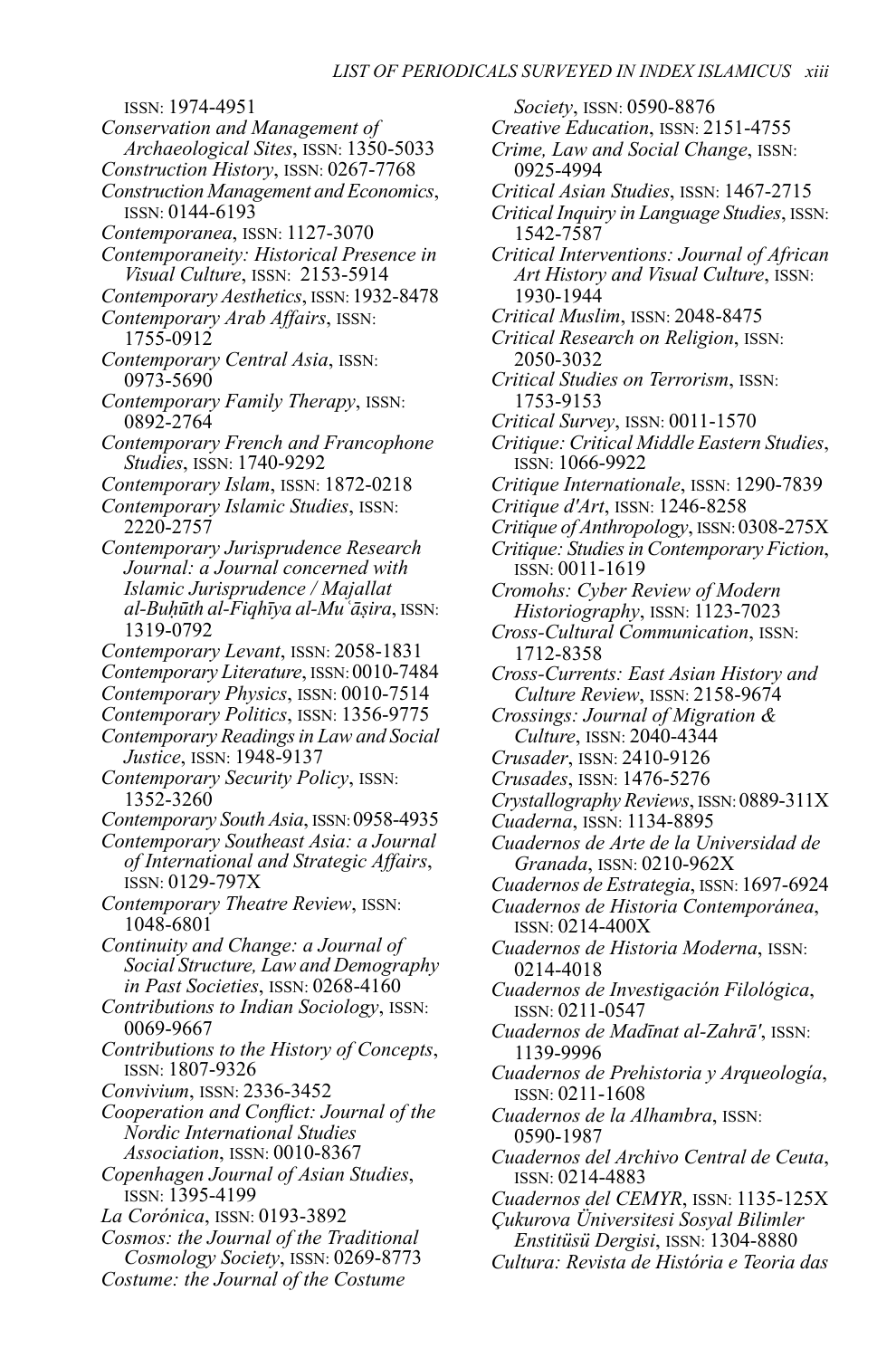ISSN: 1974-4951

*Conservation and Management of Archaeological Sites*, ISSN: 1350-5033

*Construction History*, ISSN: 0267-7768

*Construction Management and Economics*, ISSN: 0144-6193

*Contemporanea*, ISSN: 1127-3070

*Contemporaneity: Historical Presence in Visual Culture*, ISSN: 2153-5914

*Contemporary Aesthetics*, ISSN: 1932-8478

*Contemporary Arab Affairs*, ISSN: 1755-0912

*Contemporary Central Asia*, ISSN: 0973-5690

*Contemporary Family Therapy*, ISSN: 0892-2764

*Contemporary French and Francophone Studies*, ISSN: 1740-9292

*Contemporary Islam*, ISSN: 1872-0218

*Contemporary Islamic Studies*, ISSN: 2220-2757

*Contemporary Jurisprudence Research Journal: a Journal concerned with Islamic Jurisprudence / Majallat al-Buḥūth al-Fiqhīya al-Muʿāṣira*, ISSN: 1319-0792

*Contemporary Levant*, ISSN: 2058-1831

*Contemporary Literature*, ISSN: 0010-7484

*Contemporary Physics*, ISSN: 0010-7514

*Contemporary Politics*, ISSN: 1356-9775

*Contemporary Readings in Law and Social Justice*, ISSN: 1948-9137

*Contemporary Security Policy*, ISSN: 1352-3260

*Contemporary South Asia*, ISSN: 0958-4935

*Contemporary Southeast Asia: a Journal of International and Strategic Affairs*, ISSN: 0129-797X

*Contemporary Theatre Review*, ISSN: 1048-6801

*Continuity and Change: a Journal of Social Structure, Law and Demography in Past Societies*, ISSN: 0268-4160

*Contributions to Indian Sociology*, ISSN: 0069-9667

*Contributions to the History of Concepts*, ISSN: 1807-9326

*Convivium*, ISSN: 2336-3452

*Cooperation and Conflict: Journal of the Nordic International Studies Association*, ISSN: 0010-8367

*Copenhagen Journal of Asian Studies*, ISSN: 1395-4199

*La Corónica*, ISSN: 0193-3892

*Cosmos: the Journal of the Traditional Cosmology Society*, ISSN: 0269-8773

*Costume: the Journal of the Costume Society*, ISSN: 0590-8876

*Creative Education*, ISSN: 2151-4755

*Crime, Law and Social Change*, ISSN: 0925-4994

*Critical Asian Studies*, ISSN: 1467-2715

*Critical Inquiry in Language Studies*, ISSN: 1542-7587

*Critical Interventions: Journal of African Art History and Visual Culture*, ISSN: 1930-1944

*Critical Muslim*, ISSN: 2048-8475

*Critical Research on Religion*, ISSN: 2050-3032

*Critical Studies on Terrorism*, ISSN: 1753-9153

*Critical Survey*, ISSN: 0011-1570

*Critique: Critical Middle Eastern Studies*, ISSN: 1066-9922

*Critique Internationale*, ISSN: 1290-7839

*Critique d'Art*, ISSN: 1246-8258

*Critique of Anthropology*, ISSN: 0308-275X

*Critique: Studies in Contemporary Fiction*, ISSN: 0011-1619

*Cromohs: Cyber Review of Modern Historiography*, ISSN: 1123-7023

*Cross-Cultural Communication*, ISSN: 1712-8358

*Cross-Currents: East Asian History and Culture Review*, ISSN: 2158-9674

*Crossings: Journal of Migration & Culture*, ISSN: 2040-4344

*Crusader*, ISSN: 2410-9126

*Crusades*, ISSN: 1476-5276

*Crystallography Reviews*, ISSN: 0889-311X

*Cuaderna*, ISSN: 1134-8895

*Cuadernos de Arte de la Universidad de Granada*, ISSN: 0210-962X

*Cuadernos de Estrategia*, ISSN: 1697-6924

*Cuadernos de Historia Contemporánea*, ISSN: 0214-400X

*Cuadernos de Historia Moderna*, ISSN: 0214-4018

*Cuadernos de Investigación Filológica*, ISSN: 0211-0547

*Cuadernos de Madīnat al-Zahrā'*, ISSN: 1139-9996

*Cuadernos de Prehistoria y Arqueología*, ISSN: 0211-1608

*Cuadernos de la Alhambra*, ISSN: 0590-1987

*Cuadernos del Archivo Central de Ceuta*, ISSN: 0214-4883

*Cuadernos del CEMYR*, ISSN: 1135-125X

*Çukurova Üniversitesi Sosyal Bilimler Enstitüsü Dergisi*, ISSN: 1304-8880

*Cultura: Revista de História e Teoria das*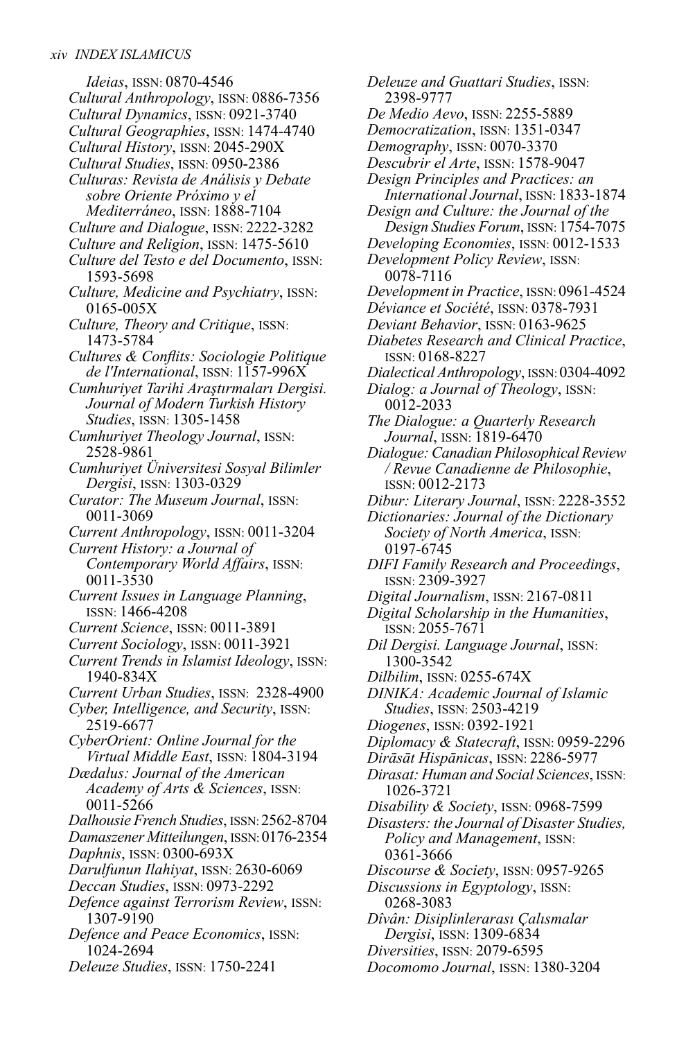*Ideias*, ISSN: 0870-4546
*Cultural Anthropology*, ISSN: 0886-7356
*Cultural Dynamics*, ISSN: 0921-3740
*Cultural Geographies*, ISSN: 1474-4740
*Cultural History*, ISSN: 2045-290X
*Cultural Studies*, ISSN: 0950-2386
*Culturas: Revista de Análisis y Debate sobre Oriente Próximo y el Mediterráneo*, ISSN: 1888-7104
*Culture and Dialogue*, ISSN: 2222-3282
*Culture and Religion*, ISSN: 1475-5610
*Culture del Testo e del Documento*, ISSN: 1593-5698
*Culture, Medicine and Psychiatry*, ISSN: 0165-005X
*Culture, Theory and Critique*, ISSN: 1473-5784
*Cultures & Conflits: Sociologie Politique de l'International*, ISSN: 1157-996X
*Cumhuriyet Tarihi Araştırmaları Dergisi. Journal of Modern Turkish History Studies*, ISSN: 1305-1458
*Cumhuriyet Theology Journal*, ISSN: 2528-9861
*Cumhuriyet Üniversitesi Sosyal Bilimler Dergisi*, ISSN: 1303-0329
*Curator: The Museum Journal*, ISSN: 0011-3069
*Current Anthropology*, ISSN: 0011-3204
*Current History: a Journal of Contemporary World Affairs*, ISSN: 0011-3530
*Current Issues in Language Planning*, ISSN: 1466-4208
*Current Science*, ISSN: 0011-3891
*Current Sociology*, ISSN: 0011-3921
*Current Trends in Islamist Ideology*, ISSN: 1940-834X
*Current Urban Studies*, ISSN: 2328-4900
*Cyber, Intelligence, and Security*, ISSN: 2519-6677
*CyberOrient: Online Journal for the Virtual Middle East*, ISSN: 1804-3194
*Dædalus: Journal of the American Academy of Arts & Sciences*, ISSN: 0011-5266
*Dalhousie French Studies*, ISSN: 2562-8704
*Damaszener Mitteilungen*, ISSN: 0176-2354
*Daphnis*, ISSN: 0300-693X
*Darulfunun Ilahiyat*, ISSN: 2630-6069
*Deccan Studies*, ISSN: 0973-2292
*Defence against Terrorism Review*, ISSN: 1307-9190
*Defence and Peace Economics*, ISSN: 1024-2694
*Deleuze Studies*, ISSN: 1750-2241
*Deleuze and Guattari Studies*, ISSN: 2398-9777
*De Medio Aevo*, ISSN: 2255-5889
*Democratization*, ISSN: 1351-0347
*Demography*, ISSN: 0070-3370
*Descubrir el Arte*, ISSN: 1578-9047
*Design Principles and Practices: an International Journal*, ISSN: 1833-1874
*Design and Culture: the Journal of the Design Studies Forum*, ISSN: 1754-7075
*Developing Economies*, ISSN: 0012-1533
*Development Policy Review*, ISSN: 0078-7116
*Development in Practice*, ISSN: 0961-4524
*Déviance et Société*, ISSN: 0378-7931
*Deviant Behavior*, ISSN: 0163-9625
*Diabetes Research and Clinical Practice*, ISSN: 0168-8227
*Dialectical Anthropology*, ISSN: 0304-4092
*Dialog: a Journal of Theology*, ISSN: 0012-2033
*The Dialogue: a Quarterly Research Journal*, ISSN: 1819-6470
*Dialogue: Canadian Philosophical Review / Revue Canadienne de Philosophie*, ISSN: 0012-2173
*Dibur: Literary Journal*, ISSN: 2228-3552
*Dictionaries: Journal of the Dictionary Society of North America*, ISSN: 0197-6745
*DIFI Family Research and Proceedings*, ISSN: 2309-3927
*Digital Journalism*, ISSN: 2167-0811
*Digital Scholarship in the Humanities*, ISSN: 2055-7671
*Dil Dergisi. Language Journal*, ISSN: 1300-3542
*Dilbilim*, ISSN: 0255-674X
*DINIKA: Academic Journal of Islamic Studies*, ISSN: 2503-4219
*Diogenes*, ISSN: 0392-1921
*Diplomacy & Statecraft*, ISSN: 0959-2296
*Dirāsāt Hispānicas*, ISSN: 2286-5977
*Dirasat: Human and Social Sciences*, ISSN: 1026-3721
*Disability & Society*, ISSN: 0968-7599
*Disasters: the Journal of Disaster Studies, Policy and Management*, ISSN: 0361-3666
*Discourse & Society*, ISSN: 0957-9265
*Discussions in Egyptology*, ISSN: 0268-3083
*Dîvân: Disiplinlerarası Çalısmalar Dergisi*, ISSN: 1309-6834
*Diversities*, ISSN: 2079-6595
*Docomomo Journal*, ISSN: 1380-3204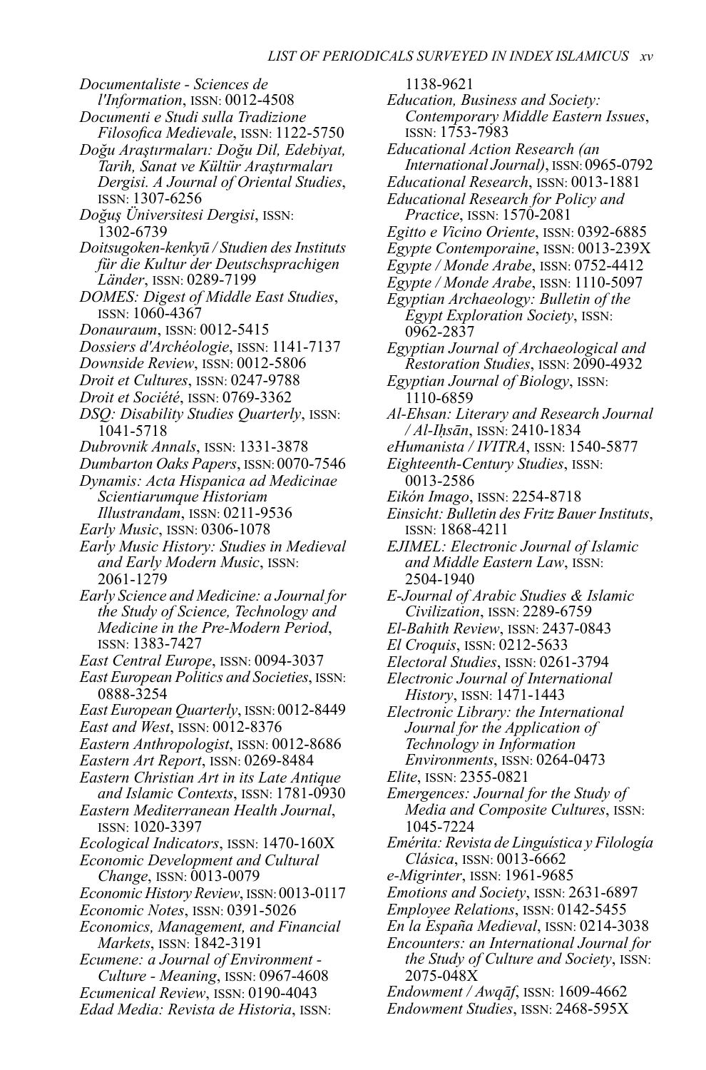*Documentaliste - Sciences de l'Information*, ISSN: 0012-4508
*Documenti e Studi sulla Tradizione Filosofica Medievale*, ISSN: 1122-5750
*Doğu Araştırmaları: Doğu Dil, Edebiyat, Tarih, Sanat ve Kültür Araştırmaları Dergisi. A Journal of Oriental Studies*, ISSN: 1307-6256
*Doğuş Üniversitesi Dergisi*, ISSN: 1302-6739
*Doitsugoken-kenkyū / Studien des Instituts für die Kultur der Deutschsprachigen Länder*, ISSN: 0289-7199
*DOMES: Digest of Middle East Studies*, ISSN: 1060-4367
*Donauraum*, ISSN: 0012-5415
*Dossiers d'Archéologie*, ISSN: 1141-7137
*Downside Review*, ISSN: 0012-5806
*Droit et Cultures*, ISSN: 0247-9788
*Droit et Société*, ISSN: 0769-3362
*DSQ: Disability Studies Quarterly*, ISSN: 1041-5718
*Dubrovnik Annals*, ISSN: 1331-3878
*Dumbarton Oaks Papers*, ISSN: 0070-7546
*Dynamis: Acta Hispanica ad Medicinae Scientiarumque Historiam Illustrandam*, ISSN: 0211-9536
*Early Music*, ISSN: 0306-1078
*Early Music History: Studies in Medieval and Early Modern Music*, ISSN: 2061-1279
*Early Science and Medicine: a Journal for the Study of Science, Technology and Medicine in the Pre-Modern Period*, ISSN: 1383-7427
*East Central Europe*, ISSN: 0094-3037
*East European Politics and Societies*, ISSN: 0888-3254
*East European Quarterly*, ISSN: 0012-8449
*East and West*, ISSN: 0012-8376
*Eastern Anthropologist*, ISSN: 0012-8686
*Eastern Art Report*, ISSN: 0269-8484
*Eastern Christian Art in its Late Antique and Islamic Contexts*, ISSN: 1781-0930
*Eastern Mediterranean Health Journal*, ISSN: 1020-3397
*Ecological Indicators*, ISSN: 1470-160X
*Economic Development and Cultural Change*, ISSN: 0013-0079
*Economic History Review*, ISSN: 0013-0117
*Economic Notes*, ISSN: 0391-5026
*Economics, Management, and Financial Markets*, ISSN: 1842-3191
*Ecumene: a Journal of Environment - Culture - Meaning*, ISSN: 0967-4608
*Ecumenical Review*, ISSN: 0190-4043
*Edad Media: Revista de Historia*, ISSN: 1138-9621
*Education, Business and Society: Contemporary Middle Eastern Issues*, ISSN: 1753-7983
*Educational Action Research (an International Journal)*, ISSN: 0965-0792
*Educational Research*, ISSN: 0013-1881
*Educational Research for Policy and Practice*, ISSN: 1570-2081
*Egitto e Vicino Oriente*, ISSN: 0392-6885
*Egypte Contemporaine*, ISSN: 0013-239X
*Egypte / Monde Arabe*, ISSN: 0752-4412
*Egypte / Monde Arabe*, ISSN: 1110-5097
*Egyptian Archaeology: Bulletin of the Egypt Exploration Society*, ISSN: 0962-2837
*Egyptian Journal of Archaeological and Restoration Studies*, ISSN: 2090-4932
*Egyptian Journal of Biology*, ISSN: 1110-6859
*Al-Ehsan: Literary and Research Journal / Al-Iḥsān*, ISSN: 2410-1834
*eHumanista / IVITRA*, ISSN: 1540-5877
*Eighteenth-Century Studies*, ISSN: 0013-2586
*Eikón Imago*, ISSN: 2254-8718
*Einsicht: Bulletin des Fritz Bauer Instituts*, ISSN: 1868-4211
*EJIMEL: Electronic Journal of Islamic and Middle Eastern Law*, ISSN: 2504-1940
*E-Journal of Arabic Studies & Islamic Civilization*, ISSN: 2289-6759
*El-Bahith Review*, ISSN: 2437-0843
*El Croquis*, ISSN: 0212-5633
*Electoral Studies*, ISSN: 0261-3794
*Electronic Journal of International History*, ISSN: 1471-1443
*Electronic Library: the International Journal for the Application of Technology in Information Environments*, ISSN: 0264-0473
*Elite*, ISSN: 2355-0821
*Emergences: Journal for the Study of Media and Composite Cultures*, ISSN: 1045-7224
*Emérita: Revista de Linguística y Filología Clásica*, ISSN: 0013-6662
*e-Migrinter*, ISSN: 1961-9685
*Emotions and Society*, ISSN: 2631-6897
*Employee Relations*, ISSN: 0142-5455
*En la España Medieval*, ISSN: 0214-3038
*Encounters: an International Journal for the Study of Culture and Society*, ISSN: 2075-048X
*Endowment / Awqāf*, ISSN: 1609-4662
*Endowment Studies*, ISSN: 2468-595X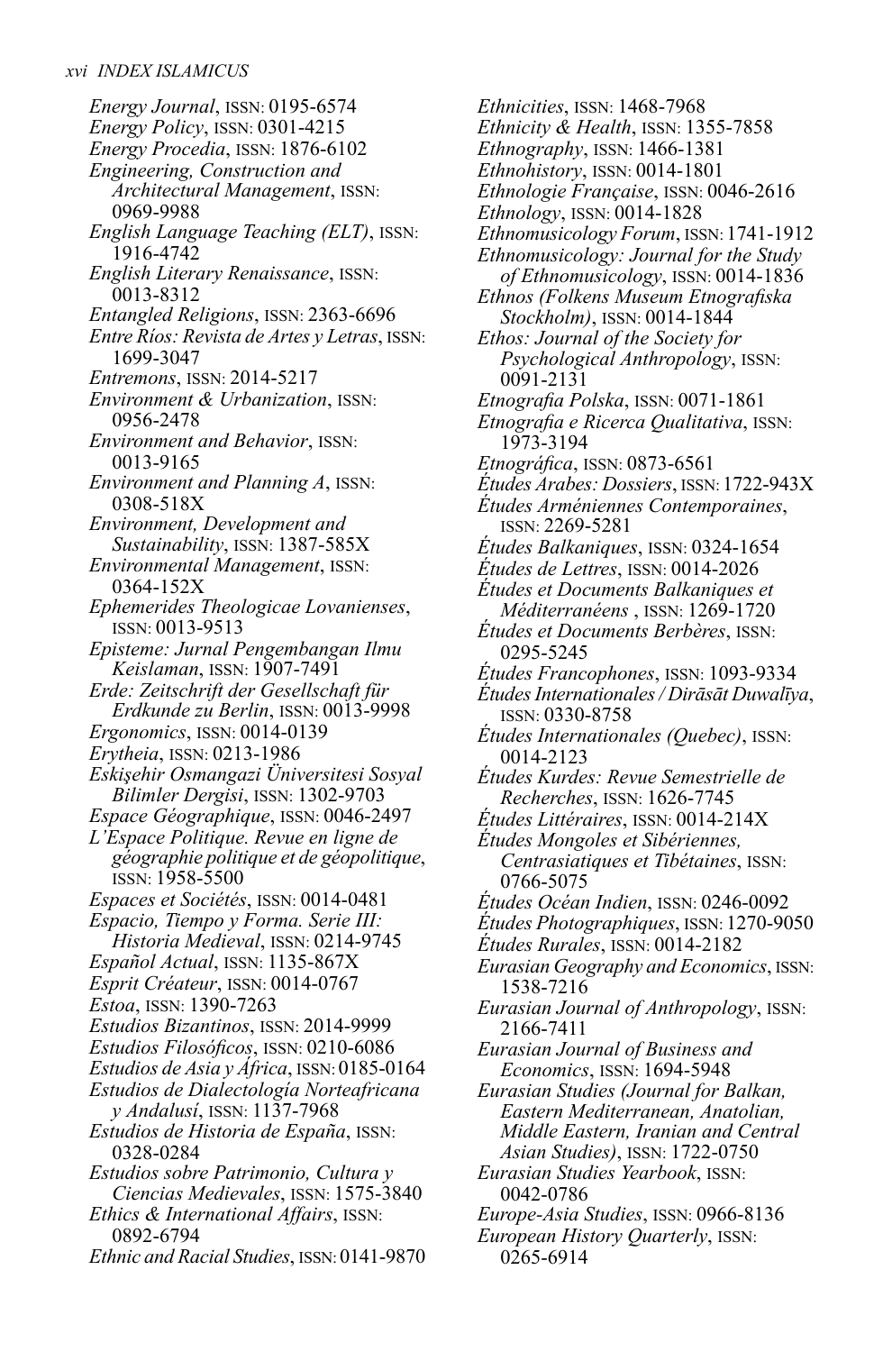*Energy Journal*, ISSN: 0195-6574
*Energy Policy*, ISSN: 0301-4215
*Energy Procedia*, ISSN: 1876-6102
*Engineering, Construction and Architectural Management*, ISSN: 0969-9988
*English Language Teaching (ELT)*, ISSN: 1916-4742
*English Literary Renaissance*, ISSN: 0013-8312
*Entangled Religions*, ISSN: 2363-6696
*Entre Ríos: Revista de Artes y Letras*, ISSN: 1699-3047
*Entremons*, ISSN: 2014-5217
*Environment & Urbanization*, ISSN: 0956-2478
*Environment and Behavior*, ISSN: 0013-9165
*Environment and Planning A*, ISSN: 0308-518X
*Environment, Development and Sustainability*, ISSN: 1387-585X
*Environmental Management*, ISSN: 0364-152X
*Ephemerides Theologicae Lovanienses*, ISSN: 0013-9513
*Episteme: Jurnal Pengembangan Ilmu Keislaman*, ISSN: 1907-7491
*Erde: Zeitschrift der Gesellschaft für Erdkunde zu Berlin*, ISSN: 0013-9998
*Ergonomics*, ISSN: 0014-0139
*Erytheia*, ISSN: 0213-1986
*Eskişehir Osmangazi Üniversitesi Sosyal Bilimler Dergisi*, ISSN: 1302-9703
*Espace Géographique*, ISSN: 0046-2497
*L'Espace Politique. Revue en ligne de géographie politique et de géopolitique*, ISSN: 1958-5500
*Espaces et Sociétés*, ISSN: 0014-0481
*Espacio, Tiempo y Forma. Serie III: Historia Medieval*, ISSN: 0214-9745
*Español Actual*, ISSN: 1135-867X
*Esprit Créateur*, ISSN: 0014-0767
*Estoa*, ISSN: 1390-7263
*Estudios Bizantinos*, ISSN: 2014-9999
*Estudios Filosóficos*, ISSN: 0210-6086
*Estudios de Asia y África*, ISSN: 0185-0164
*Estudios de Dialectología Norteafricana y Andalusí*, ISSN: 1137-7968
*Estudios de Historia de España*, ISSN: 0328-0284
*Estudios sobre Patrimonio, Cultura y Ciencias Medievales*, ISSN: 1575-3840
*Ethics & International Affairs*, ISSN: 0892-6794
*Ethnic and Racial Studies*, ISSN: 0141-9870
*Ethnicities*, ISSN: 1468-7968
*Ethnicity & Health*, ISSN: 1355-7858
*Ethnography*, ISSN: 1466-1381
*Ethnohistory*, ISSN: 0014-1801
*Ethnologie Française*, ISSN: 0046-2616
*Ethnology*, ISSN: 0014-1828
*Ethnomusicology Forum*, ISSN: 1741-1912
*Ethnomusicology: Journal for the Study of Ethnomusicology*, ISSN: 0014-1836
*Ethnos (Folkens Museum Etnografiska Stockholm)*, ISSN: 0014-1844
*Ethos: Journal of the Society for Psychological Anthropology*, ISSN: 0091-2131
*Etnografia Polska*, ISSN: 0071-1861
*Etnografia e Ricerca Qualitativa*, ISSN: 1973-3194
*Etnográfica*, ISSN: 0873-6561
*Études Arabes: Dossiers*, ISSN: 1722-943X
*Études Arméniennes Contemporaines*, ISSN: 2269-5281
*Études Balkaniques*, ISSN: 0324-1654
*Études de Lettres*, ISSN: 0014-2026
*Études et Documents Balkaniques et Méditerranéens* , ISSN: 1269-1720
*Études et Documents Berbères*, ISSN: 0295-5245
*Études Francophones*, ISSN: 1093-9334
*Études Internationales / Dirāsāt Duwalīya*, ISSN: 0330-8758
*Études Internationales (Quebec)*, ISSN: 0014-2123
*Études Kurdes: Revue Semestrielle de Recherches*, ISSN: 1626-7745
*Études Littéraires*, ISSN: 0014-214X
*Études Mongoles et Sibériennes, Centrasiatiques et Tibétaines*, ISSN: 0766-5075
*Études Océan Indien*, ISSN: 0246-0092
*Études Photographiques*, ISSN: 1270-9050
*Études Rurales*, ISSN: 0014-2182
*Eurasian Geography and Economics*, ISSN: 1538-7216
*Eurasian Journal of Anthropology*, ISSN: 2166-7411
*Eurasian Journal of Business and Economics*, ISSN: 1694-5948
*Eurasian Studies (Journal for Balkan, Eastern Mediterranean, Anatolian, Middle Eastern, Iranian and Central Asian Studies)*, ISSN: 1722-0750
*Eurasian Studies Yearbook*, ISSN: 0042-0786
*Europe-Asia Studies*, ISSN: 0966-8136
*European History Quarterly*, ISSN: 0265-6914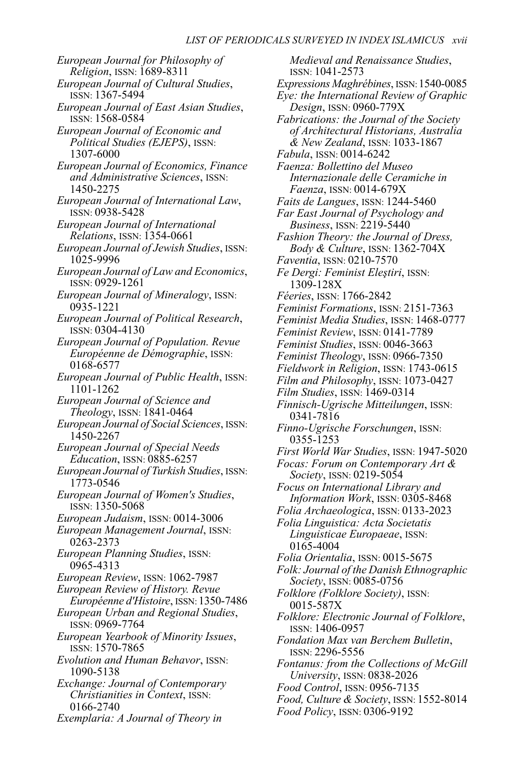*European Journal for Philosophy of Religion*, ISSN: 1689-8311
*European Journal of Cultural Studies*, ISSN: 1367-5494
*European Journal of East Asian Studies*, ISSN: 1568-0584
*European Journal of Economic and Political Studies (EJEPS)*, ISSN: 1307-6000
*European Journal of Economics, Finance and Administrative Sciences*, ISSN: 1450-2275
*European Journal of International Law*, ISSN: 0938-5428
*European Journal of International Relations*, ISSN: 1354-0661
*European Journal of Jewish Studies*, ISSN: 1025-9996
*European Journal of Law and Economics*, ISSN: 0929-1261
*European Journal of Mineralogy*, ISSN: 0935-1221
*European Journal of Political Research*, ISSN: 0304-4130
*European Journal of Population. Revue Européenne de Démographie*, ISSN: 0168-6577
*European Journal of Public Health*, ISSN: 1101-1262
*European Journal of Science and Theology*, ISSN: 1841-0464
*European Journal of Social Sciences*, ISSN: 1450-2267
*European Journal of Special Needs Education*, ISSN: 0885-6257
*European Journal of Turkish Studies*, ISSN: 1773-0546
*European Journal of Women's Studies*, ISSN: 1350-5068
*European Judaism*, ISSN: 0014-3006
*European Management Journal*, ISSN: 0263-2373
*European Planning Studies*, ISSN: 0965-4313
*European Review*, ISSN: 1062-7987
*European Review of History. Revue Européenne d'Histoire*, ISSN: 1350-7486
*European Urban and Regional Studies*, ISSN: 0969-7764
*European Yearbook of Minority Issues*, ISSN: 1570-7865
*Evolution and Human Behavior*, ISSN: 1090-5138
*Exchange: Journal of Contemporary Christianities in Context*, ISSN: 0166-2740
*Exemplaria: A Journal of Theory in Medieval and Renaissance Studies*, ISSN: 1041-2573
*Expressions Maghrébines*, ISSN: 1540-0085
*Eye: the International Review of Graphic Design*, ISSN: 0960-779X
*Fabrications: the Journal of the Society of Architectural Historians, Australia & New Zealand*, ISSN: 1033-1867
*Fabula*, ISSN: 0014-6242
*Faenza: Bollettino del Museo Internazionale delle Ceramiche in Faenza*, ISSN: 0014-679X
*Faits de Langues*, ISSN: 1244-5460
*Far East Journal of Psychology and Business*, ISSN: 2219-5440
*Fashion Theory: the Journal of Dress, Body & Culture*, ISSN: 1362-704X
*Faventia*, ISSN: 0210-7570
*Fe Dergi: Feminist Eleştiri*, ISSN: 1309-128X
*Féeries*, ISSN: 1766-2842
*Feminist Formations*, ISSN: 2151-7363
*Feminist Media Studies*, ISSN: 1468-0777
*Feminist Review*, ISSN: 0141-7789
*Feminist Studies*, ISSN: 0046-3663
*Feminist Theology*, ISSN: 0966-7350
*Fieldwork in Religion*, ISSN: 1743-0615
*Film and Philosophy*, ISSN: 1073-0427
*Film Studies*, ISSN: 1469-0314
*Finnisch-Ugrische Mitteilungen*, ISSN: 0341-7816
*Finno-Ugrische Forschungen*, ISSN: 0355-1253
*First World War Studies*, ISSN: 1947-5020
*Focas: Forum on Contemporary Art & Society*, ISSN: 0219-5054
*Focus on International Library and Information Work*, ISSN: 0305-8468
*Folia Archaeologica*, ISSN: 0133-2023
*Folia Linguistica: Acta Societatis Linguisticae Europaeae*, ISSN: 0165-4004
*Folia Orientalia*, ISSN: 0015-5675
*Folk: Journal of the Danish Ethnographic Society*, ISSN: 0085-0756
*Folklore (Folklore Society)*, ISSN: 0015-587X
*Folklore: Electronic Journal of Folklore*, ISSN: 1406-0957
*Fondation Max van Berchem Bulletin*, ISSN: 2296-5556
*Fontanus: from the Collections of McGill University*, ISSN: 0838-2026
*Food Control*, ISSN: 0956-7135
*Food, Culture & Society*, ISSN: 1552-8014
*Food Policy*, ISSN: 0306-9192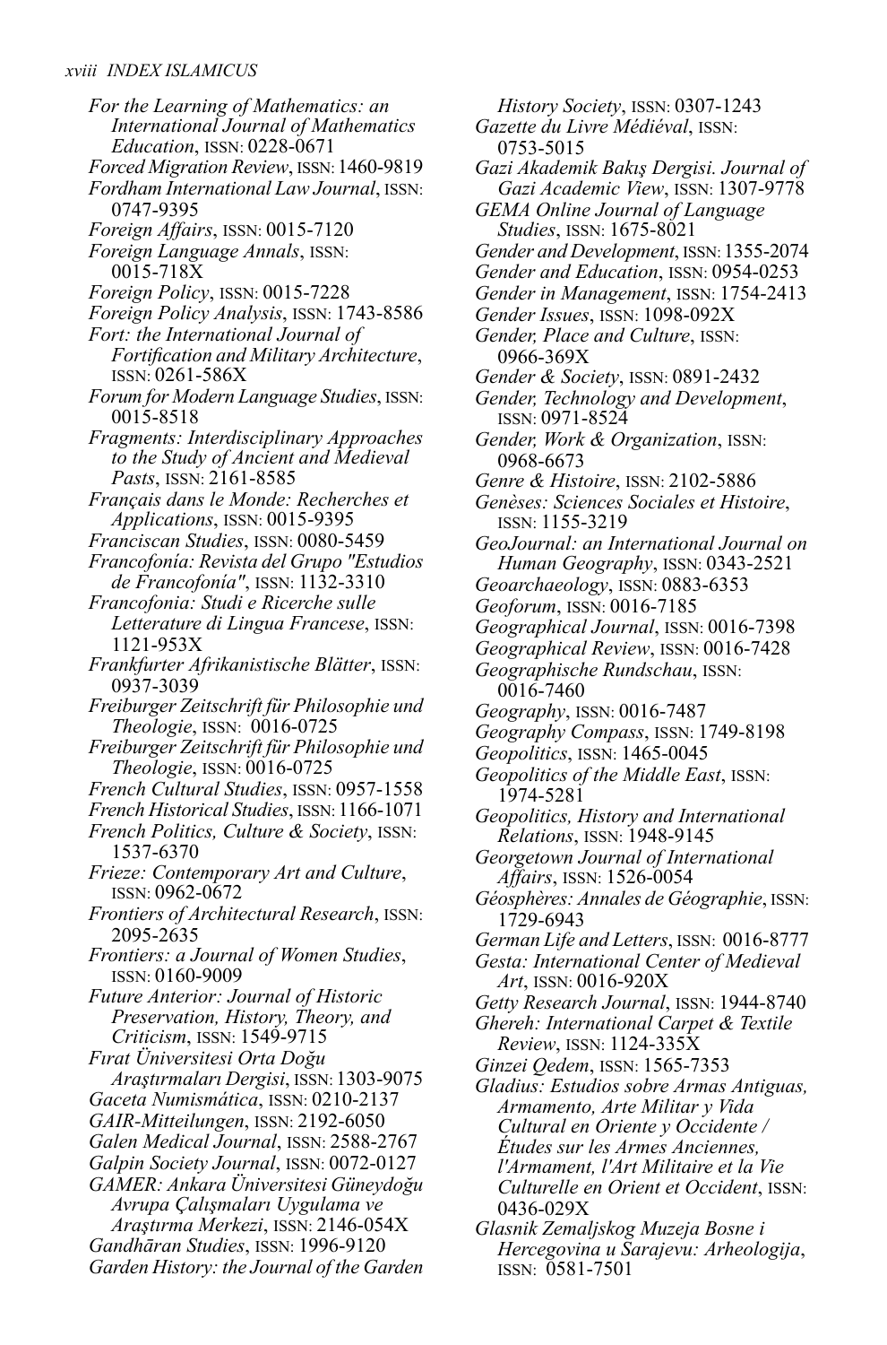*For the Learning of Mathematics: an International Journal of Mathematics Education*, ISSN: 0228-0671
*Forced Migration Review*, ISSN: 1460-9819
*Fordham International Law Journal*, ISSN: 0747-9395
*Foreign Affairs*, ISSN: 0015-7120
*Foreign Language Annals*, ISSN: 0015-718X
*Foreign Policy*, ISSN: 0015-7228
*Foreign Policy Analysis*, ISSN: 1743-8586
*Fort: the International Journal of Fortification and Military Architecture*, ISSN: 0261-586X
*Forum for Modern Language Studies*, ISSN: 0015-8518
*Fragments: Interdisciplinary Approaches to the Study of Ancient and Medieval Pasts*, ISSN: 2161-8585
*Français dans le Monde: Recherches et Applications*, ISSN: 0015-9395
*Franciscan Studies*, ISSN: 0080-5459
*Francofonía: Revista del Grupo "Estudios de Francofonía"*, ISSN: 1132-3310
*Francofonia: Studi e Ricerche sulle Letterature di Lingua Francese*, ISSN: 1121-953X
*Frankfurter Afrikanistische Blätter*, ISSN: 0937-3039
*Freiburger Zeitschrift für Philosophie und Theologie*, ISSN: 0016-0725
*Freiburger Zeitschrift für Philosophie und Theologie*, ISSN: 0016-0725
*French Cultural Studies*, ISSN: 0957-1558
*French Historical Studies*, ISSN: 1166-1071
*French Politics, Culture & Society*, ISSN: 1537-6370
*Frieze: Contemporary Art and Culture*, ISSN: 0962-0672
*Frontiers of Architectural Research*, ISSN: 2095-2635
*Frontiers: a Journal of Women Studies*, ISSN: 0160-9009
*Future Anterior: Journal of Historic Preservation, History, Theory, and Criticism*, ISSN: 1549-9715
*Fırat Üniversitesi Orta Doğu Araştırmaları Dergisi*, ISSN: 1303-9075
*Gaceta Numismática*, ISSN: 0210-2137
*GAIR-Mitteilungen*, ISSN: 2192-6050
*Galen Medical Journal*, ISSN: 2588-2767
*Galpin Society Journal*, ISSN: 0072-0127
*GAMER: Ankara Üniversitesi Güneydoğu Avrupa Çalışmaları Uygulama ve Araştırma Merkezi*, ISSN: 2146-054X
*Gandhāran Studies*, ISSN: 1996-9120
*Garden History: the Journal of the Garden History Society*, ISSN: 0307-1243
*Gazette du Livre Médiéval*, ISSN: 0753-5015
*Gazi Akademik Bakış Dergisi. Journal of Gazi Academic View*, ISSN: 1307-9778
*GEMA Online Journal of Language Studies*, ISSN: 1675-8021
*Gender and Development*, ISSN: 1355-2074
*Gender and Education*, ISSN: 0954-0253
*Gender in Management*, ISSN: 1754-2413
*Gender Issues*, ISSN: 1098-092X
*Gender, Place and Culture*, ISSN: 0966-369X
*Gender & Society*, ISSN: 0891-2432
*Gender, Technology and Development*, ISSN: 0971-8524
*Gender, Work & Organization*, ISSN: 0968-6673
*Genre & Histoire*, ISSN: 2102-5886
*Genèses: Sciences Sociales et Histoire*, ISSN: 1155-3219
*GeoJournal: an International Journal on Human Geography*, ISSN: 0343-2521
*Geoarchaeology*, ISSN: 0883-6353
*Geoforum*, ISSN: 0016-7185
*Geographical Journal*, ISSN: 0016-7398
*Geographical Review*, ISSN: 0016-7428
*Geographische Rundschau*, ISSN: 0016-7460
*Geography*, ISSN: 0016-7487
*Geography Compass*, ISSN: 1749-8198
*Geopolitics*, ISSN: 1465-0045
*Geopolitics of the Middle East*, ISSN: 1974-5281
*Geopolitics, History and International Relations*, ISSN: 1948-9145
*Georgetown Journal of International Affairs*, ISSN: 1526-0054
*Géosphères: Annales de Géographie*, ISSN: 1729-6943
*German Life and Letters*, ISSN: 0016-8777
*Gesta: International Center of Medieval Art*, ISSN: 0016-920X
*Getty Research Journal*, ISSN: 1944-8740
*Ghereh: International Carpet & Textile Review*, ISSN: 1124-335X
*Ginzei Qedem*, ISSN: 1565-7353
*Gladius: Estudios sobre Armas Antiguas, Armamento, Arte Militar y Vida Cultural en Oriente y Occidente / Études sur les Armes Anciennes, l'Armament, l'Art Militaire et la Vie Culturelle en Orient et Occident*, ISSN: 0436-029X
*Glasnik Zemaljskog Muzeja Bosne i Hercegovina u Sarajevu: Arheologija*, ISSN: 0581-7501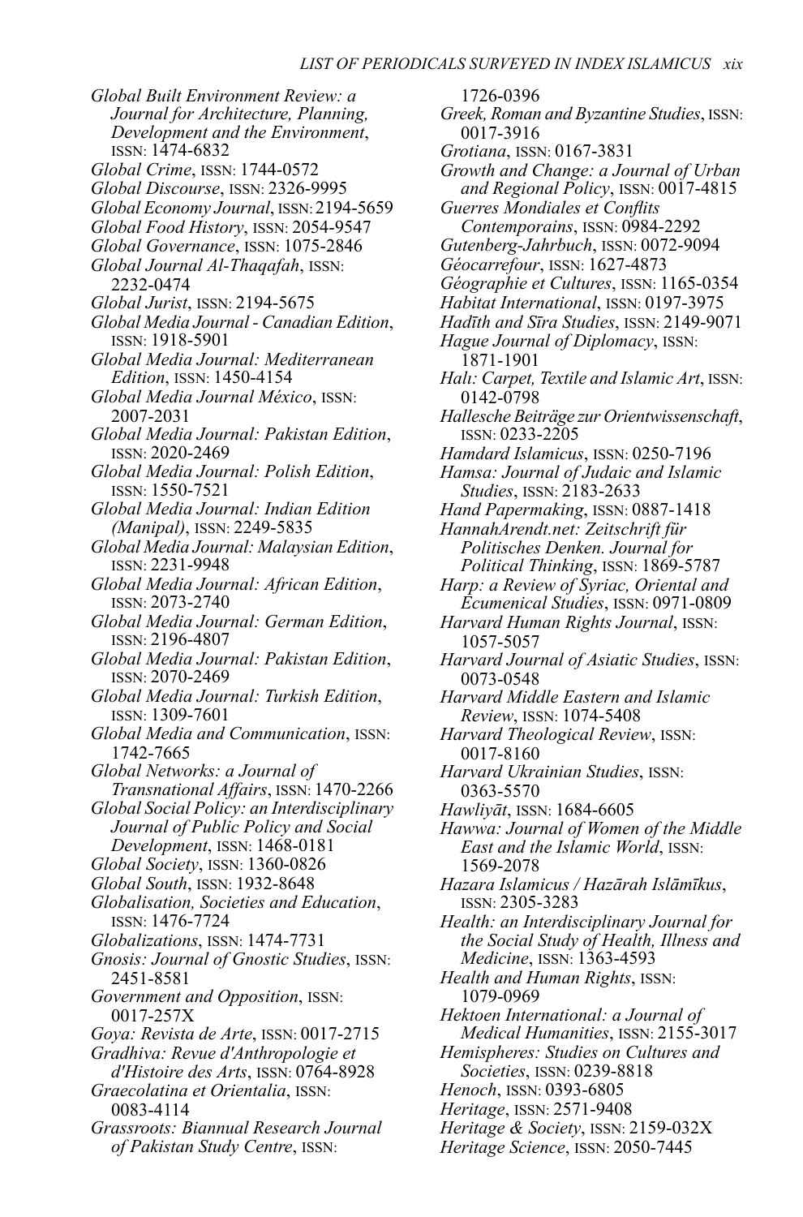*Global Built Environment Review: a Journal for Architecture, Planning, Development and the Environment*, ISSN: 1474-6832
*Global Crime*, ISSN: 1744-0572
*Global Discourse*, ISSN: 2326-9995
*Global Economy Journal*, ISSN: 2194-5659
*Global Food History*, ISSN: 2054-9547
*Global Governance*, ISSN: 1075-2846
*Global Journal Al-Thaqafah*, ISSN: 2232-0474
*Global Jurist*, ISSN: 2194-5675
*Global Media Journal - Canadian Edition*, ISSN: 1918-5901
*Global Media Journal: Mediterranean Edition*, ISSN: 1450-4154
*Global Media Journal México*, ISSN: 2007-2031
*Global Media Journal: Pakistan Edition*, ISSN: 2020-2469
*Global Media Journal: Polish Edition*, ISSN: 1550-7521
*Global Media Journal: Indian Edition (Manipal)*, ISSN: 2249-5835
*Global Media Journal: Malaysian Edition*, ISSN: 2231-9948
*Global Media Journal: African Edition*, ISSN: 2073-2740
*Global Media Journal: German Edition*, ISSN: 2196-4807
*Global Media Journal: Pakistan Edition*, ISSN: 2070-2469
*Global Media Journal: Turkish Edition*, ISSN: 1309-7601
*Global Media and Communication*, ISSN: 1742-7665
*Global Networks: a Journal of Transnational Affairs*, ISSN: 1470-2266
*Global Social Policy: an Interdisciplinary Journal of Public Policy and Social Development*, ISSN: 1468-0181
*Global Society*, ISSN: 1360-0826
*Global South*, ISSN: 1932-8648
*Globalisation, Societies and Education*, ISSN: 1476-7724
*Globalizations*, ISSN: 1474-7731
*Gnosis: Journal of Gnostic Studies*, ISSN: 2451-8581
*Government and Opposition*, ISSN: 0017-257X
*Goya: Revista de Arte*, ISSN: 0017-2715
*Gradhiva: Revue d'Anthropologie et d'Histoire des Arts*, ISSN: 0764-8928
*Graecolatina et Orientalia*, ISSN: 0083-4114
*Grassroots: Biannual Research Journal of Pakistan Study Centre*, ISSN: 1726-0396
*Greek, Roman and Byzantine Studies*, ISSN: 0017-3916
*Grotiana*, ISSN: 0167-3831
*Growth and Change: a Journal of Urban and Regional Policy*, ISSN: 0017-4815
*Guerres Mondiales et Conflits Contemporains*, ISSN: 0984-2292
*Gutenberg-Jahrbuch*, ISSN: 0072-9094
*Géocarrefour*, ISSN: 1627-4873
*Géographie et Cultures*, ISSN: 1165-0354
*Habitat International*, ISSN: 0197-3975
*Hadīth and Sīra Studies*, ISSN: 2149-9071
*Hague Journal of Diplomacy*, ISSN: 1871-1901
*Halı: Carpet, Textile and Islamic Art*, ISSN: 0142-0798
*Hallesche Beiträge zur Orientwissenschaft*, ISSN: 0233-2205
*Hamdard Islamicus*, ISSN: 0250-7196
*Hamsa: Journal of Judaic and Islamic Studies*, ISSN: 2183-2633
*Hand Papermaking*, ISSN: 0887-1418
*HannahArendt.net: Zeitschrift für Politisches Denken. Journal for Political Thinking*, ISSN: 1869-5787
*Harp: a Review of Syriac, Oriental and Ecumenical Studies*, ISSN: 0971-0809
*Harvard Human Rights Journal*, ISSN: 1057-5057
*Harvard Journal of Asiatic Studies*, ISSN: 0073-0548
*Harvard Middle Eastern and Islamic Review*, ISSN: 1074-5408
*Harvard Theological Review*, ISSN: 0017-8160
*Harvard Ukrainian Studies*, ISSN: 0363-5570
*Hawliyāt*, ISSN: 1684-6605
*Hawwa: Journal of Women of the Middle East and the Islamic World*, ISSN: 1569-2078
*Hazara Islamicus / Hazārah Islāmīkus*, ISSN: 2305-3283
*Health: an Interdisciplinary Journal for the Social Study of Health, Illness and Medicine*, ISSN: 1363-4593
*Health and Human Rights*, ISSN: 1079-0969
*Hektoen International: a Journal of Medical Humanities*, ISSN: 2155-3017
*Hemispheres: Studies on Cultures and Societies*, ISSN: 0239-8818
*Henoch*, ISSN: 0393-6805
*Heritage*, ISSN: 2571-9408
*Heritage & Society*, ISSN: 2159-032X
*Heritage Science*, ISSN: 2050-7445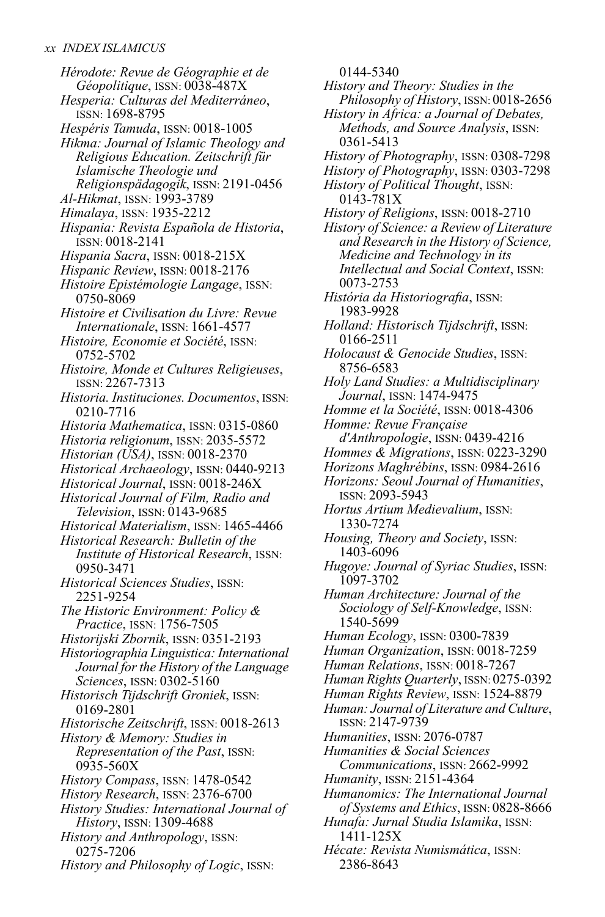*Hérodote: Revue de Géographie et de Géopolitique*, ISSN: 0038-487X
*Hesperia: Culturas del Mediterráneo*, ISSN: 1698-8795
*Hespéris Tamuda*, ISSN: 0018-1005
*Hikma: Journal of Islamic Theology and Religious Education. Zeitschrift für Islamische Theologie und Religionspädagogik*, ISSN: 2191-0456
*Al-Hikmat*, ISSN: 1993-3789
*Himalaya*, ISSN: 1935-2212
*Hispania: Revista Española de Historia*, ISSN: 0018-2141
*Hispania Sacra*, ISSN: 0018-215X
*Hispanic Review*, ISSN: 0018-2176
*Histoire Epistémologie Langage*, ISSN: 0750-8069
*Histoire et Civilisation du Livre: Revue Internationale*, ISSN: 1661-4577
*Histoire, Economie et Société*, ISSN: 0752-5702
*Histoire, Monde et Cultures Religieuses*, ISSN: 2267-7313
*Historia. Instituciones. Documentos*, ISSN: 0210-7716
*Historia Mathematica*, ISSN: 0315-0860
*Historia religionum*, ISSN: 2035-5572
*Historian (USA)*, ISSN: 0018-2370
*Historical Archaeology*, ISSN: 0440-9213
*Historical Journal*, ISSN: 0018-246X
*Historical Journal of Film, Radio and Television*, ISSN: 0143-9685
*Historical Materialism*, ISSN: 1465-4466
*Historical Research: Bulletin of the Institute of Historical Research*, ISSN: 0950-3471
*Historical Sciences Studies*, ISSN: 2251-9254
*The Historic Environment: Policy & Practice*, ISSN: 1756-7505
*Historijski Zbornik*, ISSN: 0351-2193
*Historiographia Linguistica: International Journal for the History of the Language Sciences*, ISSN: 0302-5160
*Historisch Tijdschrift Groniek*, ISSN: 0169-2801
*Historische Zeitschrift*, ISSN: 0018-2613
*History & Memory: Studies in Representation of the Past*, ISSN: 0935-560X
*History Compass*, ISSN: 1478-0542
*History Research*, ISSN: 2376-6700
*History Studies: International Journal of History*, ISSN: 1309-4688
*History and Anthropology*, ISSN: 0275-7206
*History and Philosophy of Logic*, ISSN: 0144-5340
*History and Theory: Studies in the Philosophy of History*, ISSN: 0018-2656
*History in Africa: a Journal of Debates, Methods, and Source Analysis*, ISSN: 0361-5413
*History of Photography*, ISSN: 0308-7298
*History of Photography*, ISSN: 0303-7298
*History of Political Thought*, ISSN: 0143-781X
*History of Religions*, ISSN: 0018-2710
*History of Science: a Review of Literature and Research in the History of Science, Medicine and Technology in its Intellectual and Social Context*, ISSN: 0073-2753
*História da Historiografia*, ISSN: 1983-9928
*Holland: Historisch Tijdschrift*, ISSN: 0166-2511
*Holocaust & Genocide Studies*, ISSN: 8756-6583
*Holy Land Studies: a Multidisciplinary Journal*, ISSN: 1474-9475
*Homme et la Société*, ISSN: 0018-4306
*Homme: Revue Française d'Anthropologie*, ISSN: 0439-4216
*Hommes & Migrations*, ISSN: 0223-3290
*Horizons Maghrébins*, ISSN: 0984-2616
*Horizons: Seoul Journal of Humanities*, ISSN: 2093-5943
*Hortus Artium Medievalium*, ISSN: 1330-7274
*Housing, Theory and Society*, ISSN: 1403-6096
*Hugoye: Journal of Syriac Studies*, ISSN: 1097-3702
*Human Architecture: Journal of the Sociology of Self-Knowledge*, ISSN: 1540-5699
*Human Ecology*, ISSN: 0300-7839
*Human Organization*, ISSN: 0018-7259
*Human Relations*, ISSN: 0018-7267
*Human Rights Quarterly*, ISSN: 0275-0392
*Human Rights Review*, ISSN: 1524-8879
*Human: Journal of Literature and Culture*, ISSN: 2147-9739
*Humanities*, ISSN: 2076-0787
*Humanities & Social Sciences Communications*, ISSN: 2662-9992
*Humanity*, ISSN: 2151-4364
*Humanomics: The International Journal of Systems and Ethics*, ISSN: 0828-8666
*Hunafa: Jurnal Studia Islamika*, ISSN: 1411-125X
*Hécate: Revista Numismática*, ISSN: 2386-8643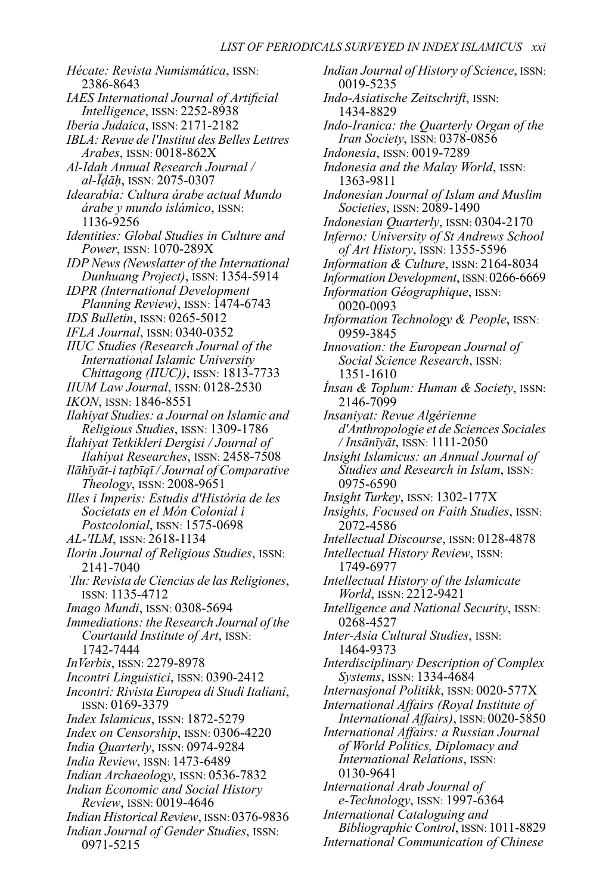*Hécate: Revista Numismática*, ISSN: 2386-8643
*IAES International Journal of Artificial Intelligence*, ISSN: 2252-8938
*Iberia Judaica*, ISSN: 2171-2182
*IBLA: Revue de l'Institut des Belles Lettres Arabes*, ISSN: 0018-862X
*Al-Idah Annual Research Journal / al-Īḍāḥ*, ISSN: 2075-0307
*Idearabia: Cultura árabe actual Mundo árabe y mundo islámico*, ISSN: 1136-9256
*Identities: Global Studies in Culture and Power*, ISSN: 1070-289X
*IDP News (Newslatter of the International Dunhuang Project)*, ISSN: 1354-5914
*IDPR (International Development Planning Review)*, ISSN: 1474-6743
*IDS Bulletin*, ISSN: 0265-5012
*IFLA Journal*, ISSN: 0340-0352
*IIUC Studies (Research Journal of the International Islamic University Chittagong (IIUC))*, ISSN: 1813-7733
*IIUM Law Journal*, ISSN: 0128-2530
*IKON*, ISSN: 1846-8551
*Ilahiyat Studies: a Journal on Islamic and Religious Studies*, ISSN: 1309-1786
*İlahiyat Tetkikleri Dergisi / Journal of Ilahiyat Researches*, ISSN: 2458-7508
*Ilāhīyāt-i taṭbīqī / Journal of Comparative Theology*, ISSN: 2008-9651
*Illes i Imperis: Estudis d'Història de les Societats en el Món Colonial i Postcolonial*, ISSN: 1575-0698
*AL-'ILM*, ISSN: 2618-1134
*Ilorin Journal of Religious Studies*, ISSN: 2141-7040
*ʾIlu: Revista de Ciencias de las Religiones*, ISSN: 1135-4712
*Imago Mundi*, ISSN: 0308-5694
*Immediations: the Research Journal of the Courtauld Institute of Art*, ISSN: 1742-7444
*InVerbis*, ISSN: 2279-8978
*Incontri Linguistici*, ISSN: 0390-2412
*Incontri: Rivista Europea di Studi Italiani*, ISSN: 0169-3379
*Index Islamicus*, ISSN: 1872-5279
*Index on Censorship*, ISSN: 0306-4220
*India Quarterly*, ISSN: 0974-9284
*India Review*, ISSN: 1473-6489
*Indian Archaeology*, ISSN: 0536-7832
*Indian Economic and Social History Review*, ISSN: 0019-4646
*Indian Historical Review*, ISSN: 0376-9836
*Indian Journal of Gender Studies*, ISSN: 0971-5215
*Indian Journal of History of Science*, ISSN: 0019-5235
*Indo-Asiatische Zeitschrift*, ISSN: 1434-8829
*Indo-Iranica: the Quarterly Organ of the Iran Society*, ISSN: 0378-0856
*Indonesia*, ISSN: 0019-7289
*Indonesia and the Malay World*, ISSN: 1363-9811
*Indonesian Journal of Islam and Muslim Societies*, ISSN: 2089-1490
*Indonesian Quarterly*, ISSN: 0304-2170
*Inferno: University of St Andrews School of Art History*, ISSN: 1355-5596
*Information & Culture*, ISSN: 2164-8034
*Information Development*, ISSN: 0266-6669
*Information Géographique*, ISSN: 0020-0093
*Information Technology & People*, ISSN: 0959-3845
*Innovation: the European Journal of Social Science Research*, ISSN: 1351-1610
*İnsan & Toplum: Human & Society*, ISSN: 2146-7099
*Insaniyat: Revue Algérienne d'Anthropologie et de Sciences Sociales / Insānīyāt*, ISSN: 1111-2050
*Insight Islamicus: an Annual Journal of Studies and Research in Islam*, ISSN: 0975-6590
*Insight Turkey*, ISSN: 1302-177X
*Insights, Focused on Faith Studies*, ISSN: 2072-4586
*Intellectual Discourse*, ISSN: 0128-4878
*Intellectual History Review*, ISSN: 1749-6977
*Intellectual History of the Islamicate World*, ISSN: 2212-9421
*Intelligence and National Security*, ISSN: 0268-4527
*Inter-Asia Cultural Studies*, ISSN: 1464-9373
*Interdisciplinary Description of Complex Systems*, ISSN: 1334-4684
*Internasjonal Politikk*, ISSN: 0020-577X
*International Affairs (Royal Institute of International Affairs)*, ISSN: 0020-5850
*International Affairs: a Russian Journal of World Politics, Diplomacy and International Relations*, ISSN: 0130-9641
*International Arab Journal of e-Technology*, ISSN: 1997-6364
*International Cataloguing and Bibliographic Control*, ISSN: 1011-8829
*International Communication of Chinese*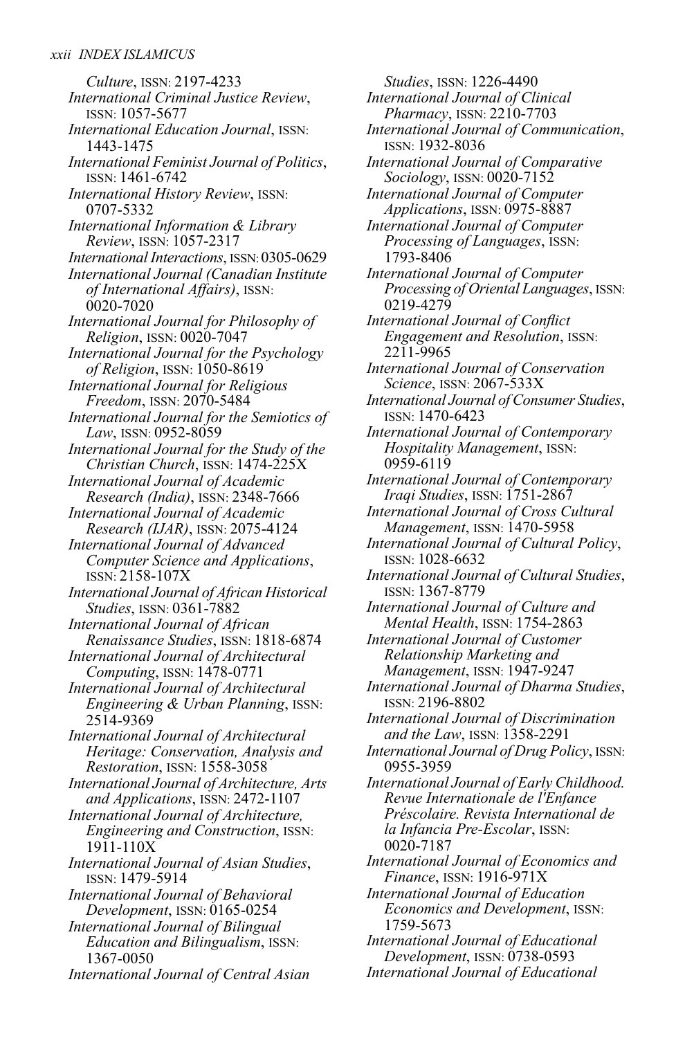*Culture*, ISSN: 2197-4233

*International Criminal Justice Review*, ISSN: 1057-5677

*International Education Journal*, ISSN: 1443-1475

*International Feminist Journal of Politics*, ISSN: 1461-6742

*International History Review*, ISSN: 0707-5332

*International Information & Library Review*, ISSN: 1057-2317

*International Interactions*, ISSN: 0305-0629

*International Journal (Canadian Institute of International Affairs)*, ISSN: 0020-7020

*International Journal for Philosophy of Religion*, ISSN: 0020-7047

*International Journal for the Psychology of Religion*, ISSN: 1050-8619

*International Journal for Religious Freedom*, ISSN: 2070-5484

*International Journal for the Semiotics of Law*, ISSN: 0952-8059

*International Journal for the Study of the Christian Church*, ISSN: 1474-225X

*International Journal of Academic Research (India)*, ISSN: 2348-7666

*International Journal of Academic Research (IJAR)*, ISSN: 2075-4124

*International Journal of Advanced Computer Science and Applications*, ISSN: 2158-107X

*International Journal of African Historical Studies*, ISSN: 0361-7882

*International Journal of African Renaissance Studies*, ISSN: 1818-6874

*International Journal of Architectural Computing*, ISSN: 1478-0771

*International Journal of Architectural Engineering & Urban Planning*, ISSN: 2514-9369

*International Journal of Architectural Heritage: Conservation, Analysis and Restoration*, ISSN: 1558-3058

*International Journal of Architecture, Arts and Applications*, ISSN: 2472-1107

*International Journal of Architecture, Engineering and Construction*, ISSN: 1911-110X

*International Journal of Asian Studies*, ISSN: 1479-5914

*International Journal of Behavioral Development*, ISSN: 0165-0254

*International Journal of Bilingual Education and Bilingualism*, ISSN: 1367-0050

*International Journal of Central Asian Studies*, ISSN: 1226-4490

*International Journal of Clinical Pharmacy*, ISSN: 2210-7703

*International Journal of Communication*, ISSN: 1932-8036

*International Journal of Comparative Sociology*, ISSN: 0020-7152

*International Journal of Computer Applications*, ISSN: 0975-8887

*International Journal of Computer Processing of Languages*, ISSN: 1793-8406

*International Journal of Computer Processing of Oriental Languages*, ISSN: 0219-4279

*International Journal of Conflict Engagement and Resolution*, ISSN: 2211-9965

*International Journal of Conservation Science*, ISSN: 2067-533X

*International Journal of Consumer Studies*, ISSN: 1470-6423

*International Journal of Contemporary Hospitality Management*, ISSN: 0959-6119

*International Journal of Contemporary Iraqi Studies*, ISSN: 1751-2867

*International Journal of Cross Cultural Management*, ISSN: 1470-5958

*International Journal of Cultural Policy*, ISSN: 1028-6632

*International Journal of Cultural Studies*, ISSN: 1367-8779

*International Journal of Culture and Mental Health*, ISSN: 1754-2863

*International Journal of Customer Relationship Marketing and Management*, ISSN: 1947-9247

*International Journal of Dharma Studies*, ISSN: 2196-8802

*International Journal of Discrimination and the Law*, ISSN: 1358-2291

*International Journal of Drug Policy*, ISSN: 0955-3959

*International Journal of Early Childhood. Revue Internationale de l'Enfance Préscolaire. Revista International de la Infancia Pre-Escolar*, ISSN: 0020-7187

*International Journal of Economics and Finance*, ISSN: 1916-971X

*International Journal of Education Economics and Development*, ISSN: 1759-5673

*International Journal of Educational Development*, ISSN: 0738-0593

*International Journal of Educational*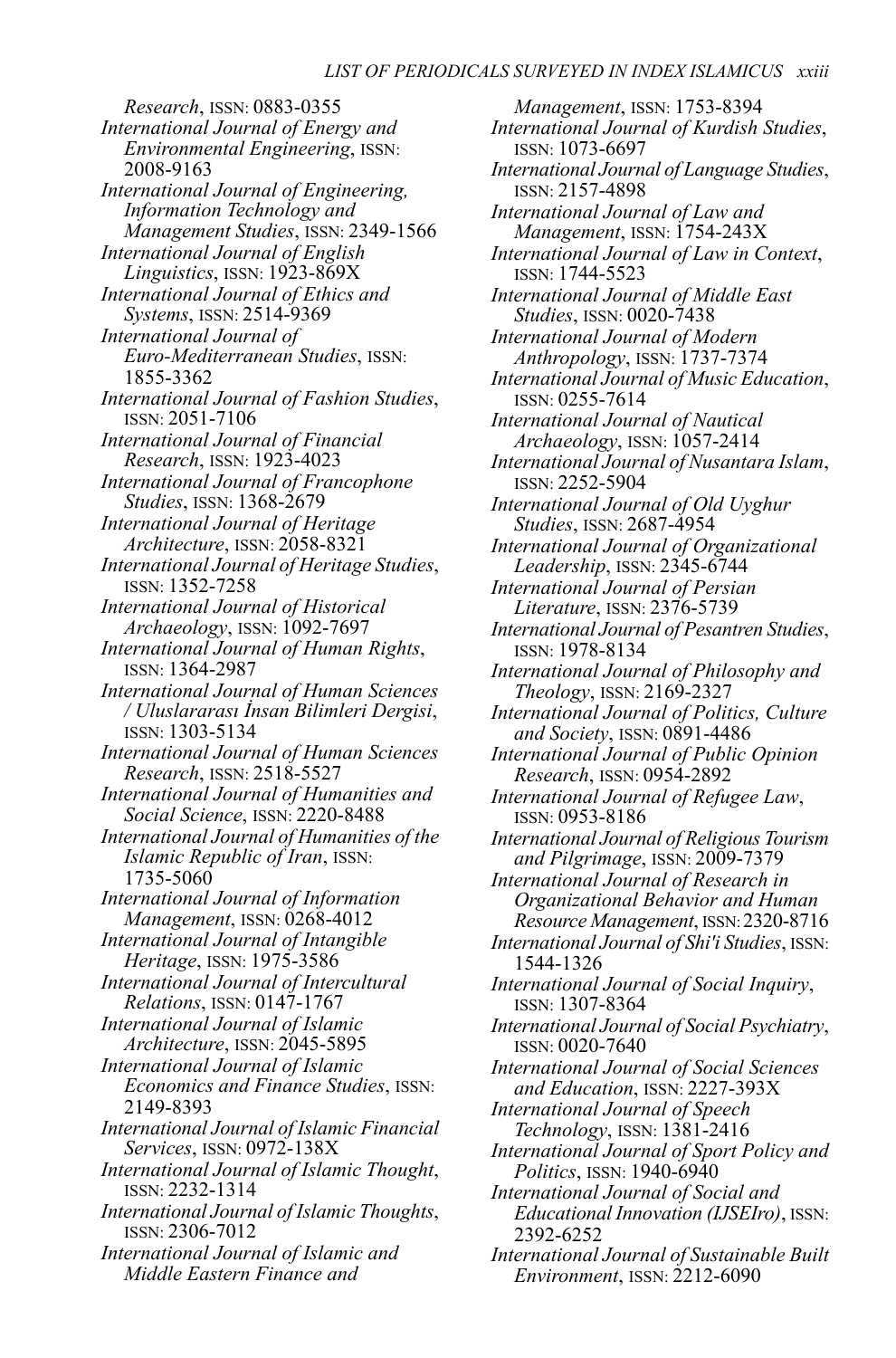*Research*, ISSN: 0883-0355
*International Journal of Energy and Environmental Engineering*, ISSN: 2008-9163
*International Journal of Engineering, Information Technology and Management Studies*, ISSN: 2349-1566
*International Journal of English Linguistics*, ISSN: 1923-869X
*International Journal of Ethics and Systems*, ISSN: 2514-9369
*International Journal of Euro-Mediterranean Studies*, ISSN: 1855-3362
*International Journal of Fashion Studies*, ISSN: 2051-7106
*International Journal of Financial Research*, ISSN: 1923-4023
*International Journal of Francophone Studies*, ISSN: 1368-2679
*International Journal of Heritage Architecture*, ISSN: 2058-8321
*International Journal of Heritage Studies*, ISSN: 1352-7258
*International Journal of Historical Archaeology*, ISSN: 1092-7697
*International Journal of Human Rights*, ISSN: 1364-2987
*International Journal of Human Sciences / Uluslararası İnsan Bilimleri Dergisi*, ISSN: 1303-5134
*International Journal of Human Sciences Research*, ISSN: 2518-5527
*International Journal of Humanities and Social Science*, ISSN: 2220-8488
*International Journal of Humanities of the Islamic Republic of Iran*, ISSN: 1735-5060
*International Journal of Information Management*, ISSN: 0268-4012
*International Journal of Intangible Heritage*, ISSN: 1975-3586
*International Journal of Intercultural Relations*, ISSN: 0147-1767
*International Journal of Islamic Architecture*, ISSN: 2045-5895
*International Journal of Islamic Economics and Finance Studies*, ISSN: 2149-8393
*International Journal of Islamic Financial Services*, ISSN: 0972-138X
*International Journal of Islamic Thought*, ISSN: 2232-1314
*International Journal of Islamic Thoughts*, ISSN: 2306-7012
*International Journal of Islamic and Middle Eastern Finance and Management*, ISSN: 1753-8394
*International Journal of Kurdish Studies*, ISSN: 1073-6697
*International Journal of Language Studies*, ISSN: 2157-4898
*International Journal of Law and Management*, ISSN: 1754-243X
*International Journal of Law in Context*, ISSN: 1744-5523
*International Journal of Middle East Studies*, ISSN: 0020-7438
*International Journal of Modern Anthropology*, ISSN: 1737-7374
*International Journal of Music Education*, ISSN: 0255-7614
*International Journal of Nautical Archaeology*, ISSN: 1057-2414
*International Journal of Nusantara Islam*, ISSN: 2252-5904
*International Journal of Old Uyghur Studies*, ISSN: 2687-4954
*International Journal of Organizational Leadership*, ISSN: 2345-6744
*International Journal of Persian Literature*, ISSN: 2376-5739
*International Journal of Pesantren Studies*, ISSN: 1978-8134
*International Journal of Philosophy and Theology*, ISSN: 2169-2327
*International Journal of Politics, Culture and Society*, ISSN: 0891-4486
*International Journal of Public Opinion Research*, ISSN: 0954-2892
*International Journal of Refugee Law*, ISSN: 0953-8186
*International Journal of Religious Tourism and Pilgrimage*, ISSN: 2009-7379
*International Journal of Research in Organizational Behavior and Human Resource Management*, ISSN: 2320-8716
*International Journal of Shi'i Studies*, ISSN: 1544-1326
*International Journal of Social Inquiry*, ISSN: 1307-8364
*International Journal of Social Psychiatry*, ISSN: 0020-7640
*International Journal of Social Sciences and Education*, ISSN: 2227-393X
*International Journal of Speech Technology*, ISSN: 1381-2416
*International Journal of Sport Policy and Politics*, ISSN: 1940-6940
*International Journal of Social and Educational Innovation (IJSEIro)*, ISSN: 2392-6252
*International Journal of Sustainable Built Environment*, ISSN: 2212-6090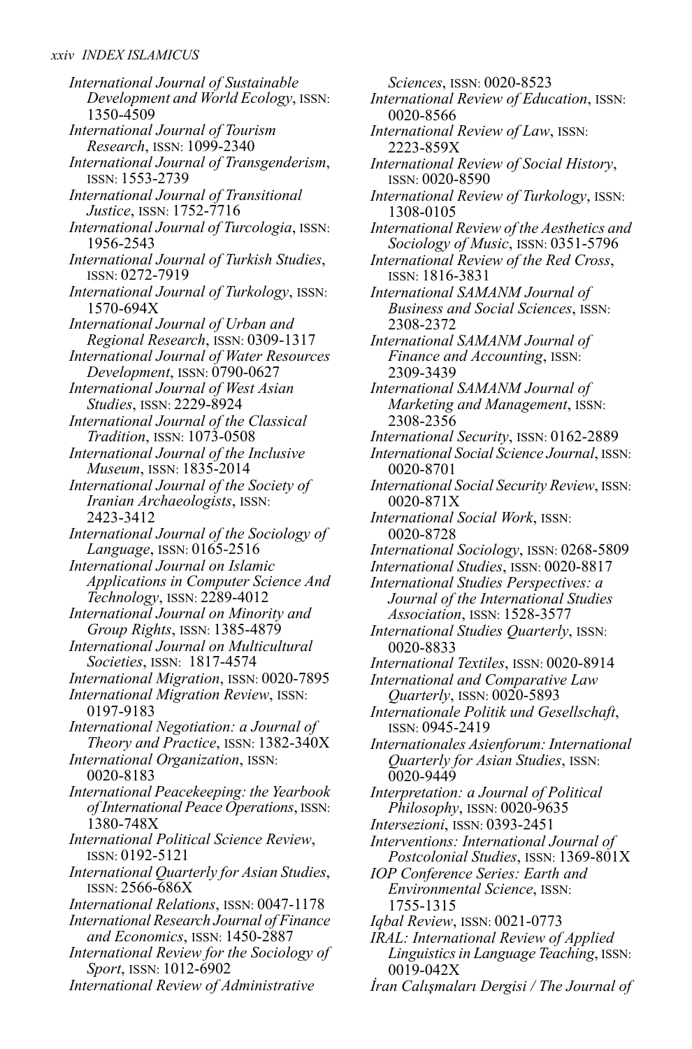*International Journal of Sustainable Development and World Ecology*, ISSN: 1350-4509

*International Journal of Tourism Research*, ISSN: 1099-2340

*International Journal of Transgenderism*, ISSN: 1553-2739

*International Journal of Transitional Justice*, ISSN: 1752-7716

*International Journal of Turcologia*, ISSN: 1956-2543

*International Journal of Turkish Studies*, ISSN: 0272-7919

*International Journal of Turkology*, ISSN: 1570-694X

*International Journal of Urban and Regional Research*, ISSN: 0309-1317

*International Journal of Water Resources Development*, ISSN: 0790-0627

*International Journal of West Asian Studies*, ISSN: 2229-8924

*International Journal of the Classical Tradition*, ISSN: 1073-0508

*International Journal of the Inclusive Museum*, ISSN: 1835-2014

*International Journal of the Society of Iranian Archaeologists*, ISSN: 2423-3412

*International Journal of the Sociology of Language*, ISSN: 0165-2516

*International Journal on Islamic Applications in Computer Science And Technology*, ISSN: 2289-4012

*International Journal on Minority and Group Rights*, ISSN: 1385-4879

*International Journal on Multicultural Societies*, ISSN: 1817-4574

*International Migration*, ISSN: 0020-7895

*International Migration Review*, ISSN: 0197-9183

*International Negotiation: a Journal of Theory and Practice*, ISSN: 1382-340X

*International Organization*, ISSN: 0020-8183

*International Peacekeeping: the Yearbook of International Peace Operations*, ISSN: 1380-748X

*International Political Science Review*, ISSN: 0192-5121

*International Quarterly for Asian Studies*, ISSN: 2566-686X

*International Relations*, ISSN: 0047-1178

*International Research Journal of Finance and Economics*, ISSN: 1450-2887

*International Review for the Sociology of Sport*, ISSN: 1012-6902

*International Review of Administrative Sciences*, ISSN: 0020-8523

*International Review of Education*, ISSN: 0020-8566

*International Review of Law*, ISSN: 2223-859X

*International Review of Social History*, ISSN: 0020-8590

*International Review of Turkology*, ISSN: 1308-0105

*International Review of the Aesthetics and Sociology of Music*, ISSN: 0351-5796

*International Review of the Red Cross*, ISSN: 1816-3831

*International SAMANM Journal of Business and Social Sciences*, ISSN: 2308-2372

*International SAMANM Journal of Finance and Accounting*, ISSN: 2309-3439

*International SAMANM Journal of Marketing and Management*, ISSN: 2308-2356

*International Security*, ISSN: 0162-2889

*International Social Science Journal*, ISSN: 0020-8701

*International Social Security Review*, ISSN: 0020-871X

*International Social Work*, ISSN: 0020-8728

*International Sociology*, ISSN: 0268-5809

*International Studies*, ISSN: 0020-8817

*International Studies Perspectives: a Journal of the International Studies Association*, ISSN: 1528-3577

*International Studies Quarterly*, ISSN: 0020-8833

*International Textiles*, ISSN: 0020-8914

*International and Comparative Law Quarterly*, ISSN: 0020-5893

*Internationale Politik und Gesellschaft*, ISSN: 0945-2419

*Internationales Asienforum: International Quarterly for Asian Studies*, ISSN: 0020-9449

*Interpretation: a Journal of Political Philosophy*, ISSN: 0020-9635

*Intersezioni*, ISSN: 0393-2451

*Interventions: International Journal of Postcolonial Studies*, ISSN: 1369-801X

*IOP Conference Series: Earth and Environmental Science*, ISSN: 1755-1315

*Iqbal Review*, ISSN: 0021-0773

*IRAL: International Review of Applied Linguistics in Language Teaching*, ISSN: 0019-042X

*İran Calışmaları Dergisi / The Journal of*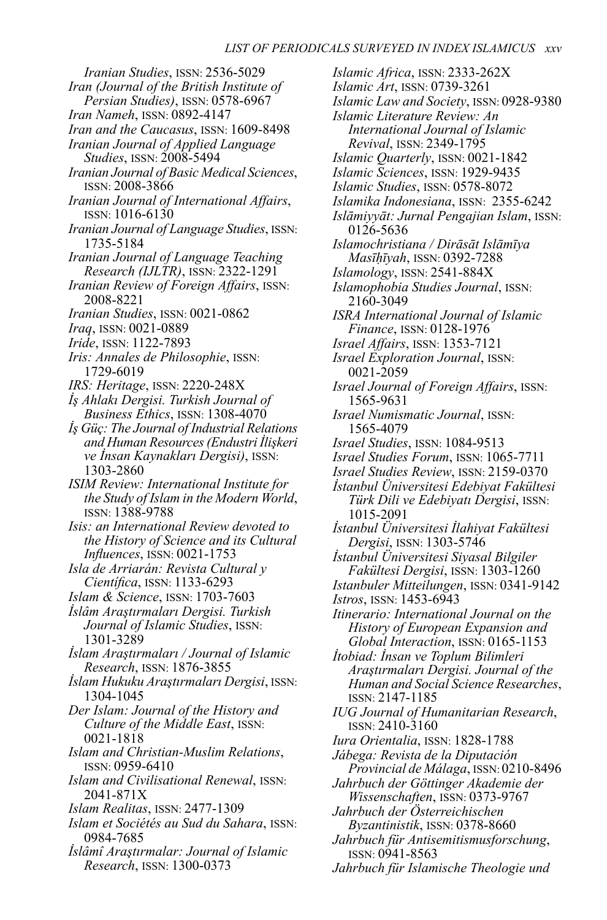*Iranian Studies*, ISSN: 2536-5029
*Iran (Journal of the British Institute of Persian Studies)*, ISSN: 0578-6967
*Iran Nameh*, ISSN: 0892-4147
*Iran and the Caucasus*, ISSN: 1609-8498
*Iranian Journal of Applied Language Studies*, ISSN: 2008-5494
*Iranian Journal of Basic Medical Sciences*, ISSN: 2008-3866
*Iranian Journal of International Affairs*, ISSN: 1016-6130
*Iranian Journal of Language Studies*, ISSN: 1735-5184
*Iranian Journal of Language Teaching Research (IJLTR)*, ISSN: 2322-1291
*Iranian Review of Foreign Affairs*, ISSN: 2008-8221
*Iranian Studies*, ISSN: 0021-0862
*Iraq*, ISSN: 0021-0889
*Iride*, ISSN: 1122-7893
*Iris: Annales de Philosophie*, ISSN: 1729-6019
*IRS: Heritage*, ISSN: 2220-248X
*İş Ahlakı Dergisi. Turkish Journal of Business Ethics*, ISSN: 1308-4070
*İş Güç: The Journal of Industrial Relations and Human Resources (Endustri İlişkeri ve İnsan Kaynakları Dergisi)*, ISSN: 1303-2860
*ISIM Review: International Institute for the Study of Islam in the Modern World*, ISSN: 1388-9788
*Isis: an International Review devoted to the History of Science and its Cultural Influences*, ISSN: 0021-1753
*Isla de Arriarán: Revista Cultural y Científica*, ISSN: 1133-6293
*Islam & Science*, ISSN: 1703-7603
*İslâm Araştırmaları Dergisi. Turkish Journal of Islamic Studies*, ISSN: 1301-3289
*İslam Araştırmaları / Journal of Islamic Research*, ISSN: 1876-3855
*İslam Hukuku Araştırmaları Dergisi*, ISSN: 1304-1045
*Der Islam: Journal of the History and Culture of the Middle East*, ISSN: 0021-1818
*Islam and Christian-Muslim Relations*, ISSN: 0959-6410
*Islam and Civilisational Renewal*, ISSN: 2041-871X
*Islam Realitas*, ISSN: 2477-1309
*Islam et Sociétés au Sud du Sahara*, ISSN: 0984-7685
*İslâmî Araştırmalar: Journal of Islamic Research*, ISSN: 1300-0373
*Islamic Africa*, ISSN: 2333-262X
*Islamic Art*, ISSN: 0739-3261
*Islamic Law and Society*, ISSN: 0928-9380
*Islamic Literature Review: An International Journal of Islamic Revival*, ISSN: 2349-1795
*Islamic Quarterly*, ISSN: 0021-1842
*Islamic Sciences*, ISSN: 1929-9435
*Islamic Studies*, ISSN: 0578-8072
*Islamika Indonesiana*, ISSN: 2355-6242
*Islāmiyyāt: Jurnal Pengajian Islam*, ISSN: 0126-5636
*Islamochristiana / Dirāsāt Islāmīya Masīḥīyah*, ISSN: 0392-7288
*Islamology*, ISSN: 2541-884X
*Islamophobia Studies Journal*, ISSN: 2160-3049
*ISRA International Journal of Islamic Finance*, ISSN: 0128-1976
*Israel Affairs*, ISSN: 1353-7121
*Israel Exploration Journal*, ISSN: 0021-2059
*Israel Journal of Foreign Affairs*, ISSN: 1565-9631
*Israel Numismatic Journal*, ISSN: 1565-4079
*Israel Studies*, ISSN: 1084-9513
*Israel Studies Forum*, ISSN: 1065-7711
*Israel Studies Review*, ISSN: 2159-0370
*İstanbul Üniversitesi Edebiyat Fakültesi Türk Dili ve Edebiyatı Dergisi*, ISSN: 1015-2091
*İstanbul Üniversitesi İlahiyat Fakültesi Dergisi*, ISSN: 1303-5746
*İstanbul Üniversitesi Siyasal Bilgiler Fakültesi Dergisi*, ISSN: 1303-1260
*Istanbuler Mitteilungen*, ISSN: 0341-9142
*Istros*, ISSN: 1453-6943
*Itinerario: International Journal on the History of European Expansion and Global Interaction*, ISSN: 0165-1153
*İtobiad: İnsan ve Toplum Bilimleri Araştırmaları Dergisi. Journal of the Human and Social Science Researches*, ISSN: 2147-1185
*IUG Journal of Humanitarian Research*, ISSN: 2410-3160
*Iura Orientalia*, ISSN: 1828-1788
*Jábega: Revista de la Diputación Provincial de Málaga*, ISSN: 0210-8496
*Jahrbuch der Göttinger Akademie der Wissenschaften*, ISSN: 0373-9767
*Jahrbuch der Österreichischen Byzantinistik*, ISSN: 0378-8660
*Jahrbuch für Antisemitismusforschung*, ISSN: 0941-8563
*Jahrbuch für Islamische Theologie und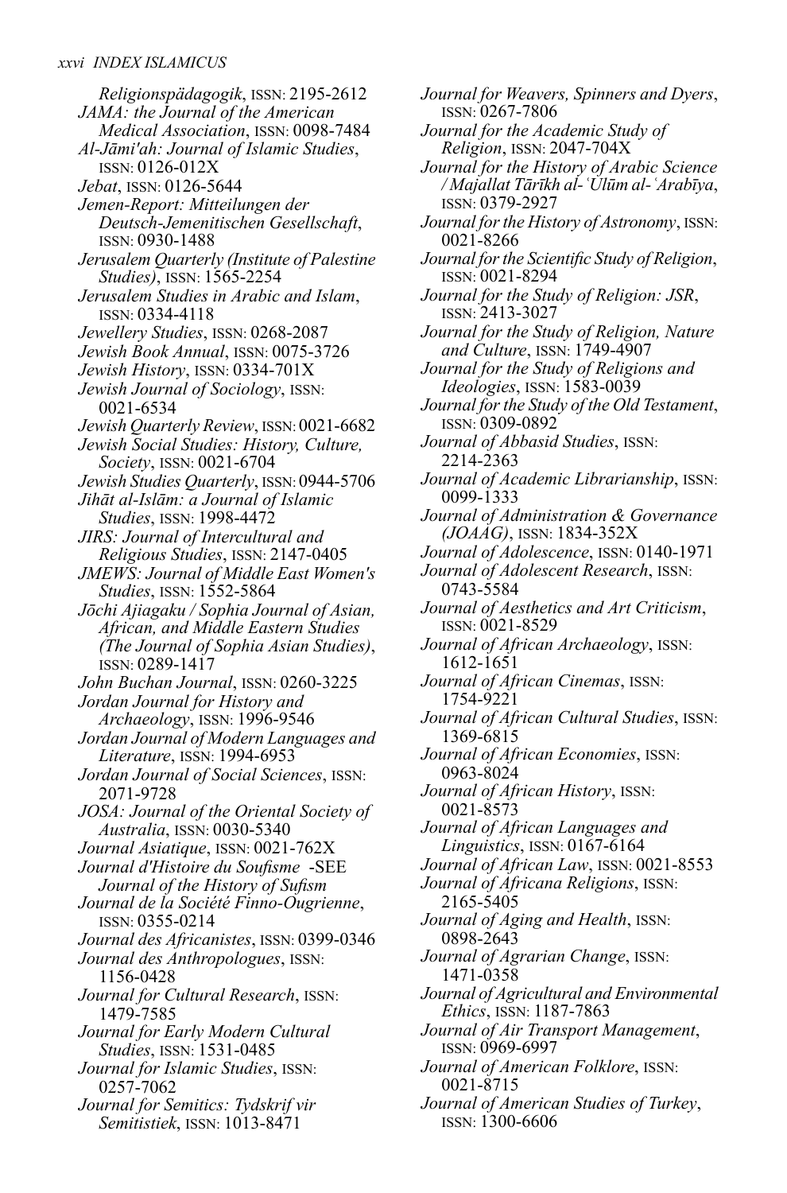*Religionspädagogik*, ISSN: 2195-2612

*JAMA: the Journal of the American Medical Association*, ISSN: 0098-7484

*Al-Jāmi'ah: Journal of Islamic Studies*, ISSN: 0126-012X

*Jebat*, ISSN: 0126-5644

*Jemen-Report: Mitteilungen der Deutsch-Jemenitischen Gesellschaft*, ISSN: 0930-1488

*Jerusalem Quarterly (Institute of Palestine Studies)*, ISSN: 1565-2254

*Jerusalem Studies in Arabic and Islam*, ISSN: 0334-4118

*Jewellery Studies*, ISSN: 0268-2087

*Jewish Book Annual*, ISSN: 0075-3726

*Jewish History*, ISSN: 0334-701X

*Jewish Journal of Sociology*, ISSN: 0021-6534

*Jewish Quarterly Review*, ISSN: 0021-6682

*Jewish Social Studies: History, Culture, Society*, ISSN: 0021-6704

*Jewish Studies Quarterly*, ISSN: 0944-5706

*Jihāt al-Islām: a Journal of Islamic Studies*, ISSN: 1998-4472

*JIRS: Journal of Intercultural and Religious Studies*, ISSN: 2147-0405

*JMEWS: Journal of Middle East Women's Studies*, ISSN: 1552-5864

*Jōchi Ajiagaku / Sophia Journal of Asian, African, and Middle Eastern Studies (The Journal of Sophia Asian Studies)*, ISSN: 0289-1417

*John Buchan Journal*, ISSN: 0260-3225

*Jordan Journal for History and Archaeology*, ISSN: 1996-9546

*Jordan Journal of Modern Languages and Literature*, ISSN: 1994-6953

*Jordan Journal of Social Sciences*, ISSN: 2071-9728

*JOSA: Journal of the Oriental Society of Australia*, ISSN: 0030-5340

*Journal Asiatique*, ISSN: 0021-762X

*Journal d'Histoire du Soufisme* -SEE *Journal of the History of Sufism*

*Journal de la Société Finno-Ougrienne*, ISSN: 0355-0214

*Journal des Africanistes*, ISSN: 0399-0346

*Journal des Anthropologues*, ISSN: 1156-0428

*Journal for Cultural Research*, ISSN: 1479-7585

*Journal for Early Modern Cultural Studies*, ISSN: 1531-0485

*Journal for Islamic Studies*, ISSN: 0257-7062

*Journal for Semitics: Tydskrif vir Semitistiek*, ISSN: 1013-8471

*Journal for Weavers, Spinners and Dyers*, ISSN: 0267-7806

*Journal for the Academic Study of Religion*, ISSN: 2047-704X

*Journal for the History of Arabic Science / Majallat Tārīkh al-ʿUlūm al-ʿArabīya*, ISSN: 0379-2927

*Journal for the History of Astronomy*, ISSN: 0021-8266

*Journal for the Scientific Study of Religion*, ISSN: 0021-8294

*Journal for the Study of Religion: JSR*, ISSN: 2413-3027

*Journal for the Study of Religion, Nature and Culture*, ISSN: 1749-4907

*Journal for the Study of Religions and Ideologies*, ISSN: 1583-0039

*Journal for the Study of the Old Testament*, ISSN: 0309-0892

*Journal of Abbasid Studies*, ISSN: 2214-2363

*Journal of Academic Librarianship*, ISSN: 0099-1333

*Journal of Administration & Governance (JOAAG)*, ISSN: 1834-352X

*Journal of Adolescence*, ISSN: 0140-1971

*Journal of Adolescent Research*, ISSN: 0743-5584

*Journal of Aesthetics and Art Criticism*, ISSN: 0021-8529

*Journal of African Archaeology*, ISSN: 1612-1651

*Journal of African Cinemas*, ISSN: 1754-9221

*Journal of African Cultural Studies*, ISSN: 1369-6815

*Journal of African Economies*, ISSN: 0963-8024

*Journal of African History*, ISSN: 0021-8573

*Journal of African Languages and Linguistics*, ISSN: 0167-6164

*Journal of African Law*, ISSN: 0021-8553

*Journal of Africana Religions*, ISSN: 2165-5405

*Journal of Aging and Health*, ISSN: 0898-2643

*Journal of Agrarian Change*, ISSN: 1471-0358

*Journal of Agricultural and Environmental Ethics*, ISSN: 1187-7863

*Journal of Air Transport Management*, ISSN: 0969-6997

*Journal of American Folklore*, ISSN: 0021-8715

*Journal of American Studies of Turkey*, ISSN: 1300-6606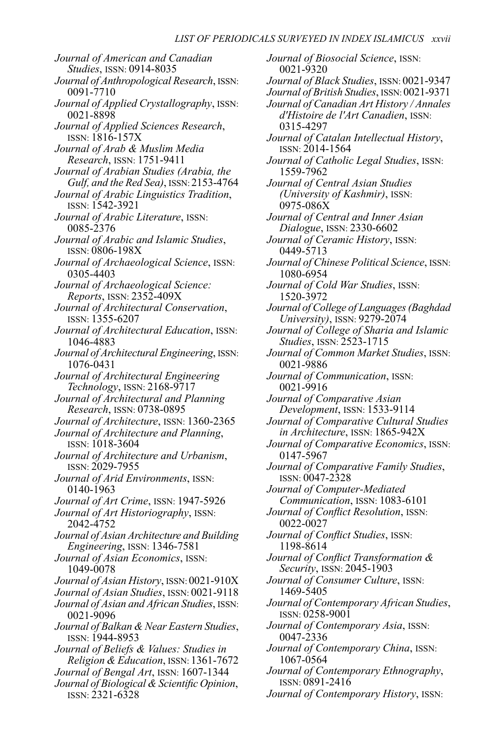*Journal of American and Canadian Studies*, ISSN: 0914-8035
*Journal of Anthropological Research*, ISSN: 0091-7710
*Journal of Applied Crystallography*, ISSN: 0021-8898
*Journal of Applied Sciences Research*, ISSN: 1816-157X
*Journal of Arab & Muslim Media Research*, ISSN: 1751-9411
*Journal of Arabian Studies (Arabia, the Gulf, and the Red Sea)*, ISSN: 2153-4764
*Journal of Arabic Linguistics Tradition*, ISSN: 1542-3921
*Journal of Arabic Literature*, ISSN: 0085-2376
*Journal of Arabic and Islamic Studies*, ISSN: 0806-198X
*Journal of Archaeological Science*, ISSN: 0305-4403
*Journal of Archaeological Science: Reports*, ISSN: 2352-409X
*Journal of Architectural Conservation*, ISSN: 1355-6207
*Journal of Architectural Education*, ISSN: 1046-4883
*Journal of Architectural Engineering*, ISSN: 1076-0431
*Journal of Architectural Engineering Technology*, ISSN: 2168-9717
*Journal of Architectural and Planning Research*, ISSN: 0738-0895
*Journal of Architecture*, ISSN: 1360-2365
*Journal of Architecture and Planning*, ISSN: 1018-3604
*Journal of Architecture and Urbanism*, ISSN: 2029-7955
*Journal of Arid Environments*, ISSN: 0140-1963
*Journal of Art Crime*, ISSN: 1947-5926
*Journal of Art Historiography*, ISSN: 2042-4752
*Journal of Asian Architecture and Building Engineering*, ISSN: 1346-7581
*Journal of Asian Economics*, ISSN: 1049-0078
*Journal of Asian History*, ISSN: 0021-910X
*Journal of Asian Studies*, ISSN: 0021-9118
*Journal of Asian and African Studies*, ISSN: 0021-9096
*Journal of Balkan & Near Eastern Studies*, ISSN: 1944-8953
*Journal of Beliefs & Values: Studies in Religion & Education*, ISSN: 1361-7672
*Journal of Bengal Art*, ISSN: 1607-1344
*Journal of Biological & Scientific Opinion*, ISSN: 2321-6328
*Journal of Biosocial Science*, ISSN: 0021-9320
*Journal of Black Studies*, ISSN: 0021-9347
*Journal of British Studies*, ISSN: 0021-9371
*Journal of Canadian Art History / Annales d'Histoire de l'Art Canadien*, ISSN: 0315-4297
*Journal of Catalan Intellectual History*, ISSN: 2014-1564
*Journal of Catholic Legal Studies*, ISSN: 1559-7962
*Journal of Central Asian Studies (University of Kashmir)*, ISSN: 0975-086X
*Journal of Central and Inner Asian Dialogue*, ISSN: 2330-6602
*Journal of Ceramic History*, ISSN: 0449-5713
*Journal of Chinese Political Science*, ISSN: 1080-6954
*Journal of Cold War Studies*, ISSN: 1520-3972
*Journal of College of Languages (Baghdad University)*, ISSN: 9279-2074
*Journal of College of Sharia and Islamic Studies*, ISSN: 2523-1715
*Journal of Common Market Studies*, ISSN: 0021-9886
*Journal of Communication*, ISSN: 0021-9916
*Journal of Comparative Asian Development*, ISSN: 1533-9114
*Journal of Comparative Cultural Studies in Architecture*, ISSN: 1865-942X
*Journal of Comparative Economics*, ISSN: 0147-5967
*Journal of Comparative Family Studies*, ISSN: 0047-2328
*Journal of Computer-Mediated Communication*, ISSN: 1083-6101
*Journal of Conflict Resolution*, ISSN: 0022-0027
*Journal of Conflict Studies*, ISSN: 1198-8614
*Journal of Conflict Transformation & Security*, ISSN: 2045-1903
*Journal of Consumer Culture*, ISSN: 1469-5405
*Journal of Contemporary African Studies*, ISSN: 0258-9001
*Journal of Contemporary Asia*, ISSN: 0047-2336
*Journal of Contemporary China*, ISSN: 1067-0564
*Journal of Contemporary Ethnography*, ISSN: 0891-2416
*Journal of Contemporary History*, ISSN: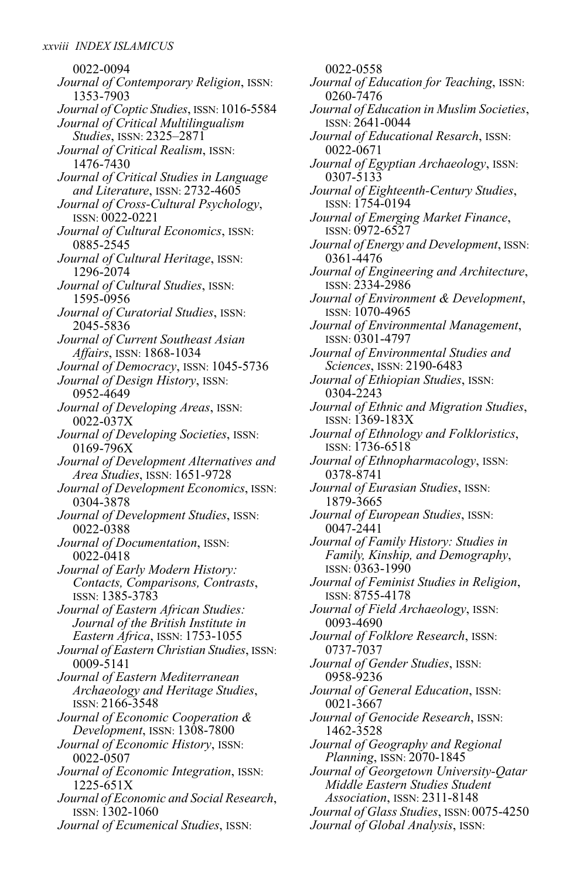0022-0094
*Journal of Contemporary Religion*, ISSN: 1353-7903
*Journal of Coptic Studies*, ISSN: 1016-5584
*Journal of Critical Multilingualism Studies*, ISSN: 2325–2871
*Journal of Critical Realism*, ISSN: 1476-7430
*Journal of Critical Studies in Language and Literature*, ISSN: 2732-4605
*Journal of Cross-Cultural Psychology*, ISSN: 0022-0221
*Journal of Cultural Economics*, ISSN: 0885-2545
*Journal of Cultural Heritage*, ISSN: 1296-2074
*Journal of Cultural Studies*, ISSN: 1595-0956
*Journal of Curatorial Studies*, ISSN: 2045-5836
*Journal of Current Southeast Asian Affairs*, ISSN: 1868-1034
*Journal of Democracy*, ISSN: 1045-5736
*Journal of Design History*, ISSN: 0952-4649
*Journal of Developing Areas*, ISSN: 0022-037X
*Journal of Developing Societies*, ISSN: 0169-796X
*Journal of Development Alternatives and Area Studies*, ISSN: 1651-9728
*Journal of Development Economics*, ISSN: 0304-3878
*Journal of Development Studies*, ISSN: 0022-0388
*Journal of Documentation*, ISSN: 0022-0418
*Journal of Early Modern History: Contacts, Comparisons, Contrasts*, ISSN: 1385-3783
*Journal of Eastern African Studies: Journal of the British Institute in Eastern Africa*, ISSN: 1753-1055
*Journal of Eastern Christian Studies*, ISSN: 0009-5141
*Journal of Eastern Mediterranean Archaeology and Heritage Studies*, ISSN: 2166-3548
*Journal of Economic Cooperation & Development*, ISSN: 1308-7800
*Journal of Economic History*, ISSN: 0022-0507
*Journal of Economic Integration*, ISSN: 1225-651X
*Journal of Economic and Social Research*, ISSN: 1302-1060
*Journal of Ecumenical Studies*, ISSN: 0022-0558
*Journal of Education for Teaching*, ISSN: 0260-7476
*Journal of Education in Muslim Societies*, ISSN: 2641-0044
*Journal of Educational Resarch*, ISSN: 0022-0671
*Journal of Egyptian Archaeology*, ISSN: 0307-5133
*Journal of Eighteenth-Century Studies*, ISSN: 1754-0194
*Journal of Emerging Market Finance*, ISSN: 0972-6527
*Journal of Energy and Development*, ISSN: 0361-4476
*Journal of Engineering and Architecture*, ISSN: 2334-2986
*Journal of Environment & Development*, ISSN: 1070-4965
*Journal of Environmental Management*, ISSN: 0301-4797
*Journal of Environmental Studies and Sciences*, ISSN: 2190-6483
*Journal of Ethiopian Studies*, ISSN: 0304-2243
*Journal of Ethnic and Migration Studies*, ISSN: 1369-183X
*Journal of Ethnology and Folkloristics*, ISSN: 1736-6518
*Journal of Ethnopharmacology*, ISSN: 0378-8741
*Journal of Eurasian Studies*, ISSN: 1879-3665
*Journal of European Studies*, ISSN: 0047-2441
*Journal of Family History: Studies in Family, Kinship, and Demography*, ISSN: 0363-1990
*Journal of Feminist Studies in Religion*, ISSN: 8755-4178
*Journal of Field Archaeology*, ISSN: 0093-4690
*Journal of Folklore Research*, ISSN: 0737-7037
*Journal of Gender Studies*, ISSN: 0958-9236
*Journal of General Education*, ISSN: 0021-3667
*Journal of Genocide Research*, ISSN: 1462-3528
*Journal of Geography and Regional Planning*, ISSN: 2070-1845
*Journal of Georgetown University-Qatar Middle Eastern Studies Student Association*, ISSN: 2311-8148
*Journal of Glass Studies*, ISSN: 0075-4250
*Journal of Global Analysis*, ISSN: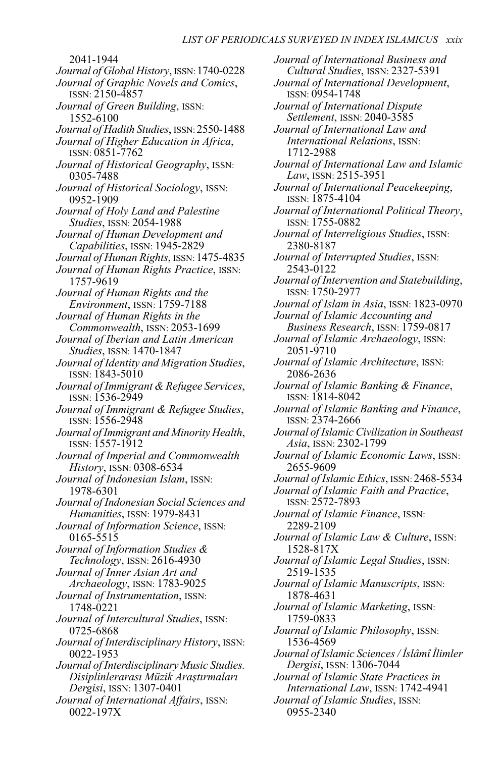2041-1944

*Journal of Global History*, ISSN: 1740-0228

*Journal of Graphic Novels and Comics*, ISSN: 2150-4857

*Journal of Green Building*, ISSN: 1552-6100

*Journal of Hadith Studies*, ISSN: 2550-1488

*Journal of Higher Education in Africa*, ISSN: 0851-7762

*Journal of Historical Geography*, ISSN: 0305-7488

*Journal of Historical Sociology*, ISSN: 0952-1909

*Journal of Holy Land and Palestine Studies*, ISSN: 2054-1988

*Journal of Human Development and Capabilities*, ISSN: 1945-2829

*Journal of Human Rights*, ISSN: 1475-4835

*Journal of Human Rights Practice*, ISSN: 1757-9619

*Journal of Human Rights and the Environment*, ISSN: 1759-7188

*Journal of Human Rights in the Commonwealth*, ISSN: 2053-1699

*Journal of Iberian and Latin American Studies*, ISSN: 1470-1847

*Journal of Identity and Migration Studies*, ISSN: 1843-5010

*Journal of Immigrant & Refugee Services*, ISSN: 1536-2949

*Journal of Immigrant & Refugee Studies*, ISSN: 1556-2948

*Journal of Immigrant and Minority Health*, ISSN: 1557-1912

*Journal of Imperial and Commonwealth History*, ISSN: 0308-6534

*Journal of Indonesian Islam*, ISSN: 1978-6301

*Journal of Indonesian Social Sciences and Humanities*, ISSN: 1979-8431

*Journal of Information Science*, ISSN: 0165-5515

*Journal of Information Studies & Technology*, ISSN: 2616-4930

*Journal of Inner Asian Art and Archaeology*, ISSN: 1783-9025

*Journal of Instrumentation*, ISSN: 1748-0221

*Journal of Intercultural Studies*, ISSN: 0725-6868

*Journal of Interdisciplinary History*, ISSN: 0022-1953

*Journal of Interdisciplinary Music Studies. Disiplinlerarası Müzik Araştırmaları Dergisi*, ISSN: 1307-0401

*Journal of International Affairs*, ISSN: 0022-197X

*Journal of International Business and Cultural Studies*, ISSN: 2327-5391

*Journal of International Development*, ISSN: 0954-1748

*Journal of International Dispute Settlement*, ISSN: 2040-3585

*Journal of International Law and International Relations*, ISSN: 1712-2988

*Journal of International Law and Islamic Law*, ISSN: 2515-3951

*Journal of International Peacekeeping*, ISSN: 1875-4104

*Journal of International Political Theory*, ISSN: 1755-0882

*Journal of Interreligious Studies*, ISSN: 2380-8187

*Journal of Interrupted Studies*, ISSN: 2543-0122

*Journal of Intervention and Statebuilding*, ISSN: 1750-2977

*Journal of Islam in Asia*, ISSN: 1823-0970

*Journal of Islamic Accounting and Business Research*, ISSN: 1759-0817

*Journal of Islamic Archaeology*, ISSN: 2051-9710

*Journal of Islamic Architecture*, ISSN: 2086-2636

*Journal of Islamic Banking & Finance*, ISSN: 1814-8042

*Journal of Islamic Banking and Finance*, ISSN: 2374-2666

*Journal of Islamic Civilization in Southeast Asia*, ISSN: 2302-1799

*Journal of Islamic Economic Laws*, ISSN: 2655-9609

*Journal of Islamic Ethics*, ISSN: 2468-5534

*Journal of Islamic Faith and Practice*, ISSN: 2572-7893

*Journal of Islamic Finance*, ISSN: 2289-2109

*Journal of Islamic Law & Culture*, ISSN: 1528-817X

*Journal of Islamic Legal Studies*, ISSN: 2519-1535

*Journal of Islamic Manuscripts*, ISSN: 1878-4631

*Journal of Islamic Marketing*, ISSN: 1759-0833

*Journal of Islamic Philosophy*, ISSN: 1536-4569

*Journal of Islamic Sciences / İslâmî İlimler Dergisi*, ISSN: 1306-7044

*Journal of Islamic State Practices in International Law*, ISSN: 1742-4941

*Journal of Islamic Studies*, ISSN: 0955-2340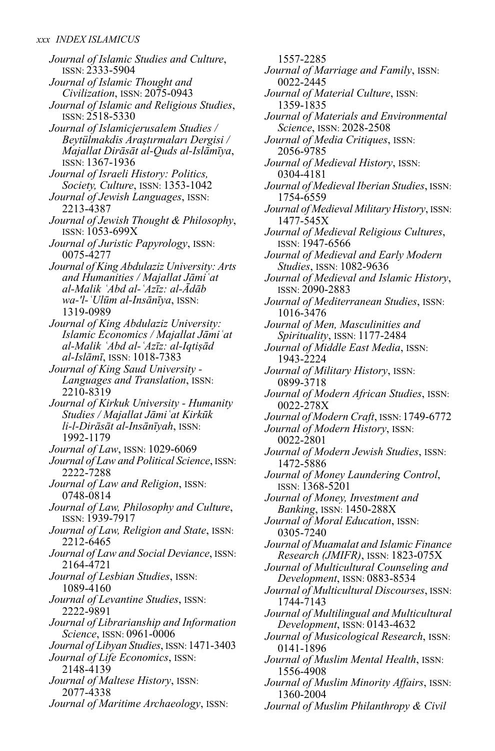*Journal of Islamic Studies and Culture*, ISSN: 2333-5904

*Journal of Islamic Thought and Civilization*, ISSN: 2075-0943

*Journal of Islamic and Religious Studies*, ISSN: 2518-5330

*Journal of Islamicjerusalem Studies / Beytülmakdis Araştırmaları Dergisi / Majallat Dirāsāt al-Quds al-Islāmīya*, ISSN: 1367-1936

*Journal of Israeli History: Politics, Society, Culture*, ISSN: 1353-1042

*Journal of Jewish Languages*, ISSN: 2213-4387

*Journal of Jewish Thought & Philosophy*, ISSN: 1053-699X

*Journal of Juristic Papyrology*, ISSN: 0075-4277

*Journal of King Abdulaziz University: Arts and Humanities / Majallat Jāmiʿat al-Malik ʿAbd al-ʿAzīz: al-Ādāb wa-'l-ʿUlūm al-Insānīya*, ISSN: 1319-0989

*Journal of King Abdulaziz University: Islamic Economics / Majallat Jāmiʿat al-Malik ʿAbd al-ʿAzīz: al-Iqtiṣād al-Islāmī*, ISSN: 1018-7383

*Journal of King Saud University - Languages and Translation*, ISSN: 2210-8319

*Journal of Kirkuk University - Humanity Studies / Majallat Jāmiʿat Kirkūk li-l-Dirāsāt al-Insānīyah*, ISSN: 1992-1179

*Journal of Law*, ISSN: 1029-6069

*Journal of Law and Political Science*, ISSN: 2222-7288

*Journal of Law and Religion*, ISSN: 0748-0814

*Journal of Law, Philosophy and Culture*, ISSN: 1939-7917

*Journal of Law, Religion and State*, ISSN: 2212-6465

*Journal of Law and Social Deviance*, ISSN: 2164-4721

*Journal of Lesbian Studies*, ISSN: 1089-4160

*Journal of Levantine Studies*, ISSN: 2222-9891

*Journal of Librarianship and Information Science*, ISSN: 0961-0006

*Journal of Libyan Studies*, ISSN: 1471-3403

*Journal of Life Economics*, ISSN: 2148-4139

*Journal of Maltese History*, ISSN: 2077-4338

*Journal of Maritime Archaeology*, ISSN: 1557-2285

*Journal of Marriage and Family*, ISSN: 0022-2445

*Journal of Material Culture*, ISSN: 1359-1835

*Journal of Materials and Environmental Science*, ISSN: 2028-2508

*Journal of Media Critiques*, ISSN: 2056-9785

*Journal of Medieval History*, ISSN: 0304-4181

*Journal of Medieval Iberian Studies*, ISSN: 1754-6559

*Journal of Medieval Military History*, ISSN: 1477-545X

*Journal of Medieval Religious Cultures*, ISSN: 1947-6566

*Journal of Medieval and Early Modern Studies*, ISSN: 1082-9636

*Journal of Medieval and Islamic History*, ISSN: 2090-2883

*Journal of Mediterranean Studies*, ISSN: 1016-3476

*Journal of Men, Masculinities and Spirituality*, ISSN: 1177-2484

*Journal of Middle East Media*, ISSN: 1943-2224

*Journal of Military History*, ISSN: 0899-3718

*Journal of Modern African Studies*, ISSN: 0022-278X

*Journal of Modern Craft*, ISSN: 1749-6772

*Journal of Modern History*, ISSN: 0022-2801

*Journal of Modern Jewish Studies*, ISSN: 1472-5886

*Journal of Money Laundering Control*, ISSN: 1368-5201

*Journal of Money, Investment and Banking*, ISSN: 1450-288X

*Journal of Moral Education*, ISSN: 0305-7240

*Journal of Muamalat and Islamic Finance Research (JMIFR)*, ISSN: 1823-075X

*Journal of Multicultural Counseling and Development*, ISSN: 0883-8534

*Journal of Multicultural Discourses*, ISSN: 1744-7143

*Journal of Multilingual and Multicultural Development*, ISSN: 0143-4632

*Journal of Musicological Research*, ISSN: 0141-1896

*Journal of Muslim Mental Health*, ISSN: 1556-4908

*Journal of Muslim Minority Affairs*, ISSN: 1360-2004

*Journal of Muslim Philanthropy & Civil*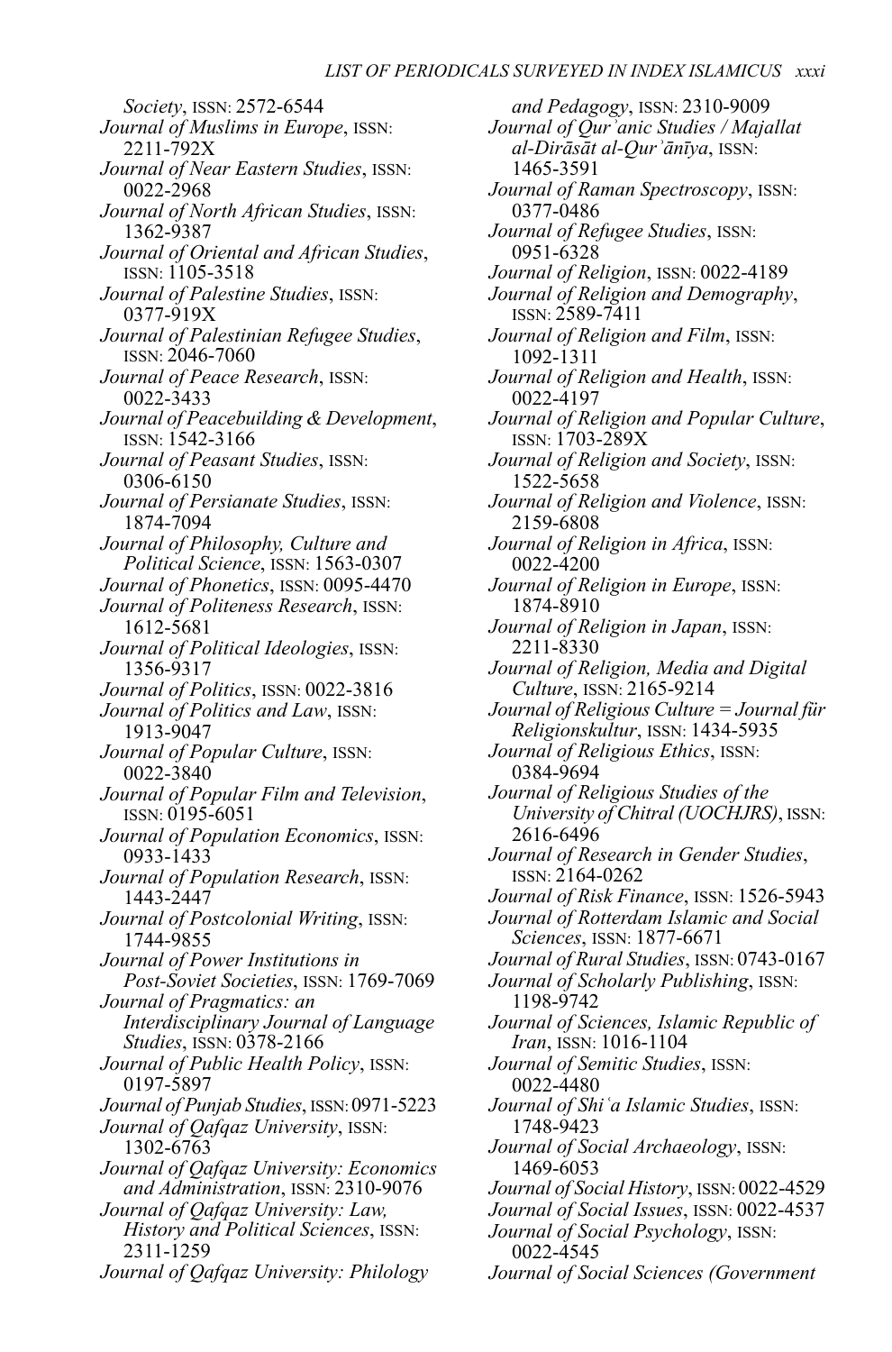*Society*, ISSN: 2572-6544
*Journal of Muslims in Europe*, ISSN: 2211-792X
*Journal of Near Eastern Studies*, ISSN: 0022-2968
*Journal of North African Studies*, ISSN: 1362-9387
*Journal of Oriental and African Studies*, ISSN: 1105-3518
*Journal of Palestine Studies*, ISSN: 0377-919X
*Journal of Palestinian Refugee Studies*, ISSN: 2046-7060
*Journal of Peace Research*, ISSN: 0022-3433
*Journal of Peacebuilding & Development*, ISSN: 1542-3166
*Journal of Peasant Studies*, ISSN: 0306-6150
*Journal of Persianate Studies*, ISSN: 1874-7094
*Journal of Philosophy, Culture and Political Science*, ISSN: 1563-0307
*Journal of Phonetics*, ISSN: 0095-4470
*Journal of Politeness Research*, ISSN: 1612-5681
*Journal of Political Ideologies*, ISSN: 1356-9317
*Journal of Politics*, ISSN: 0022-3816
*Journal of Politics and Law*, ISSN: 1913-9047
*Journal of Popular Culture*, ISSN: 0022-3840
*Journal of Popular Film and Television*, ISSN: 0195-6051
*Journal of Population Economics*, ISSN: 0933-1433
*Journal of Population Research*, ISSN: 1443-2447
*Journal of Postcolonial Writing*, ISSN: 1744-9855
*Journal of Power Institutions in Post-Soviet Societies*, ISSN: 1769-7069
*Journal of Pragmatics: an Interdisciplinary Journal of Language Studies*, ISSN: 0378-2166
*Journal of Public Health Policy*, ISSN: 0197-5897
*Journal of Punjab Studies*, ISSN: 0971-5223
*Journal of Qafqaz University*, ISSN: 1302-6763
*Journal of Qafqaz University: Economics and Administration*, ISSN: 2310-9076
*Journal of Qafqaz University: Law, History and Political Sciences*, ISSN: 2311-1259
*Journal of Qafqaz University: Philology and Pedagogy*, ISSN: 2310-9009
*Journal of Qurʾanic Studies / Majallat al-Dirāsāt al-Qurʾānīya*, ISSN: 1465-3591
*Journal of Raman Spectroscopy*, ISSN: 0377-0486
*Journal of Refugee Studies*, ISSN: 0951-6328
*Journal of Religion*, ISSN: 0022-4189
*Journal of Religion and Demography*, ISSN: 2589-7411
*Journal of Religion and Film*, ISSN: 1092-1311
*Journal of Religion and Health*, ISSN: 0022-4197
*Journal of Religion and Popular Culture*, ISSN: 1703-289X
*Journal of Religion and Society*, ISSN: 1522-5658
*Journal of Religion and Violence*, ISSN: 2159-6808
*Journal of Religion in Africa*, ISSN: 0022-4200
*Journal of Religion in Europe*, ISSN: 1874-8910
*Journal of Religion in Japan*, ISSN: 2211-8330
*Journal of Religion, Media and Digital Culture*, ISSN: 2165-9214
*Journal of Religious Culture = Journal für Religionskultur*, ISSN: 1434-5935
*Journal of Religious Ethics*, ISSN: 0384-9694
*Journal of Religious Studies of the University of Chitral (UOCHJRS)*, ISSN: 2616-6496
*Journal of Research in Gender Studies*, ISSN: 2164-0262
*Journal of Risk Finance*, ISSN: 1526-5943
*Journal of Rotterdam Islamic and Social Sciences*, ISSN: 1877-6671
*Journal of Rural Studies*, ISSN: 0743-0167
*Journal of Scholarly Publishing*, ISSN: 1198-9742
*Journal of Sciences, Islamic Republic of Iran*, ISSN: 1016-1104
*Journal of Semitic Studies*, ISSN: 0022-4480
*Journal of Shiʿa Islamic Studies*, ISSN: 1748-9423
*Journal of Social Archaeology*, ISSN: 1469-6053
*Journal of Social History*, ISSN: 0022-4529
*Journal of Social Issues*, ISSN: 0022-4537
*Journal of Social Psychology*, ISSN: 0022-4545
*Journal of Social Sciences (Government*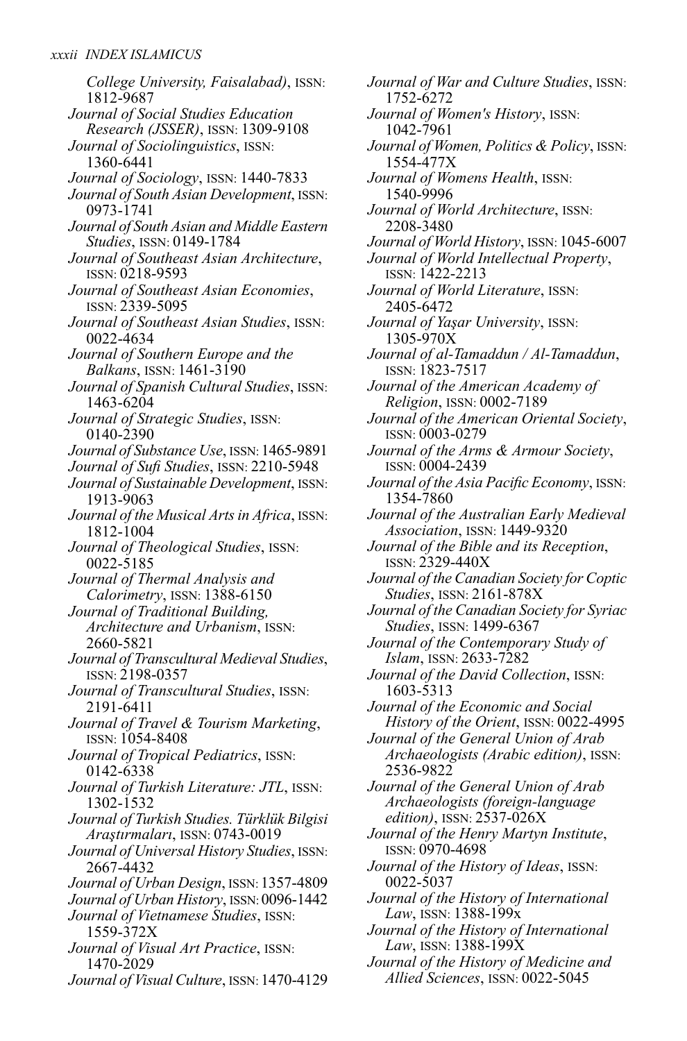*College University, Faisalabad)*, ISSN: 1812-9687
*Journal of Social Studies Education Research (JSSER)*, ISSN: 1309-9108
*Journal of Sociolinguistics*, ISSN: 1360-6441
*Journal of Sociology*, ISSN: 1440-7833
*Journal of South Asian Development*, ISSN: 0973-1741
*Journal of South Asian and Middle Eastern Studies*, ISSN: 0149-1784
*Journal of Southeast Asian Architecture*, ISSN: 0218-9593
*Journal of Southeast Asian Economies*, ISSN: 2339-5095
*Journal of Southeast Asian Studies*, ISSN: 0022-4634
*Journal of Southern Europe and the Balkans*, ISSN: 1461-3190
*Journal of Spanish Cultural Studies*, ISSN: 1463-6204
*Journal of Strategic Studies*, ISSN: 0140-2390
*Journal of Substance Use*, ISSN: 1465-9891
*Journal of Sufi Studies*, ISSN: 2210-5948
*Journal of Sustainable Development*, ISSN: 1913-9063
*Journal of the Musical Arts in Africa*, ISSN: 1812-1004
*Journal of Theological Studies*, ISSN: 0022-5185
*Journal of Thermal Analysis and Calorimetry*, ISSN: 1388-6150
*Journal of Traditional Building, Architecture and Urbanism*, ISSN: 2660-5821
*Journal of Transcultural Medieval Studies*, ISSN: 2198-0357
*Journal of Transcultural Studies*, ISSN: 2191-6411
*Journal of Travel & Tourism Marketing*, ISSN: 1054-8408
*Journal of Tropical Pediatrics*, ISSN: 0142-6338
*Journal of Turkish Literature: JTL*, ISSN: 1302-1532
*Journal of Turkish Studies. Türklük Bilgisi Araştırmaları*, ISSN: 0743-0019
*Journal of Universal History Studies*, ISSN: 2667-4432
*Journal of Urban Design*, ISSN: 1357-4809
*Journal of Urban History*, ISSN: 0096-1442
*Journal of Vietnamese Studies*, ISSN: 1559-372X
*Journal of Visual Art Practice*, ISSN: 1470-2029
*Journal of Visual Culture*, ISSN: 1470-4129
*Journal of War and Culture Studies*, ISSN: 1752-6272
*Journal of Women's History*, ISSN: 1042-7961
*Journal of Women, Politics & Policy*, ISSN: 1554-477X
*Journal of Womens Health*, ISSN: 1540-9996
*Journal of World Architecture*, ISSN: 2208-3480
*Journal of World History*, ISSN: 1045-6007
*Journal of World Intellectual Property*, ISSN: 1422-2213
*Journal of World Literature*, ISSN: 2405-6472
*Journal of Yaşar University*, ISSN: 1305-970X
*Journal of al-Tamaddun / Al-Tamaddun*, ISSN: 1823-7517
*Journal of the American Academy of Religion*, ISSN: 0002-7189
*Journal of the American Oriental Society*, ISSN: 0003-0279
*Journal of the Arms & Armour Society*, ISSN: 0004-2439
*Journal of the Asia Pacific Economy*, ISSN: 1354-7860
*Journal of the Australian Early Medieval Association*, ISSN: 1449-9320
*Journal of the Bible and its Reception*, ISSN: 2329-440X
*Journal of the Canadian Society for Coptic Studies*, ISSN: 2161-878X
*Journal of the Canadian Society for Syriac Studies*, ISSN: 1499-6367
*Journal of the Contemporary Study of Islam*, ISSN: 2633-7282
*Journal of the David Collection*, ISSN: 1603-5313
*Journal of the Economic and Social History of the Orient*, ISSN: 0022-4995
*Journal of the General Union of Arab Archaeologists (Arabic edition)*, ISSN: 2536-9822
*Journal of the General Union of Arab Archaeologists (foreign-language edition)*, ISSN: 2537-026X
*Journal of the Henry Martyn Institute*, ISSN: 0970-4698
*Journal of the History of Ideas*, ISSN: 0022-5037
*Journal of the History of International Law*, ISSN: 1388-199x
*Journal of the History of International Law*, ISSN: 1388-199X
*Journal of the History of Medicine and Allied Sciences*, ISSN: 0022-5045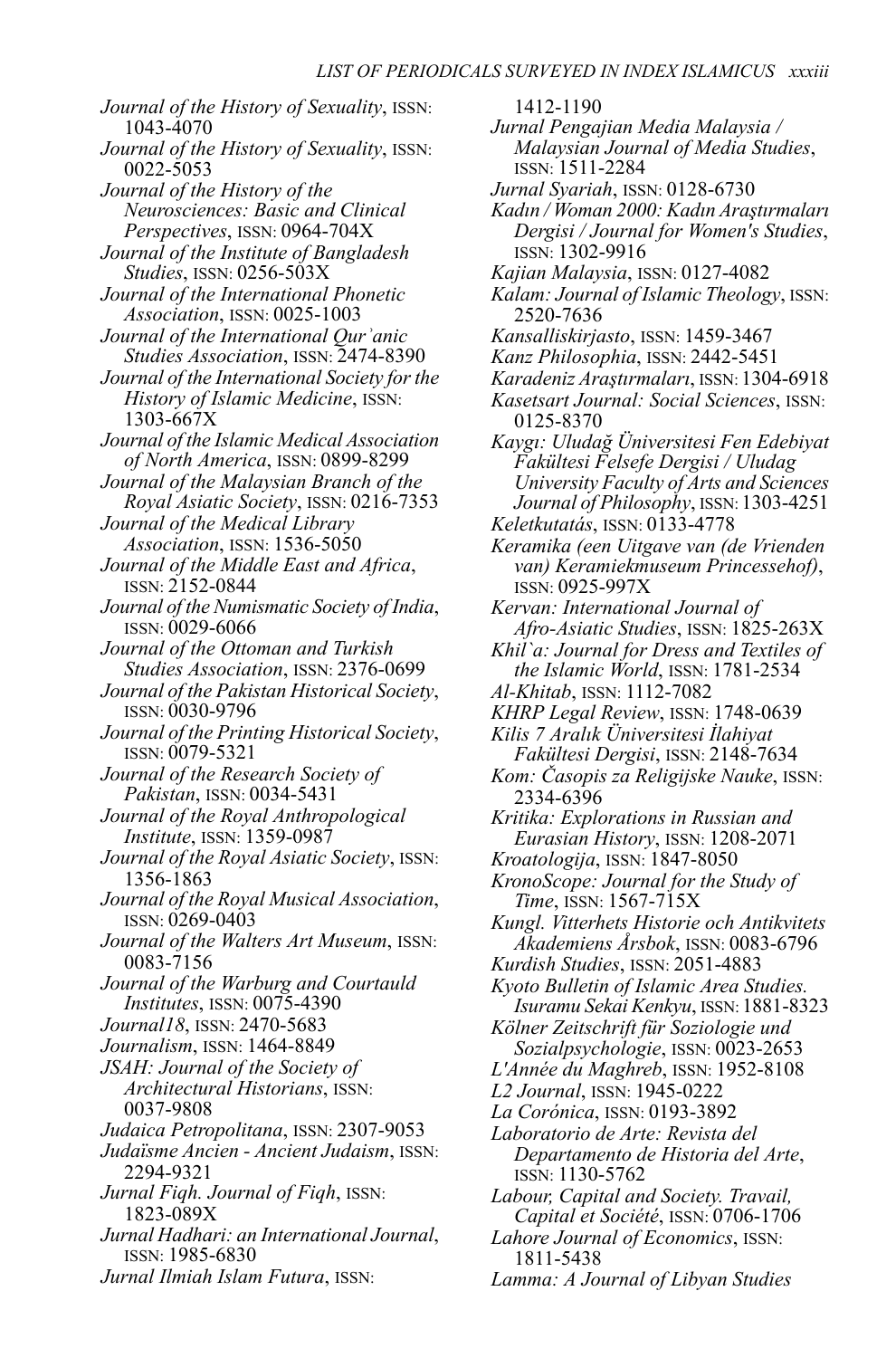*Journal of the History of Sexuality*, ISSN: 1043-4070
*Journal of the History of Sexuality*, ISSN: 0022-5053
*Journal of the History of the Neurosciences: Basic and Clinical Perspectives*, ISSN: 0964-704X
*Journal of the Institute of Bangladesh Studies*, ISSN: 0256-503X
*Journal of the International Phonetic Association*, ISSN: 0025-1003
*Journal of the International Qurʾanic Studies Association*, ISSN: 2474-8390
*Journal of the International Society for the History of Islamic Medicine*, ISSN: 1303-667X
*Journal of the Islamic Medical Association of North America*, ISSN: 0899-8299
*Journal of the Malaysian Branch of the Royal Asiatic Society*, ISSN: 0216-7353
*Journal of the Medical Library Association*, ISSN: 1536-5050
*Journal of the Middle East and Africa*, ISSN: 2152-0844
*Journal of the Numismatic Society of India*, ISSN: 0029-6066
*Journal of the Ottoman and Turkish Studies Association*, ISSN: 2376-0699
*Journal of the Pakistan Historical Society*, ISSN: 0030-9796
*Journal of the Printing Historical Society*, ISSN: 0079-5321
*Journal of the Research Society of Pakistan*, ISSN: 0034-5431
*Journal of the Royal Anthropological Institute*, ISSN: 1359-0987
*Journal of the Royal Asiatic Society*, ISSN: 1356-1863
*Journal of the Royal Musical Association*, ISSN: 0269-0403
*Journal of the Walters Art Museum*, ISSN: 0083-7156
*Journal of the Warburg and Courtauld Institutes*, ISSN: 0075-4390
*Journal18*, ISSN: 2470-5683
*Journalism*, ISSN: 1464-8849
*JSAH: Journal of the Society of Architectural Historians*, ISSN: 0037-9808
*Judaica Petropolitana*, ISSN: 2307-9053
*Judaïsme Ancien - Ancient Judaism*, ISSN: 2294-9321
*Jurnal Fiqh. Journal of Fiqh*, ISSN: 1823-089X
*Jurnal Hadhari: an International Journal*, ISSN: 1985-6830
*Jurnal Ilmiah Islam Futura*, ISSN: 1412-1190
*Jurnal Pengajian Media Malaysia / Malaysian Journal of Media Studies*, ISSN: 1511-2284
*Jurnal Syariah*, ISSN: 0128-6730
*Kadın / Woman 2000: Kadın Araştırmaları Dergisi / Journal for Women's Studies*, ISSN: 1302-9916
*Kajian Malaysia*, ISSN: 0127-4082
*Kalam: Journal of Islamic Theology*, ISSN: 2520-7636
*Kansalliskirjasto*, ISSN: 1459-3467
*Kanz Philosophia*, ISSN: 2442-5451
*Karadeniz Araştırmaları*, ISSN: 1304-6918
*Kasetsart Journal: Social Sciences*, ISSN: 0125-8370
*Kaygı: Uludağ Üniversitesi Fen Edebiyat Fakültesi Felsefe Dergisi / Uludag University Faculty of Arts and Sciences Journal of Philosophy*, ISSN: 1303-4251
*Keletkutatás*, ISSN: 0133-4778
*Keramika (een Uitgave van (de Vrienden van) Keramiekmuseum Princessehof)*, ISSN: 0925-997X
*Kervan: International Journal of Afro-Asiatic Studies*, ISSN: 1825-263X
*Khil`a: Journal for Dress and Textiles of the Islamic World*, ISSN: 1781-2534
*Al-Khitab*, ISSN: 1112-7082
*KHRP Legal Review*, ISSN: 1748-0639
*Kilis 7 Aralık Üniversitesi İlahiyat Fakültesi Dergisi*, ISSN: 2148-7634
*Kom: Časopis za Religijske Nauke*, ISSN: 2334-6396
*Kritika: Explorations in Russian and Eurasian History*, ISSN: 1208-2071
*Kroatologija*, ISSN: 1847-8050
*KronoScope: Journal for the Study of Time*, ISSN: 1567-715X
*Kungl. Vitterhets Historie och Antikvitets Akademiens Årsbok*, ISSN: 0083-6796
*Kurdish Studies*, ISSN: 2051-4883
*Kyoto Bulletin of Islamic Area Studies. Isuramu Sekai Kenkyu*, ISSN: 1881-8323
*Kölner Zeitschrift für Soziologie und Sozialpsychologie*, ISSN: 0023-2653
*L'Année du Maghreb*, ISSN: 1952-8108
*L2 Journal*, ISSN: 1945-0222
*La Corónica*, ISSN: 0193-3892
*Laboratorio de Arte: Revista del Departamento de Historia del Arte*, ISSN: 1130-5762
*Labour, Capital and Society. Travail, Capital et Société*, ISSN: 0706-1706
*Lahore Journal of Economics*, ISSN: 1811-5438
*Lamma: A Journal of Libyan Studies*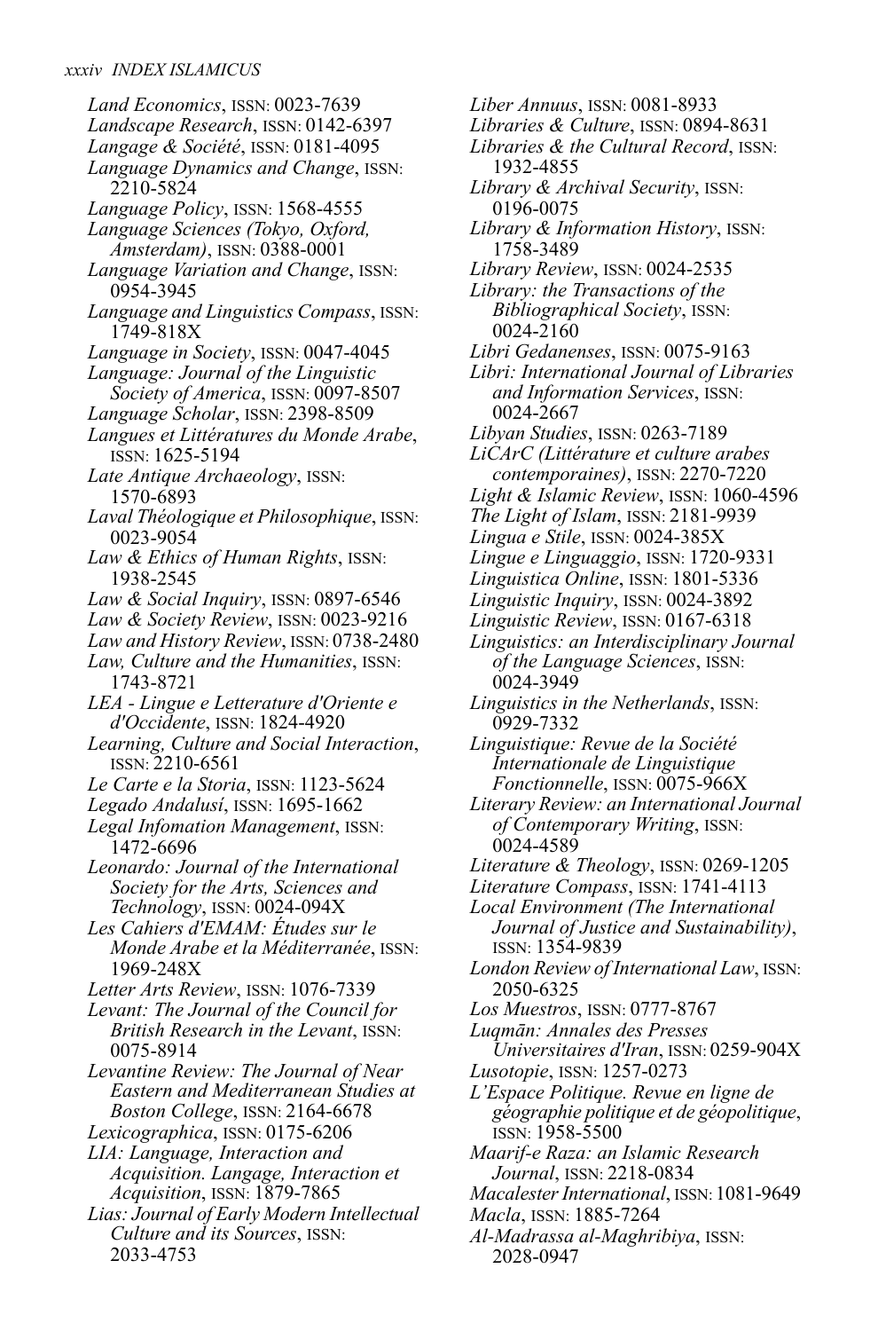*Land Economics*, ISSN: 0023-7639
*Landscape Research*, ISSN: 0142-6397
*Langage & Société*, ISSN: 0181-4095
*Language Dynamics and Change*, ISSN: 2210-5824
*Language Policy*, ISSN: 1568-4555
*Language Sciences (Tokyo, Oxford, Amsterdam)*, ISSN: 0388-0001
*Language Variation and Change*, ISSN: 0954-3945
*Language and Linguistics Compass*, ISSN: 1749-818X
*Language in Society*, ISSN: 0047-4045
*Language: Journal of the Linguistic Society of America*, ISSN: 0097-8507
*Language Scholar*, ISSN: 2398-8509
*Langues et Littératures du Monde Arabe*, ISSN: 1625-5194
*Late Antique Archaeology*, ISSN: 1570-6893
*Laval Théologique et Philosophique*, ISSN: 0023-9054
*Law & Ethics of Human Rights*, ISSN: 1938-2545
*Law & Social Inquiry*, ISSN: 0897-6546
*Law & Society Review*, ISSN: 0023-9216
*Law and History Review*, ISSN: 0738-2480
*Law, Culture and the Humanities*, ISSN: 1743-8721
*LEA - Lingue e Letterature d'Oriente e d'Occidente*, ISSN: 1824-4920
*Learning, Culture and Social Interaction*, ISSN: 2210-6561
*Le Carte e la Storia*, ISSN: 1123-5624
*Legado Andalusí*, ISSN: 1695-1662
*Legal Infomation Management*, ISSN: 1472-6696
*Leonardo: Journal of the International Society for the Arts, Sciences and Technology*, ISSN: 0024-094X
*Les Cahiers d'EMAM: Études sur le Monde Arabe et la Méditerranée*, ISSN: 1969-248X
*Letter Arts Review*, ISSN: 1076-7339
*Levant: The Journal of the Council for British Research in the Levant*, ISSN: 0075-8914
*Levantine Review: The Journal of Near Eastern and Mediterranean Studies at Boston College*, ISSN: 2164-6678
*Lexicographica*, ISSN: 0175-6206
*LIA: Language, Interaction and Acquisition. Langage, Interaction et Acquisition*, ISSN: 1879-7865
*Lias: Journal of Early Modern Intellectual Culture and its Sources*, ISSN: 2033-4753
*Liber Annuus*, ISSN: 0081-8933
*Libraries & Culture*, ISSN: 0894-8631
*Libraries & the Cultural Record*, ISSN: 1932-4855
*Library & Archival Security*, ISSN: 0196-0075
*Library & Information History*, ISSN: 1758-3489
*Library Review*, ISSN: 0024-2535
*Library: the Transactions of the Bibliographical Society*, ISSN: 0024-2160
*Libri Gedanenses*, ISSN: 0075-9163
*Libri: International Journal of Libraries and Information Services*, ISSN: 0024-2667
*Libyan Studies*, ISSN: 0263-7189
*LiCArC (Littérature et culture arabes contemporaines)*, ISSN: 2270-7220
*Light & Islamic Review*, ISSN: 1060-4596
*The Light of Islam*, ISSN: 2181-9939
*Lingua e Stile*, ISSN: 0024-385X
*Lingue e Linguaggio*, ISSN: 1720-9331
*Linguistica Online*, ISSN: 1801-5336
*Linguistic Inquiry*, ISSN: 0024-3892
*Linguistic Review*, ISSN: 0167-6318
*Linguistics: an Interdisciplinary Journal of the Language Sciences*, ISSN: 0024-3949
*Linguistics in the Netherlands*, ISSN: 0929-7332
*Linguistique: Revue de la Société Internationale de Linguistique Fonctionnelle*, ISSN: 0075-966X
*Literary Review: an International Journal of Contemporary Writing*, ISSN: 0024-4589
*Literature & Theology*, ISSN: 0269-1205
*Literature Compass*, ISSN: 1741-4113
*Local Environment (The International Journal of Justice and Sustainability)*, ISSN: 1354-9839
*London Review of International Law*, ISSN: 2050-6325
*Los Muestros*, ISSN: 0777-8767
*Luqmān: Annales des Presses Universitaires d'Iran*, ISSN: 0259-904X
*Lusotopie*, ISSN: 1257-0273
*L'Espace Politique. Revue en ligne de géographie politique et de géopolitique*, ISSN: 1958-5500
*Maarif-e Raza: an Islamic Research Journal*, ISSN: 2218-0834
*Macalester International*, ISSN: 1081-9649
*Macla*, ISSN: 1885-7264
*Al-Madrassa al-Maghribiya*, ISSN: 2028-0947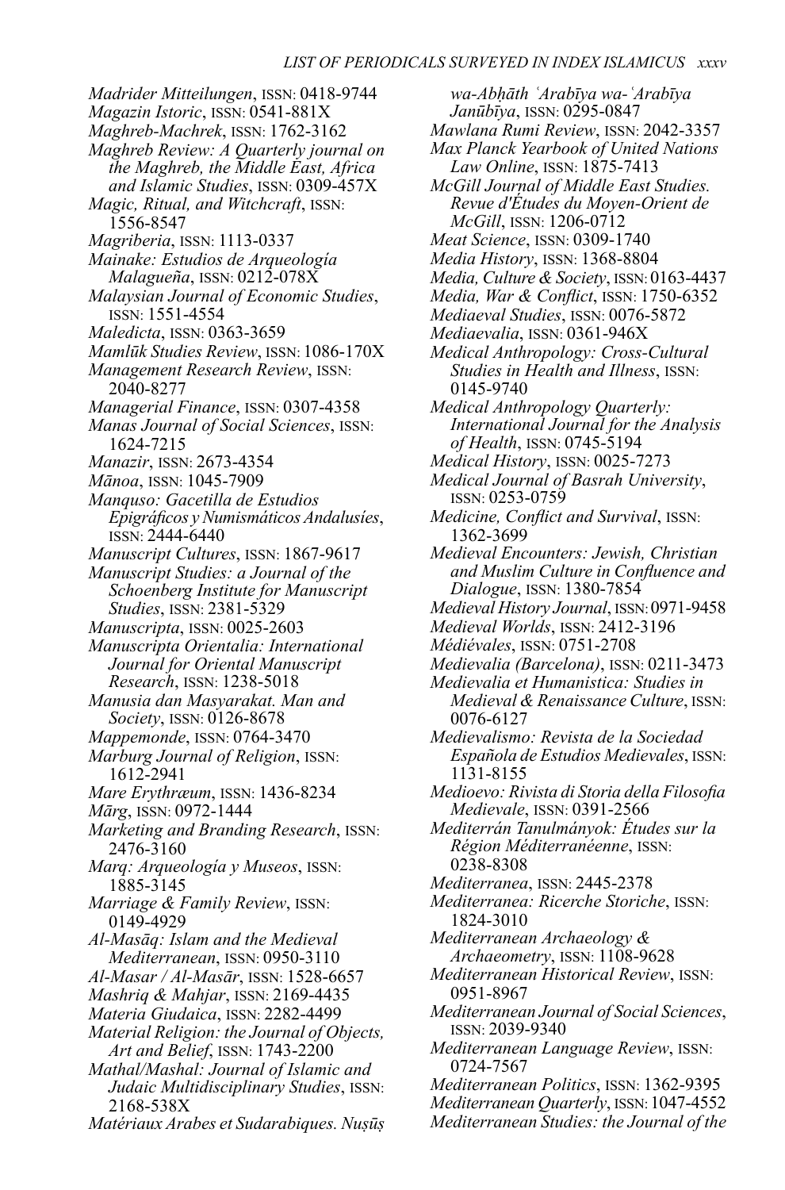*Madrider Mitteilungen*, ISSN: 0418-9744
*Magazin Istoric*, ISSN: 0541-881X
*Maghreb-Machrek*, ISSN: 1762-3162
*Maghreb Review: A Quarterly journal on the Maghreb, the Middle East, Africa and Islamic Studies*, ISSN: 0309-457X
*Magic, Ritual, and Witchcraft*, ISSN: 1556-8547
*Magriberia*, ISSN: 1113-0337
*Mainake: Estudios de Arqueología Malagueña*, ISSN: 0212-078X
*Malaysian Journal of Economic Studies*, ISSN: 1551-4554
*Maledicta*, ISSN: 0363-3659
*Mamlūk Studies Review*, ISSN: 1086-170X
*Management Research Review*, ISSN: 2040-8277
*Managerial Finance*, ISSN: 0307-4358
*Manas Journal of Social Sciences*, ISSN: 1624-7215
*Manazir*, ISSN: 2673-4354
*Mānoa*, ISSN: 1045-7909
*Manquso: Gacetilla de Estudios Epigráficos y Numismáticos Andalusíes*, ISSN: 2444-6440
*Manuscript Cultures*, ISSN: 1867-9617
*Manuscript Studies: a Journal of the Schoenberg Institute for Manuscript Studies*, ISSN: 2381-5329
*Manuscripta*, ISSN: 0025-2603
*Manuscripta Orientalia: International Journal for Oriental Manuscript Research*, ISSN: 1238-5018
*Manusia dan Masyarakat. Man and Society*, ISSN: 0126-8678
*Mappemonde*, ISSN: 0764-3470
*Marburg Journal of Religion*, ISSN: 1612-2941
*Mare Erythræum*, ISSN: 1436-8234
*Mārg*, ISSN: 0972-1444
*Marketing and Branding Research*, ISSN: 2476-3160
*Marq: Arqueología y Museos*, ISSN: 1885-3145
*Marriage & Family Review*, ISSN: 0149-4929
*Al-Masāq: Islam and the Medieval Mediterranean*, ISSN: 0950-3110
*Al-Masar / Al-Masār*, ISSN: 1528-6657
*Mashriq & Mahjar*, ISSN: 2169-4435
*Materia Giudaica*, ISSN: 2282-4499
*Material Religion: the Journal of Objects, Art and Belief*, ISSN: 1743-2200
*Mathal/Mashal: Journal of Islamic and Judaic Multidisciplinary Studies*, ISSN: 2168-538X
*Matériaux Arabes et Sudarabiques. Nuṣūṣ wa-Abḥāth ʿArabīya wa-ʿArabīya Janūbīya*, ISSN: 0295-0847
*Mawlana Rumi Review*, ISSN: 2042-3357
*Max Planck Yearbook of United Nations Law Online*, ISSN: 1875-7413
*McGill Journal of Middle East Studies. Revue d'Études du Moyen-Orient de McGill*, ISSN: 1206-0712
*Meat Science*, ISSN: 0309-1740
*Media History*, ISSN: 1368-8804
*Media, Culture & Society*, ISSN: 0163-4437
*Media, War & Conflict*, ISSN: 1750-6352
*Mediaeval Studies*, ISSN: 0076-5872
*Mediaevalia*, ISSN: 0361-946X
*Medical Anthropology: Cross-Cultural Studies in Health and Illness*, ISSN: 0145-9740
*Medical Anthropology Quarterly: International Journal for the Analysis of Health*, ISSN: 0745-5194
*Medical History*, ISSN: 0025-7273
*Medical Journal of Basrah University*, ISSN: 0253-0759
*Medicine, Conflict and Survival*, ISSN: 1362-3699
*Medieval Encounters: Jewish, Christian and Muslim Culture in Confluence and Dialogue*, ISSN: 1380-7854
*Medieval History Journal*, ISSN: 0971-9458
*Medieval Worlds*, ISSN: 2412-3196
*Médiévales*, ISSN: 0751-2708
*Medievalia (Barcelona)*, ISSN: 0211-3473
*Medievalia et Humanistica: Studies in Medieval & Renaissance Culture*, ISSN: 0076-6127
*Medievalismo: Revista de la Sociedad Española de Estudios Medievales*, ISSN: 1131-8155
*Medioevo: Rivista di Storia della Filosofia Medievale*, ISSN: 0391-2566
*Mediterrán Tanulmányok: Études sur la Région Méditerranéenne*, ISSN: 0238-8308
*Mediterranea*, ISSN: 2445-2378
*Mediterranea: Ricerche Storiche*, ISSN: 1824-3010
*Mediterranean Archaeology & Archaeometry*, ISSN: 1108-9628
*Mediterranean Historical Review*, ISSN: 0951-8967
*Mediterranean Journal of Social Sciences*, ISSN: 2039-9340
*Mediterranean Language Review*, ISSN: 0724-7567
*Mediterranean Politics*, ISSN: 1362-9395
*Mediterranean Quarterly*, ISSN: 1047-4552
*Mediterranean Studies: the Journal of the*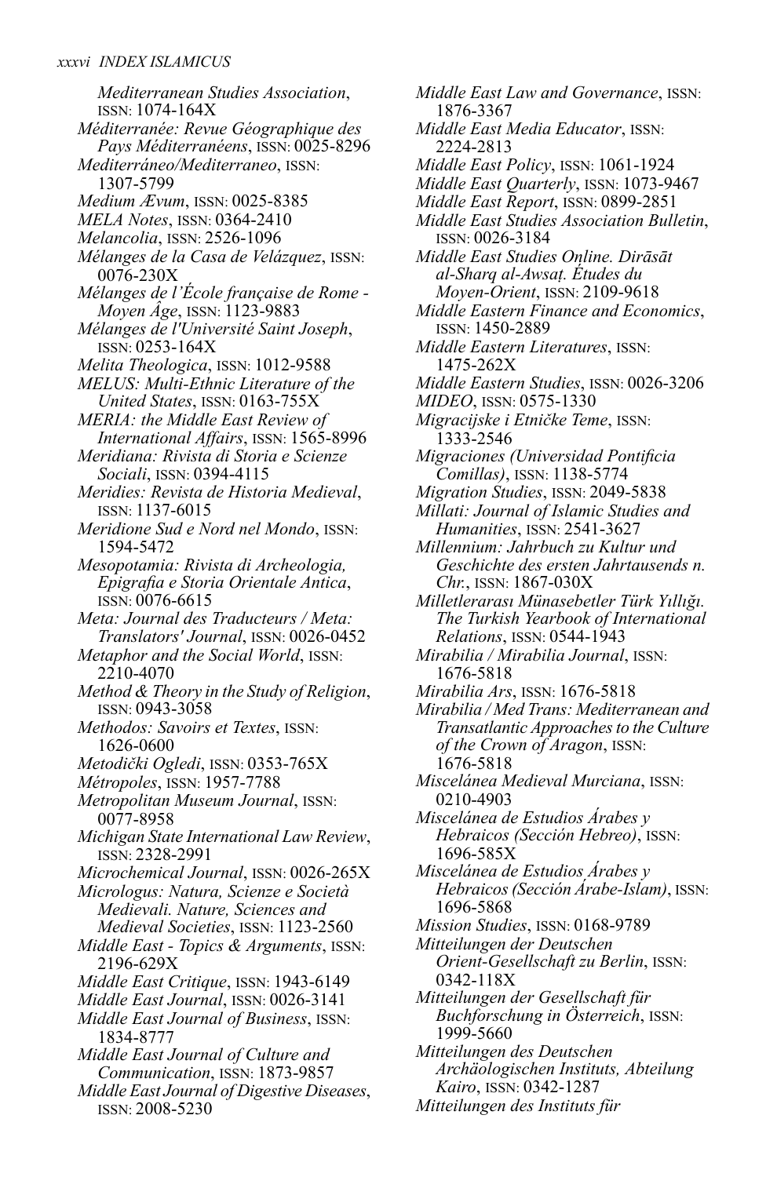*Mediterranean Studies Association*, ISSN: 1074-164X
*Méditerranée: Revue Géographique des Pays Méditerranéens*, ISSN: 0025-8296
*Mediterráneo/Mediterraneo*, ISSN: 1307-5799
*Medium Ævum*, ISSN: 0025-8385
*MELA Notes*, ISSN: 0364-2410
*Melancolia*, ISSN: 2526-1096
*Mélanges de la Casa de Velázquez*, ISSN: 0076-230X
*Mélanges de l'École française de Rome - Moyen Âge*, ISSN: 1123-9883
*Mélanges de l'Université Saint Joseph*, ISSN: 0253-164X
*Melita Theologica*, ISSN: 1012-9588
*MELUS: Multi-Ethnic Literature of the United States*, ISSN: 0163-755X
*MERIA: the Middle East Review of International Affairs*, ISSN: 1565-8996
*Meridiana: Rivista di Storia e Scienze Sociali*, ISSN: 0394-4115
*Meridies: Revista de Historia Medieval*, ISSN: 1137-6015
*Meridione Sud e Nord nel Mondo*, ISSN: 1594-5472
*Mesopotamia: Rivista di Archeologia, Epigrafia e Storia Orientale Antica*, ISSN: 0076-6615
*Meta: Journal des Traducteurs / Meta: Translators' Journal*, ISSN: 0026-0452
*Metaphor and the Social World*, ISSN: 2210-4070
*Method & Theory in the Study of Religion*, ISSN: 0943-3058
*Methodos: Savoirs et Textes*, ISSN: 1626-0600
*Metodički Ogledi*, ISSN: 0353-765X
*Métropoles*, ISSN: 1957-7788
*Metropolitan Museum Journal*, ISSN: 0077-8958
*Michigan State International Law Review*, ISSN: 2328-2991
*Microchemical Journal*, ISSN: 0026-265X
*Micrologus: Natura, Scienze e Società Medievali. Nature, Sciences and Medieval Societies*, ISSN: 1123-2560
*Middle East - Topics & Arguments*, ISSN: 2196-629X
*Middle East Critique*, ISSN: 1943-6149
*Middle East Journal*, ISSN: 0026-3141
*Middle East Journal of Business*, ISSN: 1834-8777
*Middle East Journal of Culture and Communication*, ISSN: 1873-9857
*Middle East Journal of Digestive Diseases*, ISSN: 2008-5230
*Middle East Law and Governance*, ISSN: 1876-3367
*Middle East Media Educator*, ISSN: 2224-2813
*Middle East Policy*, ISSN: 1061-1924
*Middle East Quarterly*, ISSN: 1073-9467
*Middle East Report*, ISSN: 0899-2851
*Middle East Studies Association Bulletin*, ISSN: 0026-3184
*Middle East Studies Online. Dirāsāt al-Sharq al-Awsaṭ. Études du Moyen-Orient*, ISSN: 2109-9618
*Middle Eastern Finance and Economics*, ISSN: 1450-2889
*Middle Eastern Literatures*, ISSN: 1475-262X
*Middle Eastern Studies*, ISSN: 0026-3206
*MIDEO*, ISSN: 0575-1330
*Migracijske i Etničke Teme*, ISSN: 1333-2546
*Migraciones (Universidad Pontificia Comillas)*, ISSN: 1138-5774
*Migration Studies*, ISSN: 2049-5838
*Millati: Journal of Islamic Studies and Humanities*, ISSN: 2541-3627
*Millennium: Jahrbuch zu Kultur und Geschichte des ersten Jahrtausends n. Chr.*, ISSN: 1867-030X
*Milletlerarası Münasebetler Türk Yıllığı. The Turkish Yearbook of International Relations*, ISSN: 0544-1943
*Mirabilia / Mirabilia Journal*, ISSN: 1676-5818
*Mirabilia Ars*, ISSN: 1676-5818
*Mirabilia / Med Trans: Mediterranean and Transatlantic Approaches to the Culture of the Crown of Aragon*, ISSN: 1676-5818
*Miscelánea Medieval Murciana*, ISSN: 0210-4903
*Miscelánea de Estudios Árabes y Hebraicos (Sección Hebreo)*, ISSN: 1696-585X
*Miscelánea de Estudios Árabes y Hebraicos (Sección Árabe-Islam)*, ISSN: 1696-5868
*Mission Studies*, ISSN: 0168-9789
*Mitteilungen der Deutschen Orient-Gesellschaft zu Berlin*, ISSN: 0342-118X
*Mitteilungen der Gesellschaft für Buchforschung in Österreich*, ISSN: 1999-5660
*Mitteilungen des Deutschen Archäologischen Instituts, Abteilung Kairo*, ISSN: 0342-1287
*Mitteilungen des Instituts für*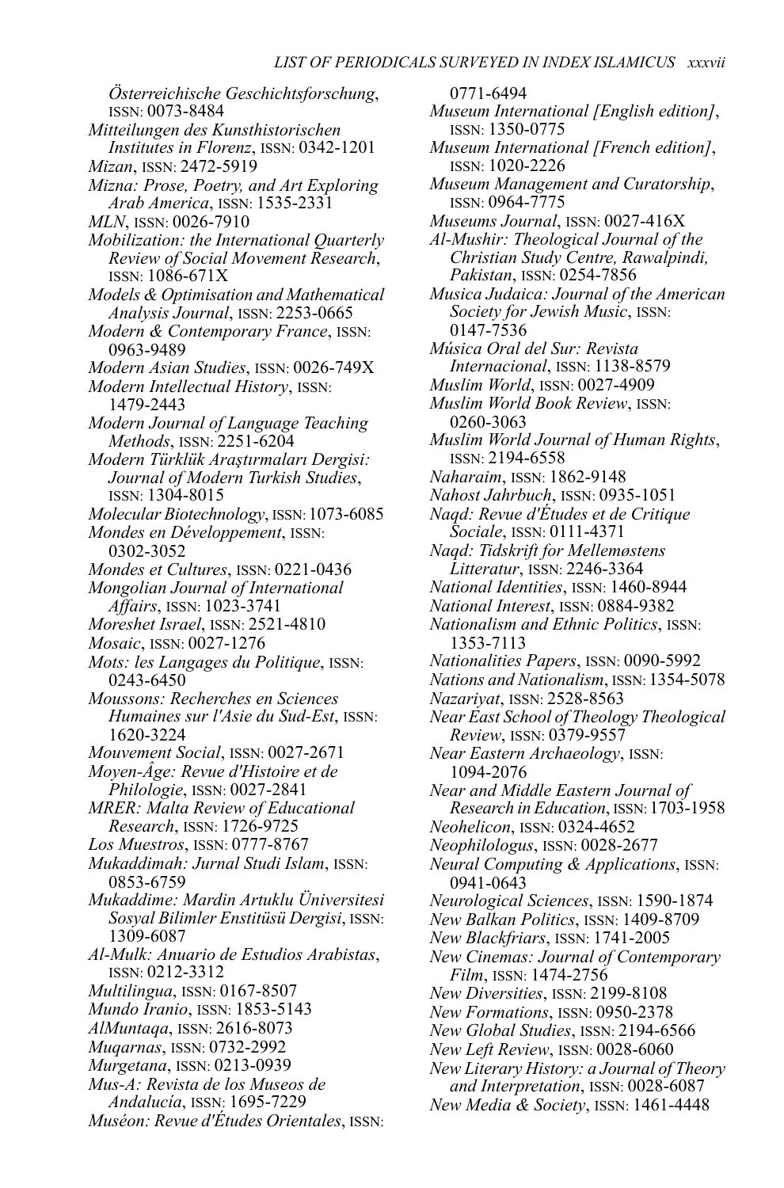*Österreichische Geschichtsforschung*, ISSN: 0073-8484

*Mitteilungen des Kunsthistorischen Institutes in Florenz*, ISSN: 0342-1201

*Mizan*, ISSN: 2472-5919

*Mizna: Prose, Poetry, and Art Exploring Arab America*, ISSN: 1535-2331

*MLN*, ISSN: 0026-7910

*Mobilization: the International Quarterly Review of Social Movement Research*, ISSN: 1086-671X

*Models & Optimisation and Mathematical Analysis Journal*, ISSN: 2253-0665

*Modern & Contemporary France*, ISSN: 0963-9489

*Modern Asian Studies*, ISSN: 0026-749X

*Modern Intellectual History*, ISSN: 1479-2443

*Modern Journal of Language Teaching Methods*, ISSN: 2251-6204

*Modern Türklük Araştırmaları Dergisi: Journal of Modern Turkish Studies*, ISSN: 1304-8015

*Molecular Biotechnology*, ISSN: 1073-6085

*Mondes en Développement*, ISSN: 0302-3052

*Mondes et Cultures*, ISSN: 0221-0436

*Mongolian Journal of International Affairs*, ISSN: 1023-3741

*Moreshet Israel*, ISSN: 2521-4810

*Mosaic*, ISSN: 0027-1276

*Mots: les Langages du Politique*, ISSN: 0243-6450

*Moussons: Recherches en Sciences Humaines sur l'Asie du Sud-Est*, ISSN: 1620-3224

*Mouvement Social*, ISSN: 0027-2671

*Moyen-Âge: Revue d'Histoire et de Philologie*, ISSN: 0027-2841

*MRER: Malta Review of Educational Research*, ISSN: 1726-9725

*Los Muestros*, ISSN: 0777-8767

*Mukaddimah: Jurnal Studi Islam*, ISSN: 0853-6759

*Mukaddime: Mardin Artuklu Üniversitesi Sosyal Bilimler Enstitüsü Dergisi*, ISSN: 1309-6087

*Al-Mulk: Anuario de Estudios Arabistas*, ISSN: 0212-3312

*Multilingua*, ISSN: 0167-8507

*Mundo Iranio*, ISSN: 1853-5143

*AlMuntaqa*, ISSN: 2616-8073

*Muqarnas*, ISSN: 0732-2992

*Murgetana*, ISSN: 0213-0939

*Mus-A: Revista de los Museos de Andalucía*, ISSN: 1695-7229

*Muséon: Revue d'Études Orientales*, ISSN: 0771-6494

*Museum International [English edition]*, ISSN: 1350-0775

*Museum International [French edition]*, ISSN: 1020-2226

*Museum Management and Curatorship*, ISSN: 0964-7775

*Museums Journal*, ISSN: 0027-416X

*Al-Mushir: Theological Journal of the Christian Study Centre, Rawalpindi, Pakistan*, ISSN: 0254-7856

*Musica Judaica: Journal of the American Society for Jewish Music*, ISSN: 0147-7536

*Música Oral del Sur: Revista Internacional*, ISSN: 1138-8579

*Muslim World*, ISSN: 0027-4909

*Muslim World Book Review*, ISSN: 0260-3063

*Muslim World Journal of Human Rights*, ISSN: 2194-6558

*Naharaim*, ISSN: 1862-9148

*Nahost Jahrbuch*, ISSN: 0935-1051

*Naqd: Revue d'Études et de Critique Sociale*, ISSN: 0111-4371

*Naqd: Tidskrift for Mellemøstens Litteratur*, ISSN: 2246-3364

*National Identities*, ISSN: 1460-8944

*National Interest*, ISSN: 0884-9382

*Nationalism and Ethnic Politics*, ISSN: 1353-7113

*Nationalities Papers*, ISSN: 0090-5992

*Nations and Nationalism*, ISSN: 1354-5078

*Nazariyat*, ISSN: 2528-8563

*Near East School of Theology Theological Review*, ISSN: 0379-9557

*Near Eastern Archaeology*, ISSN: 1094-2076

*Near and Middle Eastern Journal of Research in Education*, ISSN: 1703-1958

*Neohelicon*, ISSN: 0324-4652

*Neophilologus*, ISSN: 0028-2677

*Neural Computing & Applications*, ISSN: 0941-0643

*Neurological Sciences*, ISSN: 1590-1874

*New Balkan Politics*, ISSN: 1409-8709

*New Blackfriars*, ISSN: 1741-2005

*New Cinemas: Journal of Contemporary Film*, ISSN: 1474-2756

*New Diversities*, ISSN: 2199-8108

*New Formations*, ISSN: 0950-2378

*New Global Studies*, ISSN: 2194-6566

*New Left Review*, ISSN: 0028-6060

*New Literary History: a Journal of Theory and Interpretation*, ISSN: 0028-6087

*New Media & Society*, ISSN: 1461-4448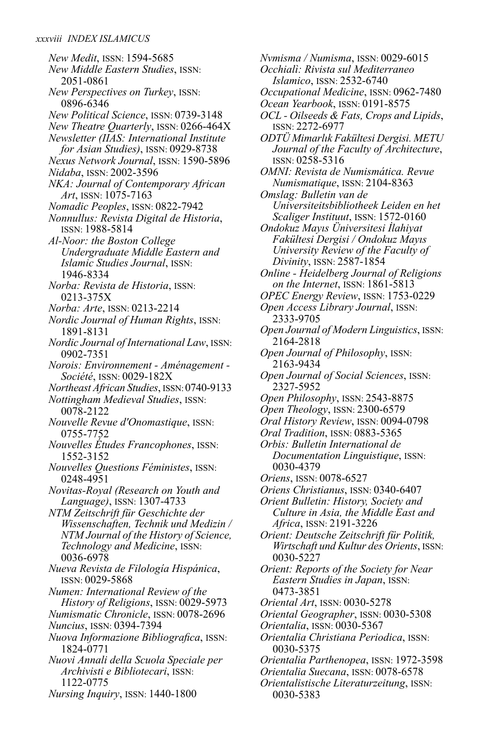*New Medit*, ISSN: 1594-5685
*New Middle Eastern Studies*, ISSN: 2051-0861
*New Perspectives on Turkey*, ISSN: 0896-6346
*New Political Science*, ISSN: 0739-3148
*New Theatre Quarterly*, ISSN: 0266-464X
*Newsletter (IIAS: International Institute for Asian Studies)*, ISSN: 0929-8738
*Nexus Network Journal*, ISSN: 1590-5896
*Nidaba*, ISSN: 2002-3596
*NKA: Journal of Contemporary African Art*, ISSN: 1075-7163
*Nomadic Peoples*, ISSN: 0822-7942
*Nonnullus: Revista Digital de Historia*, ISSN: 1988-5814
*Al-Noor: the Boston College Undergraduate Middle Eastern and Islamic Studies Journal*, ISSN: 1946-8334
*Norba: Revista de Historia*, ISSN: 0213-375X
*Norba: Arte*, ISSN: 0213-2214
*Nordic Journal of Human Rights*, ISSN: 1891-8131
*Nordic Journal of International Law*, ISSN: 0902-7351
*Norois: Environnement - Aménagement - Société*, ISSN: 0029-182X
*Northeast African Studies*, ISSN: 0740-9133
*Nottingham Medieval Studies*, ISSN: 0078-2122
*Nouvelle Revue d'Onomastique*, ISSN: 0755-7752
*Nouvelles Études Francophones*, ISSN: 1552-3152
*Nouvelles Questions Féministes*, ISSN: 0248-4951
*Novitas-Royal (Research on Youth and Language)*, ISSN: 1307-4733
*NTM Zeitschrift für Geschichte der Wissenschaften, Technik und Medizin / NTM Journal of the History of Science, Technology and Medicine*, ISSN: 0036-6978
*Nueva Revista de Filología Hispánica*, ISSN: 0029-5868
*Numen: International Review of the History of Religions*, ISSN: 0029-5973
*Numismatic Chronicle*, ISSN: 0078-2696
*Nuncius*, ISSN: 0394-7394
*Nuova Informazione Bibliografica*, ISSN: 1824-0771
*Nuovi Annali della Scuola Speciale per Archivisti e Bibliotecari*, ISSN: 1122-0775
*Nursing Inquiry*, ISSN: 1440-1800
*Nvmisma / Numisma*, ISSN: 0029-6015
*Occhialì: Rivista sul Mediterraneo Islamico*, ISSN: 2532-6740
*Occupational Medicine*, ISSN: 0962-7480
*Ocean Yearbook*, ISSN: 0191-8575
*OCL - Oilseeds & Fats, Crops and Lipids*, ISSN: 2272-6977
*ODTÜ Mimarlık Fakültesi Dergisi. METU Journal of the Faculty of Architecture*, ISSN: 0258-5316
*OMNI: Revista de Numismática. Revue Numismatique*, ISSN: 2104-8363
*Omslag: Bulletin van de Universiteitsbibliotheek Leiden en het Scaliger Instituut*, ISSN: 1572-0160
*Ondokuz Mayıs Üniversitesi İlahiyat Fakültesi Dergisi / Ondokuz Mayıs University Review of the Faculty of Divinity*, ISSN: 2587-1854
*Online - Heidelberg Journal of Religions on the Internet*, ISSN: 1861-5813
*OPEC Energy Review*, ISSN: 1753-0229
*Open Access Library Journal*, ISSN: 2333-9705
*Open Journal of Modern Linguistics*, ISSN: 2164-2818
*Open Journal of Philosophy*, ISSN: 2163-9434
*Open Journal of Social Sciences*, ISSN: 2327-5952
*Open Philosophy*, ISSN: 2543-8875
*Open Theology*, ISSN: 2300-6579
*Oral History Review*, ISSN: 0094-0798
*Oral Tradition*, ISSN: 0883-5365
*Orbis: Bulletin International de Documentation Linguistique*, ISSN: 0030-4379
*Oriens*, ISSN: 0078-6527
*Oriens Christianus*, ISSN: 0340-6407
*Orient Bulletin: History, Society and Culture in Asia, the Middle East and Africa*, ISSN: 2191-3226
*Orient: Deutsche Zeitschrift für Politik, Wirtschaft und Kultur des Orients*, ISSN: 0030-5227
*Orient: Reports of the Society for Near Eastern Studies in Japan*, ISSN: 0473-3851
*Oriental Art*, ISSN: 0030-5278
*Oriental Geographer*, ISSN: 0030-5308
*Orientalia*, ISSN: 0030-5367
*Orientalia Christiana Periodica*, ISSN: 0030-5375
*Orientalia Parthenopea*, ISSN: 1972-3598
*Orientalia Suecana*, ISSN: 0078-6578
*Orientalistische Literaturzeitung*, ISSN: 0030-5383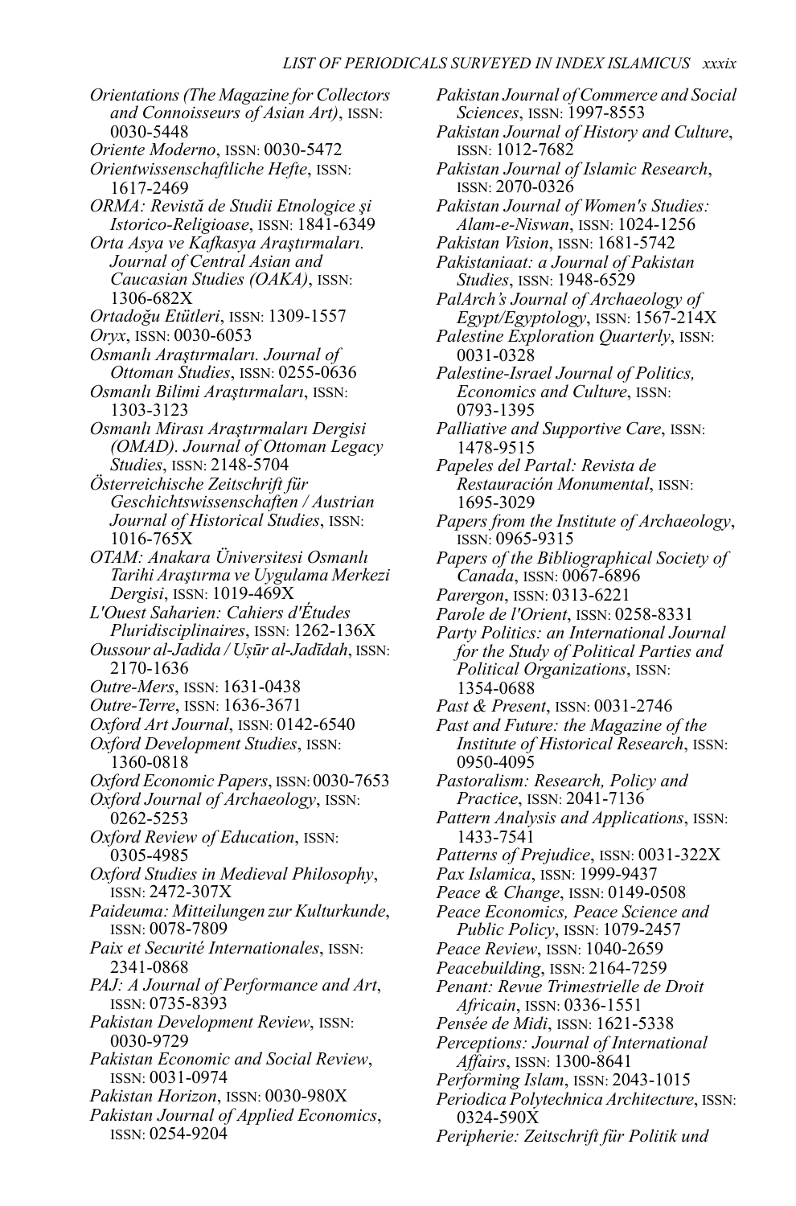*Orientations (The Magazine for Collectors and Connoisseurs of Asian Art)*, ISSN: 0030-5448

*Oriente Moderno*, ISSN: 0030-5472

*Orientwissenschaftliche Hefte*, ISSN: 1617-2469

*ORMA: Revistă de Studii Etnologice şi Istorico-Religioase*, ISSN: 1841-6349

*Orta Asya ve Kafkasya Araştırmaları. Journal of Central Asian and Caucasian Studies (OAKA)*, ISSN: 1306-682X

*Ortadoğu Etütleri*, ISSN: 1309-1557

*Oryx*, ISSN: 0030-6053

*Osmanlı Araştırmaları. Journal of Ottoman Studies*, ISSN: 0255-0636

*Osmanlı Bilimi Araştırmaları*, ISSN: 1303-3123

*Osmanlı Mirası Araştırmaları Dergisi (OMAD). Journal of Ottoman Legacy Studies*, ISSN: 2148-5704

*Österreichische Zeitschrift für Geschichtswissenschaften / Austrian Journal of Historical Studies*, ISSN: 1016-765X

*OTAM: Anakara Üniversitesi Osmanlı Tarihi Araştırma ve Uygulama Merkezi Dergisi*, ISSN: 1019-469X

*L'Ouest Saharien: Cahiers d'Études Pluridisciplinaires*, ISSN: 1262-136X

*Oussour al-Jadida / Uṣūr al-Jadīdah*, ISSN: 2170-1636

*Outre-Mers*, ISSN: 1631-0438

*Outre-Terre*, ISSN: 1636-3671

*Oxford Art Journal*, ISSN: 0142-6540

*Oxford Development Studies*, ISSN: 1360-0818

*Oxford Economic Papers*, ISSN: 0030-7653

*Oxford Journal of Archaeology*, ISSN: 0262-5253

*Oxford Review of Education*, ISSN: 0305-4985

*Oxford Studies in Medieval Philosophy*, ISSN: 2472-307X

*Paideuma: Mitteilungen zur Kulturkunde*, ISSN: 0078-7809

*Paix et Securité Internationales*, ISSN: 2341-0868

*PAJ: A Journal of Performance and Art*, ISSN: 0735-8393

*Pakistan Development Review*, ISSN: 0030-9729

*Pakistan Economic and Social Review*, ISSN: 0031-0974

*Pakistan Horizon*, ISSN: 0030-980X

*Pakistan Journal of Applied Economics*, ISSN: 0254-9204

*Pakistan Journal of Commerce and Social Sciences*, ISSN: 1997-8553

*Pakistan Journal of History and Culture*, ISSN: 1012-7682

*Pakistan Journal of Islamic Research*, ISSN: 2070-0326

*Pakistan Journal of Women's Studies: Alam-e-Niswan*, ISSN: 1024-1256

*Pakistan Vision*, ISSN: 1681-5742

*Pakistaniaat: a Journal of Pakistan Studies*, ISSN: 1948-6529

*PalArch's Journal of Archaeology of Egypt/Egyptology*, ISSN: 1567-214X

*Palestine Exploration Quarterly*, ISSN: 0031-0328

*Palestine-Israel Journal of Politics, Economics and Culture*, ISSN: 0793-1395

*Palliative and Supportive Care*, ISSN: 1478-9515

*Papeles del Partal: Revista de Restauración Monumental*, ISSN: 1695-3029

*Papers from the Institute of Archaeology*, ISSN: 0965-9315

*Papers of the Bibliographical Society of Canada*, ISSN: 0067-6896

*Parergon*, ISSN: 0313-6221

*Parole de l'Orient*, ISSN: 0258-8331

*Party Politics: an International Journal for the Study of Political Parties and Political Organizations*, ISSN: 1354-0688

*Past & Present*, ISSN: 0031-2746

*Past and Future: the Magazine of the Institute of Historical Research*, ISSN: 0950-4095

*Pastoralism: Research, Policy and Practice*, ISSN: 2041-7136

*Pattern Analysis and Applications*, ISSN: 1433-7541

*Patterns of Prejudice*, ISSN: 0031-322X

*Pax Islamica*, ISSN: 1999-9437

*Peace & Change*, ISSN: 0149-0508

*Peace Economics, Peace Science and Public Policy*, ISSN: 1079-2457

*Peace Review*, ISSN: 1040-2659

*Peacebuilding*, ISSN: 2164-7259

*Penant: Revue Trimestrielle de Droit Africain*, ISSN: 0336-1551

*Pensée de Midi*, ISSN: 1621-5338

*Perceptions: Journal of International Affairs*, ISSN: 1300-8641

*Performing Islam*, ISSN: 2043-1015

*Periodica Polytechnica Architecture*, ISSN: 0324-590X

*Peripherie: Zeitschrift für Politik und*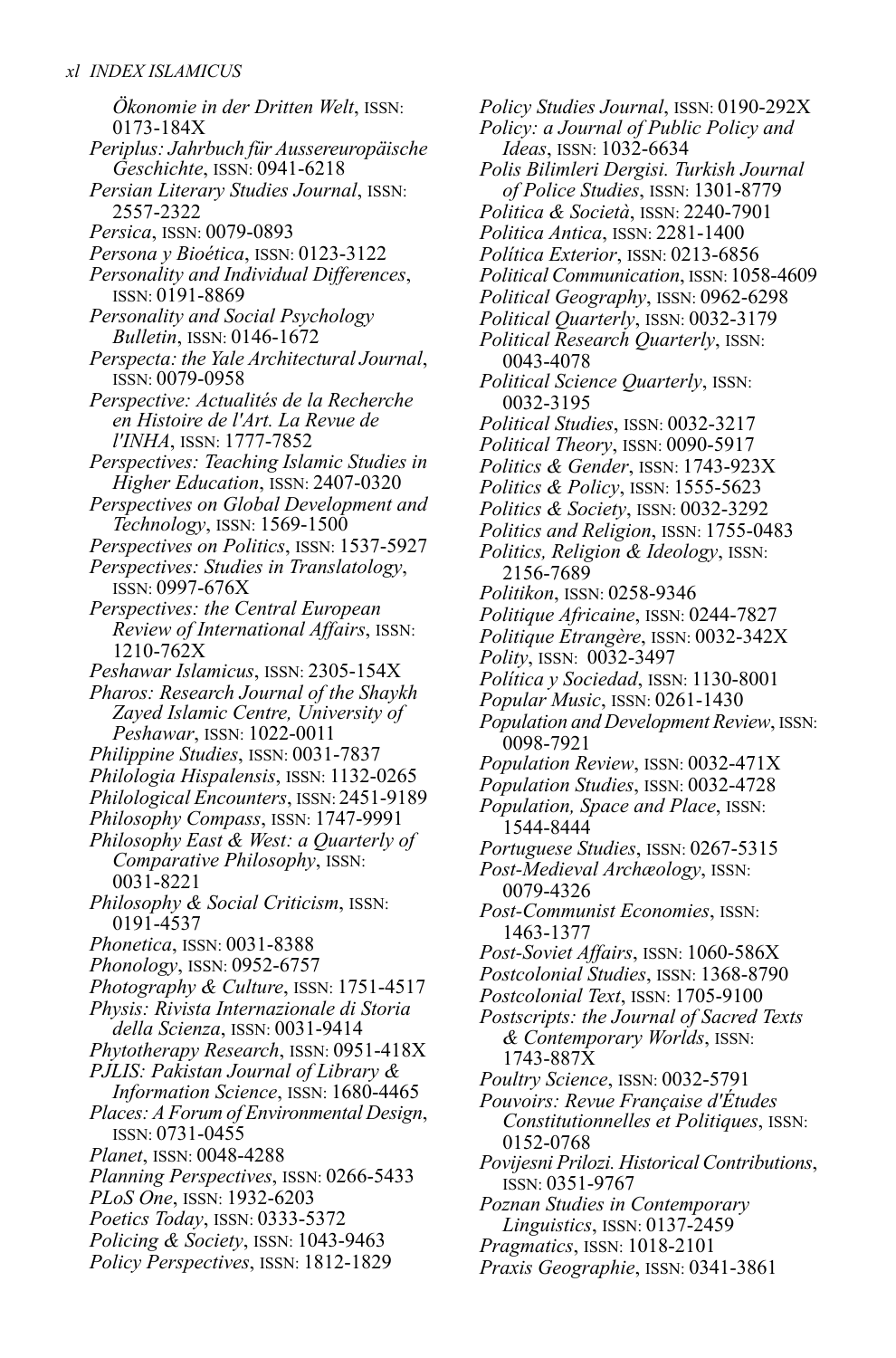*Ökonomie in der Dritten Welt*, ISSN: 0173-184X
*Periplus: Jahrbuch für Aussereuropäische Geschichte*, ISSN: 0941-6218
*Persian Literary Studies Journal*, ISSN: 2557-2322
*Persica*, ISSN: 0079-0893
*Persona y Bioética*, ISSN: 0123-3122
*Personality and Individual Differences*, ISSN: 0191-8869
*Personality and Social Psychology Bulletin*, ISSN: 0146-1672
*Perspecta: the Yale Architectural Journal*, ISSN: 0079-0958
*Perspective: Actualités de la Recherche en Histoire de l'Art. La Revue de l'INHA*, ISSN: 1777-7852
*Perspectives: Teaching Islamic Studies in Higher Education*, ISSN: 2407-0320
*Perspectives on Global Development and Technology*, ISSN: 1569-1500
*Perspectives on Politics*, ISSN: 1537-5927
*Perspectives: Studies in Translatology*, ISSN: 0997-676X
*Perspectives: the Central European Review of International Affairs*, ISSN: 1210-762X
*Peshawar Islamicus*, ISSN: 2305-154X
*Pharos: Research Journal of the Shaykh Zayed Islamic Centre, University of Peshawar*, ISSN: 1022-0011
*Philippine Studies*, ISSN: 0031-7837
*Philologia Hispalensis*, ISSN: 1132-0265
*Philological Encounters*, ISSN: 2451-9189
*Philosophy Compass*, ISSN: 1747-9991
*Philosophy East & West: a Quarterly of Comparative Philosophy*, ISSN: 0031-8221
*Philosophy & Social Criticism*, ISSN: 0191-4537
*Phonetica*, ISSN: 0031-8388
*Phonology*, ISSN: 0952-6757
*Photography & Culture*, ISSN: 1751-4517
*Physis: Rivista Internazionale di Storia della Scienza*, ISSN: 0031-9414
*Phytotherapy Research*, ISSN: 0951-418X
*PJLIS: Pakistan Journal of Library & Information Science*, ISSN: 1680-4465
*Places: A Forum of Environmental Design*, ISSN: 0731-0455
*Planet*, ISSN: 0048-4288
*Planning Perspectives*, ISSN: 0266-5433
*PLoS One*, ISSN: 1932-6203
*Poetics Today*, ISSN: 0333-5372
*Policing & Society*, ISSN: 1043-9463
*Policy Perspectives*, ISSN: 1812-1829
*Policy Studies Journal*, ISSN: 0190-292X
*Policy: a Journal of Public Policy and Ideas*, ISSN: 1032-6634
*Polis Bilimleri Dergisi. Turkish Journal of Police Studies*, ISSN: 1301-8779
*Politica & Società*, ISSN: 2240-7901
*Politica Antica*, ISSN: 2281-1400
*Política Exterior*, ISSN: 0213-6856
*Political Communication*, ISSN: 1058-4609
*Political Geography*, ISSN: 0962-6298
*Political Quarterly*, ISSN: 0032-3179
*Political Research Quarterly*, ISSN: 0043-4078
*Political Science Quarterly*, ISSN: 0032-3195
*Political Studies*, ISSN: 0032-3217
*Political Theory*, ISSN: 0090-5917
*Politics & Gender*, ISSN: 1743-923X
*Politics & Policy*, ISSN: 1555-5623
*Politics & Society*, ISSN: 0032-3292
*Politics and Religion*, ISSN: 1755-0483
*Politics, Religion & Ideology*, ISSN: 2156-7689
*Politikon*, ISSN: 0258-9346
*Politique Africaine*, ISSN: 0244-7827
*Politique Étrangère*, ISSN: 0032-342X
*Polity*, ISSN: 0032-3497
*Política y Sociedad*, ISSN: 1130-8001
*Popular Music*, ISSN: 0261-1430
*Population and Development Review*, ISSN: 0098-7921
*Population Review*, ISSN: 0032-471X
*Population Studies*, ISSN: 0032-4728
*Population, Space and Place*, ISSN: 1544-8444
*Portuguese Studies*, ISSN: 0267-5315
*Post-Medieval Archæology*, ISSN: 0079-4326
*Post-Communist Economies*, ISSN: 1463-1377
*Post-Soviet Affairs*, ISSN: 1060-586X
*Postcolonial Studies*, ISSN: 1368-8790
*Postcolonial Text*, ISSN: 1705-9100
*Postscripts: the Journal of Sacred Texts & Contemporary Worlds*, ISSN: 1743-887X
*Poultry Science*, ISSN: 0032-5791
*Pouvoirs: Revue Française d'Études Constitutionnelles et Politiques*, ISSN: 0152-0768
*Povijesni Prilozi. Historical Contributions*, ISSN: 0351-9767
*Poznan Studies in Contemporary Linguistics*, ISSN: 0137-2459
*Pragmatics*, ISSN: 1018-2101
*Praxis Geographie*, ISSN: 0341-3861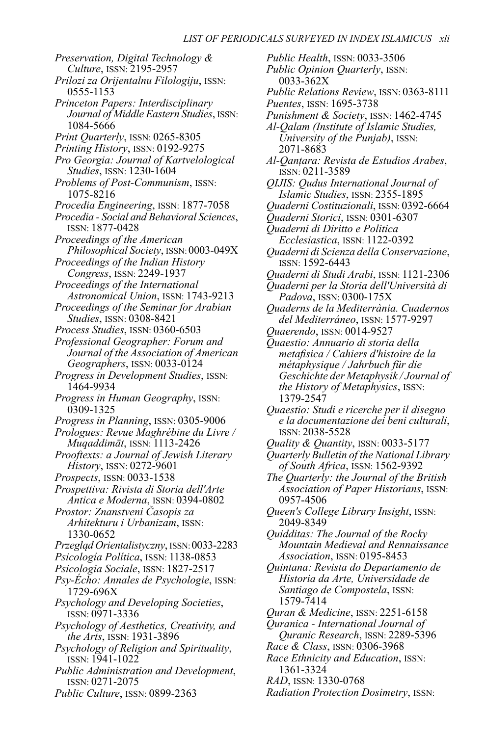*Preservation, Digital Technology & Culture*, ISSN: 2195-2957

*Prilozi za Orijentalnu Filologiju*, ISSN: 0555-1153

*Princeton Papers: Interdisciplinary Journal of Middle Eastern Studies*, ISSN: 1084-5666

*Print Quarterly*, ISSN: 0265-8305

*Printing History*, ISSN: 0192-9275

*Pro Georgia: Journal of Kartvelological Studies*, ISSN: 1230-1604

*Problems of Post-Communism*, ISSN: 1075-8216

*Procedia Engineering*, ISSN: 1877-7058

*Procedia - Social and Behavioral Sciences*, ISSN: 1877-0428

*Proceedings of the American Philosophical Society*, ISSN: 0003-049X

*Proceedings of the Indian History Congress*, ISSN: 2249-1937

*Proceedings of the International Astronomical Union*, ISSN: 1743-9213

*Proceedings of the Seminar for Arabian Studies*, ISSN: 0308-8421

*Process Studies*, ISSN: 0360-6503

*Professional Geographer: Forum and Journal of the Association of American Geographers*, ISSN: 0033-0124

*Progress in Development Studies*, ISSN: 1464-9934

*Progress in Human Geography*, ISSN: 0309-1325

*Progress in Planning*, ISSN: 0305-9006

*Prologues: Revue Maghrébine du Livre / Muqaddimāt*, ISSN: 1113-2426

*Prooftexts: a Journal of Jewish Literary History*, ISSN: 0272-9601

*Prospects*, ISSN: 0033-1538

*Prospettiva: Rivista di Storia dell'Arte Antica e Moderna*, ISSN: 0394-0802

*Prostor: Znanstveni Časopis za Arhitekturu i Urbanizam*, ISSN: 1330-0652

*Przegląd Orientalistyczny*, ISSN: 0033-2283

*Psicología Política*, ISSN: 1138-0853

*Psicologia Sociale*, ISSN: 1827-2517

*Psy-Écho: Annales de Psychologie*, ISSN: 1729-696X

*Psychology and Developing Societies*, ISSN: 0971-3336

*Psychology of Aesthetics, Creativity, and the Arts*, ISSN: 1931-3896

*Psychology of Religion and Spirituality*, ISSN: 1941-1022

*Public Administration and Development*, ISSN: 0271-2075

*Public Culture*, ISSN: 0899-2363

*Public Health*, ISSN: 0033-3506

*Public Opinion Quarterly*, ISSN: 0033-362X

*Public Relations Review*, ISSN: 0363-8111

*Puentes*, ISSN: 1695-3738

*Punishment & Society*, ISSN: 1462-4745

*Al-Qalam (Institute of Islamic Studies, University of the Punjab)*, ISSN: 2071-8683

*Al-Qanṭara: Revista de Estudios Arabes*, ISSN: 0211-3589

*QIJIS: Qudus International Journal of Islamic Studies*, ISSN: 2355-1895

*Quaderni Costituzionali*, ISSN: 0392-6664

*Quaderni Storici*, ISSN: 0301-6307

*Quaderni di Diritto e Politica Ecclesiastica*, ISSN: 1122-0392

*Quaderni di Scienza della Conservazione*, ISSN: 1592-6443

*Quaderni di Studi Arabi*, ISSN: 1121-2306

*Quaderni per la Storia dell'Università di Padova*, ISSN: 0300-175X

*Quaderns de la Mediterrània. Cuadernos del Mediterráneo*, ISSN: 1577-9297

*Quaerendo*, ISSN: 0014-9527

*Quaestio: Annuario di storia della metafisica / Cahiers d'histoire de la métaphysique / Jahrbuch für die Geschichte der Metaphysik / Journal of the History of Metaphysics*, ISSN: 1379-2547

*Quaestio: Studi e ricerche per il disegno e la documentazione dei beni culturali*, ISSN: 2038-5528

*Quality & Quantity*, ISSN: 0033-5177

*Quarterly Bulletin of the National Library of South Africa*, ISSN: 1562-9392

*The Quarterly: the Journal of the British Association of Paper Historians*, ISSN: 0957-4506

*Queen's College Library Insight*, ISSN: 2049-8349

*Quidditas: The Journal of the Rocky Mountain Medieval and Rennaissance Association*, ISSN: 0195-8453

*Quintana: Revista do Departamento de Historia da Arte, Universidade de Santiago de Compostela*, ISSN: 1579-7414

*Quran & Medicine*, ISSN: 2251-6158

*Quranica - International Journal of Quranic Research*, ISSN: 2289-5396

*Race & Class*, ISSN: 0306-3968

*Race Ethnicity and Education*, ISSN: 1361-3324

*RAD*, ISSN: 1330-0768

*Radiation Protection Dosimetry*, ISSN: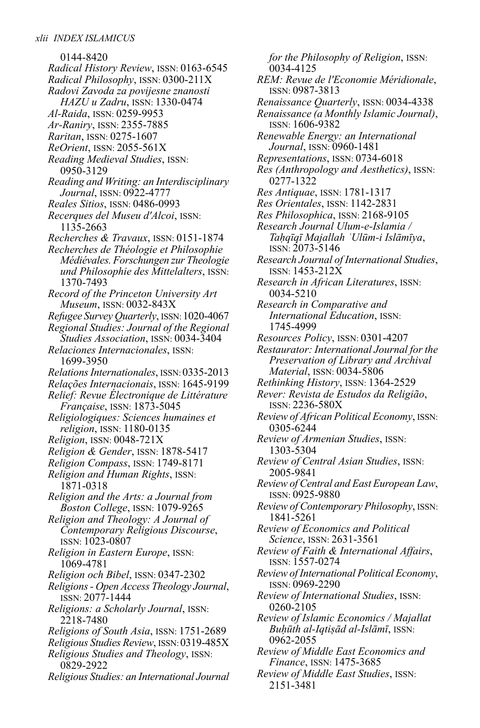0144-8420

*Radical History Review*, ISSN: 0163-6545

*Radical Philosophy*, ISSN: 0300-211X

*Radovi Zavoda za povijesne znanosti HAZU u Zadru*, ISSN: 1330-0474

*Al-Raida*, ISSN: 0259-9953

*Ar-Raniry*, ISSN: 2355-7885

*Raritan*, ISSN: 0275-1607

*ReOrient*, ISSN: 2055-561X

*Reading Medieval Studies*, ISSN: 0950-3129

*Reading and Writing: an Interdisciplinary Journal*, ISSN: 0922-4777

*Reales Sitios*, ISSN: 0486-0993

*Recerques del Museu d'Alcoi*, ISSN: 1135-2663

*Recherches & Travaux*, ISSN: 0151-1874

*Recherches de Théologie et Philosophie Médiévales. Forschungen zur Theologie und Philosophie des Mittelalters*, ISSN: 1370-7493

*Record of the Princeton University Art Museum*, ISSN: 0032-843X

*Refugee Survey Quarterly*, ISSN: 1020-4067

*Regional Studies: Journal of the Regional Studies Association*, ISSN: 0034-3404

*Relaciones Internacionales*, ISSN: 1699-3950

*Relations Internationales*, ISSN: 0335-2013

*Relações Internacionais*, ISSN: 1645-9199

*Relief: Revue Électronique de Littérature Française*, ISSN: 1873-5045

*Religiologiques: Sciences humaines et religion*, ISSN: 1180-0135

*Religion*, ISSN: 0048-721X

*Religion & Gender*, ISSN: 1878-5417

*Religion Compass*, ISSN: 1749-8171

*Religion and Human Rights*, ISSN: 1871-0318

*Religion and the Arts: a Journal from Boston College*, ISSN: 1079-9265

*Religion and Theology: A Journal of Contemporary Religious Discourse*, ISSN: 1023-0807

*Religion in Eastern Europe*, ISSN: 1069-4781

*Religion och Bibel*, ISSN: 0347-2302

*Religions - Open Access Theology Journal*, ISSN: 2077-1444

*Religions: a Scholarly Journal*, ISSN: 2218-7480

*Religions of South Asia*, ISSN: 1751-2689

*Religious Studies Review*, ISSN: 0319-485X

*Religious Studies and Theology*, ISSN: 0829-2922

*Religious Studies: an International Journal for the Philosophy of Religion*, ISSN: 0034-4125

*REM: Revue de l'Economie Méridionale*, ISSN: 0987-3813

*Renaissance Quarterly*, ISSN: 0034-4338

*Renaissance (a Monthly Islamic Journal)*, ISSN: 1606-9382

*Renewable Energy: an International Journal*, ISSN: 0960-1481

*Representations*, ISSN: 0734-6018

*Res (Anthropology and Aesthetics)*, ISSN: 0277-1322

*Res Antiquae*, ISSN: 1781-1317

*Res Orientales*, ISSN: 1142-2831

*Res Philosophica*, ISSN: 2168-9105

*Research Journal Ulum-e-Islamia / Taḥqīqī Majallah ʿUlūm-i Islāmīya*, ISSN: 2073-5146

*Research Journal of International Studies*, ISSN: 1453-212X

*Research in African Literatures*, ISSN: 0034-5210

*Research in Comparative and International Education*, ISSN: 1745-4999

*Resources Policy*, ISSN: 0301-4207

*Restaurator: International Journal for the Preservation of Library and Archival Material*, ISSN: 0034-5806

*Rethinking History*, ISSN: 1364-2529

*Rever: Revista de Estudos da Religião*, ISSN: 2236-580X

*Review of African Political Economy*, ISSN: 0305-6244

*Review of Armenian Studies*, ISSN: 1303-5304

*Review of Central Asian Studies*, ISSN: 2005-9841

*Review of Central and East European Law*, ISSN: 0925-9880

*Review of Contemporary Philosophy*, ISSN: 1841-5261

*Review of Economics and Political Science*, ISSN: 2631-3561

*Review of Faith & International Affairs*, ISSN: 1557-0274

*Review of International Political Economy*, ISSN: 0969-2290

*Review of International Studies*, ISSN: 0260-2105

*Review of Islamic Economics / Majallat Buḥūth al-Iqtiṣād al-Islāmī*, ISSN: 0962-2055

*Review of Middle East Economics and Finance*, ISSN: 1475-3685

*Review of Middle East Studies*, ISSN: 2151-3481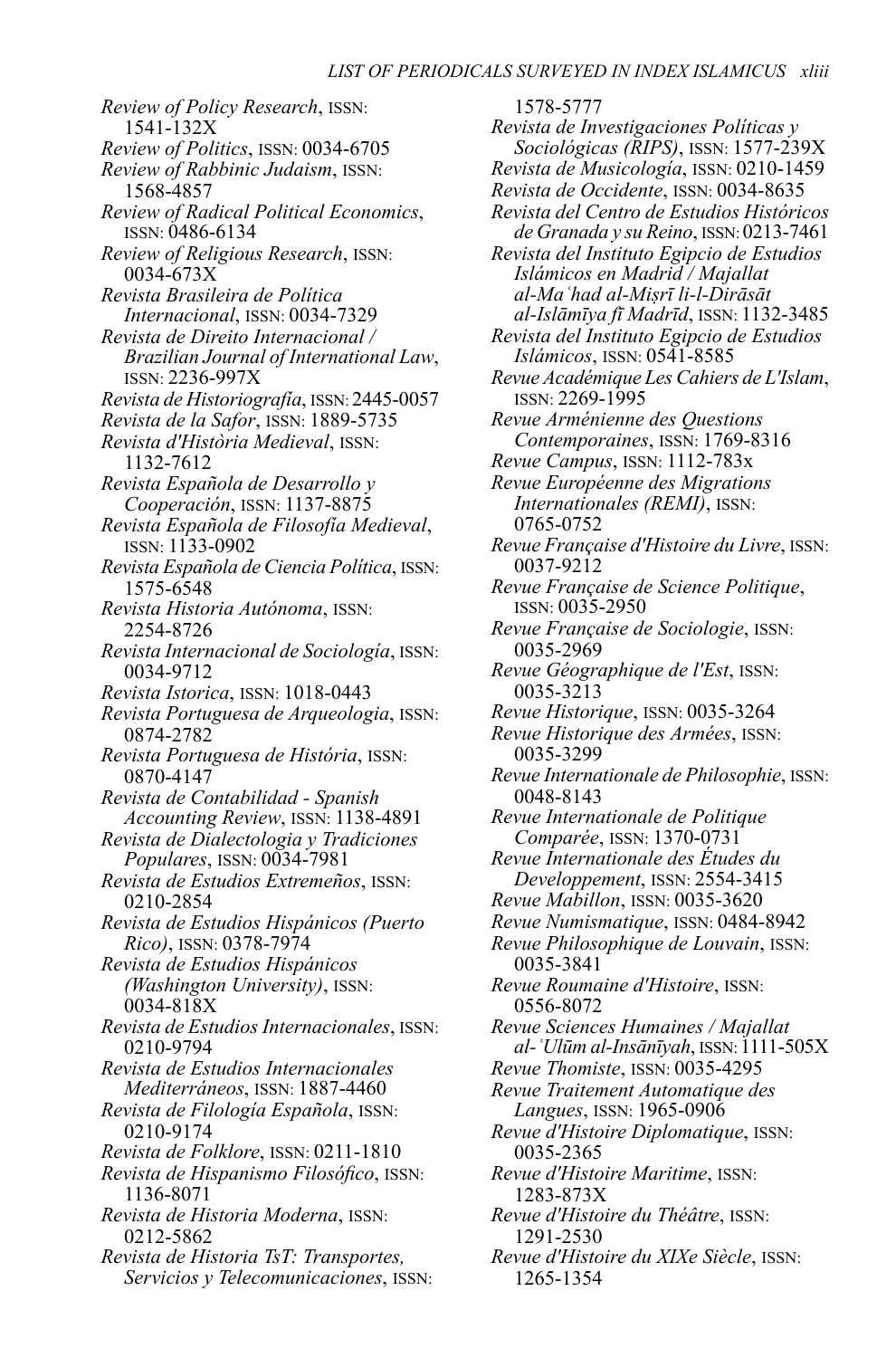*Review of Policy Research*, ISSN: 1541-132X
*Review of Politics*, ISSN: 0034-6705
*Review of Rabbinic Judaism*, ISSN: 1568-4857
*Review of Radical Political Economics*, ISSN: 0486-6134
*Review of Religious Research*, ISSN: 0034-673X
*Revista Brasileira de Política Internacional*, ISSN: 0034-7329
*Revista de Direito Internacional / Brazilian Journal of International Law*, ISSN: 2236-997X
*Revista de Historiografía*, ISSN: 2445-0057
*Revista de la Safor*, ISSN: 1889-5735
*Revista d'Història Medieval*, ISSN: 1132-7612
*Revista Española de Desarrollo y Cooperación*, ISSN: 1137-8875
*Revista Española de Filosofía Medieval*, ISSN: 1133-0902
*Revista Española de Ciencia Política*, ISSN: 1575-6548
*Revista Historia Autónoma*, ISSN: 2254-8726
*Revista Internacional de Sociología*, ISSN: 0034-9712
*Revista Istorica*, ISSN: 1018-0443
*Revista Portuguesa de Arqueologia*, ISSN: 0874-2782
*Revista Portuguesa de História*, ISSN: 0870-4147
*Revista de Contabilidad - Spanish Accounting Review*, ISSN: 1138-4891
*Revista de Dialectologia y Tradiciones Populares*, ISSN: 0034-7981
*Revista de Estudios Extremeños*, ISSN: 0210-2854
*Revista de Estudios Hispánicos (Puerto Rico)*, ISSN: 0378-7974
*Revista de Estudios Hispánicos (Washington University)*, ISSN: 0034-818X
*Revista de Estudios Internacionales*, ISSN: 0210-9794
*Revista de Estudios Internacionales Mediterráneos*, ISSN: 1887-4460
*Revista de Filología Española*, ISSN: 0210-9174
*Revista de Folklore*, ISSN: 0211-1810
*Revista de Hispanismo Filosófico*, ISSN: 1136-8071
*Revista de Historia Moderna*, ISSN: 0212-5862
*Revista de Historia TsT: Transportes, Servicios y Telecomunicaciones*, ISSN: 1578-5777
*Revista de Investigaciones Políticas y Sociológicas (RIPS)*, ISSN: 1577-239X
*Revista de Musicología*, ISSN: 0210-1459
*Revista de Occidente*, ISSN: 0034-8635
*Revista del Centro de Estudios Históricos de Granada y su Reino*, ISSN: 0213-7461
*Revista del Instituto Egipcio de Estudios Islámicos en Madrid / Majallat al-Maʿhad al-Miṣrī li-l-Dirāsāt al-Islāmīya fī Madrīd*, ISSN: 1132-3485
*Revista del Instituto Egipcio de Estudios Islámicos*, ISSN: 0541-8585
*Revue Académique Les Cahiers de L'Islam*, ISSN: 2269-1995
*Revue Arménienne des Questions Contemporaines*, ISSN: 1769-8316
*Revue Campus*, ISSN: 1112-783x
*Revue Européenne des Migrations Internationales (REMI)*, ISSN: 0765-0752
*Revue Française d'Histoire du Livre*, ISSN: 0037-9212
*Revue Française de Science Politique*, ISSN: 0035-2950
*Revue Française de Sociologie*, ISSN: 0035-2969
*Revue Géographique de l'Est*, ISSN: 0035-3213
*Revue Historique*, ISSN: 0035-3264
*Revue Historique des Armées*, ISSN: 0035-3299
*Revue Internationale de Philosophie*, ISSN: 0048-8143
*Revue Internationale de Politique Comparée*, ISSN: 1370-0731
*Revue Internationale des Études du Developpement*, ISSN: 2554-3415
*Revue Mabillon*, ISSN: 0035-3620
*Revue Numismatique*, ISSN: 0484-8942
*Revue Philosophique de Louvain*, ISSN: 0035-3841
*Revue Roumaine d'Histoire*, ISSN: 0556-8072
*Revue Sciences Humaines / Majallat al-ʿUlūm al-Insānīyah*, ISSN: 1111-505X
*Revue Thomiste*, ISSN: 0035-4295
*Revue Traitement Automatique des Langues*, ISSN: 1965-0906
*Revue d'Histoire Diplomatique*, ISSN: 0035-2365
*Revue d'Histoire Maritime*, ISSN: 1283-873X
*Revue d'Histoire du Théâtre*, ISSN: 1291-2530
*Revue d'Histoire du XIXe Siècle*, ISSN: 1265-1354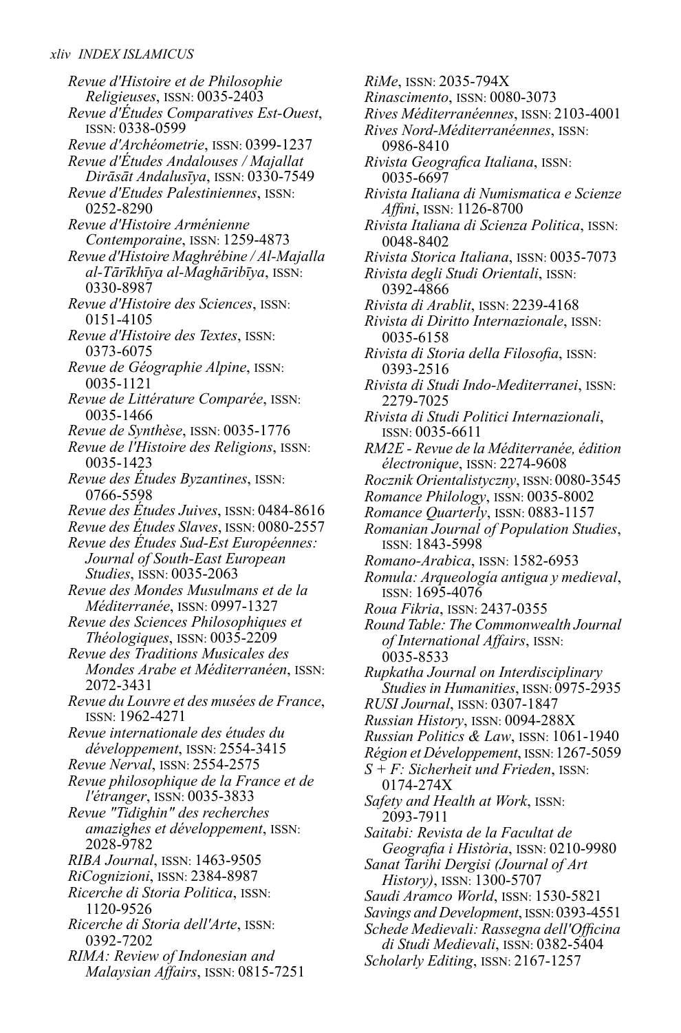*Revue d'Histoire et de Philosophie Religieuses*, ISSN: 0035-2403
*Revue d'Études Comparatives Est-Ouest*, ISSN: 0338-0599
*Revue d'Archéometrie*, ISSN: 0399-1237
*Revue d'Études Andalouses / Majallat Dirāsāt Andalusīya*, ISSN: 0330-7549
*Revue d'Etudes Palestiniennes*, ISSN: 0252-8290
*Revue d'Histoire Arménienne Contemporaine*, ISSN: 1259-4873
*Revue d'Histoire Maghrébine / Al-Majalla al-Tārīkhīya al-Maghāribīya*, ISSN: 0330-8987
*Revue d'Histoire des Sciences*, ISSN: 0151-4105
*Revue d'Histoire des Textes*, ISSN: 0373-6075
*Revue de Géographie Alpine*, ISSN: 0035-1121
*Revue de Littérature Comparée*, ISSN: 0035-1466
*Revue de Synthèse*, ISSN: 0035-1776
*Revue de l'Histoire des Religions*, ISSN: 0035-1423
*Revue des Études Byzantines*, ISSN: 0766-5598
*Revue des Études Juives*, ISSN: 0484-8616
*Revue des Études Slaves*, ISSN: 0080-2557
*Revue des Études Sud-Est Européennes: Journal of South-East European Studies*, ISSN: 0035-2063
*Revue des Mondes Musulmans et de la Méditerranée*, ISSN: 0997-1327
*Revue des Sciences Philosophiques et Théologiques*, ISSN: 0035-2209
*Revue des Traditions Musicales des Mondes Arabe et Méditerranéen*, ISSN: 2072-3431
*Revue du Louvre et des musées de France*, ISSN: 1962-4271
*Revue internationale des études du développement*, ISSN: 2554-3415
*Revue Nerval*, ISSN: 2554-2575
*Revue philosophique de la France et de l'étranger*, ISSN: 0035-3833
*Revue "Tidighin" des recherches amazighes et développement*, ISSN: 2028-9782
*RIBA Journal*, ISSN: 1463-9505
*RiCognizioni*, ISSN: 2384-8987
*Ricerche di Storia Politica*, ISSN: 1120-9526
*Ricerche di Storia dell'Arte*, ISSN: 0392-7202
*RIMA: Review of Indonesian and Malaysian Affairs*, ISSN: 0815-7251
*RiMe*, ISSN: 2035-794X
*Rinascimento*, ISSN: 0080-3073
*Rives Méditerranéennes*, ISSN: 2103-4001
*Rives Nord-Méditerranéennes*, ISSN: 0986-8410
*Rivista Geografica Italiana*, ISSN: 0035-6697
*Rivista Italiana di Numismatica e Scienze Affini*, ISSN: 1126-8700
*Rivista Italiana di Scienza Politica*, ISSN: 0048-8402
*Rivista Storica Italiana*, ISSN: 0035-7073
*Rivista degli Studi Orientali*, ISSN: 0392-4866
*Rivista di Arablit*, ISSN: 2239-4168
*Rivista di Diritto Internazionale*, ISSN: 0035-6158
*Rivista di Storia della Filosofia*, ISSN: 0393-2516
*Rivista di Studi Indo-Mediterranei*, ISSN: 2279-7025
*Rivista di Studi Politici Internazionali*, ISSN: 0035-6611
*RM2E - Revue de la Méditerranée, édition électronique*, ISSN: 2274-9608
*Rocznik Orientalistyczny*, ISSN: 0080-3545
*Romance Philology*, ISSN: 0035-8002
*Romance Quarterly*, ISSN: 0883-1157
*Romanian Journal of Population Studies*, ISSN: 1843-5998
*Romano-Arabica*, ISSN: 1582-6953
*Romula: Arqueología antigua y medieval*, ISSN: 1695-4076
*Roua Fikria*, ISSN: 2437-0355
*Round Table: The Commonwealth Journal of International Affairs*, ISSN: 0035-8533
*Rupkatha Journal on Interdisciplinary Studies in Humanities*, ISSN: 0975-2935
*RUSI Journal*, ISSN: 0307-1847
*Russian History*, ISSN: 0094-288X
*Russian Politics & Law*, ISSN: 1061-1940
*Région et Développement*, ISSN: 1267-5059
*S + F: Sicherheit und Frieden*, ISSN: 0174-274X
*Safety and Health at Work*, ISSN: 2093-7911
*Saitabi: Revista de la Facultat de Geografia i Història*, ISSN: 0210-9980
*Sanat Tarihi Dergisi (Journal of Art History)*, ISSN: 1300-5707
*Saudi Aramco World*, ISSN: 1530-5821
*Savings and Development*, ISSN: 0393-4551
*Schede Medievali: Rassegna dell'Officina di Studi Medievali*, ISSN: 0382-5404
*Scholarly Editing*, ISSN: 2167-1257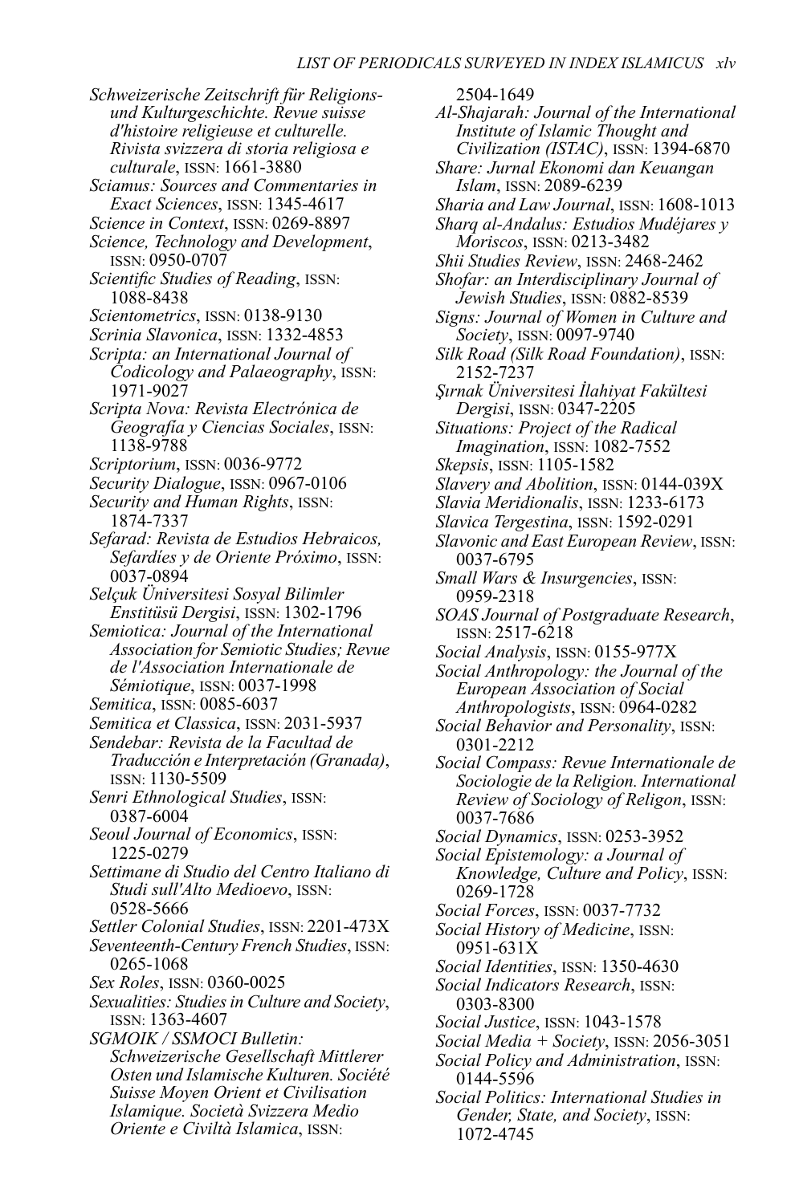*Schweizerische Zeitschrift für Religions- und Kulturgeschichte. Revue suisse d'histoire religieuse et culturelle. Rivista svizzera di storia religiosa e culturale*, ISSN: 1661-3880

*Sciamus: Sources and Commentaries in Exact Sciences*, ISSN: 1345-4617

*Science in Context*, ISSN: 0269-8897

*Science, Technology and Development*, ISSN: 0950-0707

*Scientific Studies of Reading*, ISSN: 1088-8438

*Scientometrics*, ISSN: 0138-9130

*Scrinia Slavonica*, ISSN: 1332-4853

*Scripta: an International Journal of Codicology and Palaeography*, ISSN: 1971-9027

*Scripta Nova: Revista Electrónica de Geografía y Ciencias Sociales*, ISSN: 1138-9788

*Scriptorium*, ISSN: 0036-9772

*Security Dialogue*, ISSN: 0967-0106

*Security and Human Rights*, ISSN: 1874-7337

*Sefarad: Revista de Estudios Hebraicos, Sefardíes y de Oriente Próximo*, ISSN: 0037-0894

*Selçuk Üniversitesi Sosyal Bilimler Enstitüsü Dergisi*, ISSN: 1302-1796

*Semiotica: Journal of the International Association for Semiotic Studies; Revue de l'Association Internationale de Sémiotique*, ISSN: 0037-1998

*Semitica*, ISSN: 0085-6037

*Semitica et Classica*, ISSN: 2031-5937

*Sendebar: Revista de la Facultad de Traducción e Interpretación (Granada)*, ISSN: 1130-5509

*Senri Ethnological Studies*, ISSN: 0387-6004

*Seoul Journal of Economics*, ISSN: 1225-0279

*Settimane di Studio del Centro Italiano di Studi sull'Alto Medioevo*, ISSN: 0528-5666

*Settler Colonial Studies*, ISSN: 2201-473X

*Seventeenth-Century French Studies*, ISSN: 0265-1068

*Sex Roles*, ISSN: 0360-0025

*Sexualities: Studies in Culture and Society*, ISSN: 1363-4607

*SGMOIK / SSMOCI Bulletin: Schweizerische Gesellschaft Mittlerer Osten und Islamische Kulturen. Société Suisse Moyen Orient et Civilisation Islamique. Società Svizzera Medio Oriente e Civiltà Islamica*, ISSN: 2504-1649

*Al-Shajarah: Journal of the International Institute of Islamic Thought and Civilization (ISTAC)*, ISSN: 1394-6870

*Share: Jurnal Ekonomi dan Keuangan Islam*, ISSN: 2089-6239

*Sharia and Law Journal*, ISSN: 1608-1013

*Sharq al-Andalus: Estudios Mudéjares y Moriscos*, ISSN: 0213-3482

*Shii Studies Review*, ISSN: 2468-2462

*Shofar: an Interdisciplinary Journal of Jewish Studies*, ISSN: 0882-8539

*Signs: Journal of Women in Culture and Society*, ISSN: 0097-9740

*Silk Road (Silk Road Foundation)*, ISSN: 2152-7237

*Şırnak Üniversitesi İlahiyat Fakültesi Dergisi*, ISSN: 0347-2205

*Situations: Project of the Radical Imagination*, ISSN: 1082-7552

*Skepsis*, ISSN: 1105-1582

*Slavery and Abolition*, ISSN: 0144-039X

*Slavia Meridionalis*, ISSN: 1233-6173

*Slavica Tergestina*, ISSN: 1592-0291

*Slavonic and East European Review*, ISSN: 0037-6795

*Small Wars & Insurgencies*, ISSN: 0959-2318

*SOAS Journal of Postgraduate Research*, ISSN: 2517-6218

*Social Analysis*, ISSN: 0155-977X

*Social Anthropology: the Journal of the European Association of Social Anthropologists*, ISSN: 0964-0282

*Social Behavior and Personality*, ISSN: 0301-2212

*Social Compass: Revue Internationale de Sociologie de la Religion. International Review of Sociology of Religon*, ISSN: 0037-7686

*Social Dynamics*, ISSN: 0253-3952

*Social Epistemology: a Journal of Knowledge, Culture and Policy*, ISSN: 0269-1728

*Social Forces*, ISSN: 0037-7732

*Social History of Medicine*, ISSN: 0951-631X

*Social Identities*, ISSN: 1350-4630

*Social Indicators Research*, ISSN: 0303-8300

*Social Justice*, ISSN: 1043-1578

*Social Media + Society*, ISSN: 2056-3051

*Social Policy and Administration*, ISSN: 0144-5596

*Social Politics: International Studies in Gender, State, and Society*, ISSN: 1072-4745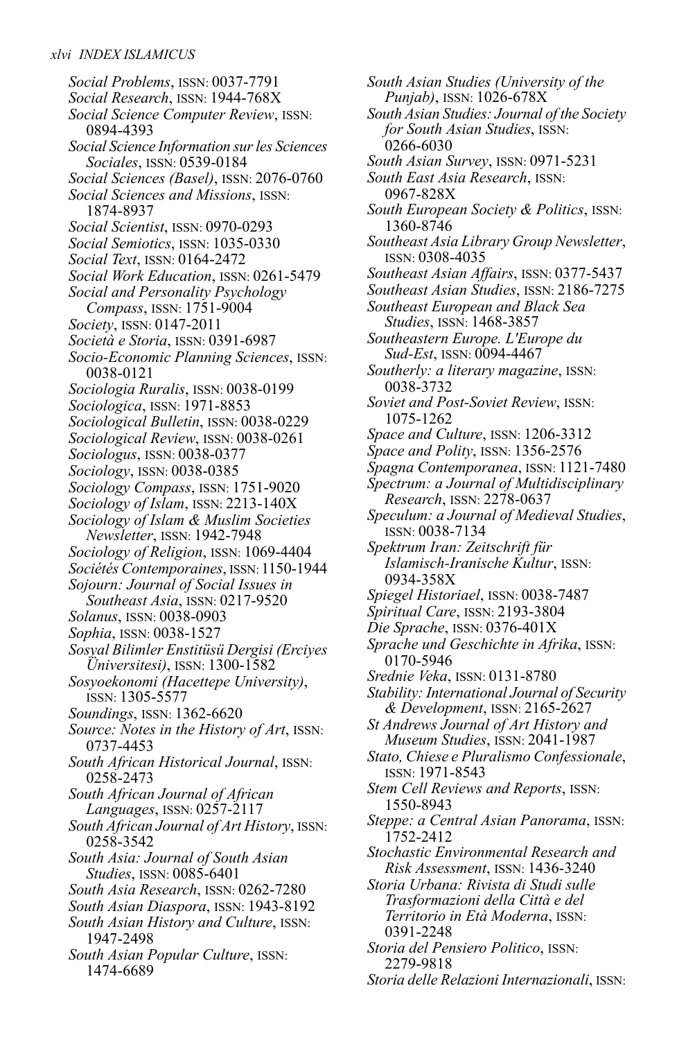*Social Problems*, ISSN: 0037-7791
*Social Research*, ISSN: 1944-768X
*Social Science Computer Review*, ISSN: 0894-4393
*Social Science Information sur les Sciences Sociales*, ISSN: 0539-0184
*Social Sciences (Basel)*, ISSN: 2076-0760
*Social Sciences and Missions*, ISSN: 1874-8937
*Social Scientist*, ISSN: 0970-0293
*Social Semiotics*, ISSN: 1035-0330
*Social Text*, ISSN: 0164-2472
*Social Work Education*, ISSN: 0261-5479
*Social and Personality Psychology Compass*, ISSN: 1751-9004
*Society*, ISSN: 0147-2011
*Società e Storia*, ISSN: 0391-6987
*Socio-Economic Planning Sciences*, ISSN: 0038-0121
*Sociologia Ruralis*, ISSN: 0038-0199
*Sociologica*, ISSN: 1971-8853
*Sociological Bulletin*, ISSN: 0038-0229
*Sociological Review*, ISSN: 0038-0261
*Sociologus*, ISSN: 0038-0377
*Sociology*, ISSN: 0038-0385
*Sociology Compass*, ISSN: 1751-9020
*Sociology of Islam*, ISSN: 2213-140X
*Sociology of Islam & Muslim Societies Newsletter*, ISSN: 1942-7948
*Sociology of Religion*, ISSN: 1069-4404
*Sociétés Contemporaines*, ISSN: 1150-1944
*Sojourn: Journal of Social Issues in Southeast Asia*, ISSN: 0217-9520
*Solanus*, ISSN: 0038-0903
*Sophia*, ISSN: 0038-1527
*Sosyal Bilimler Enstitüsü Dergisi (Erciyes Üniversitesi)*, ISSN: 1300-1582
*Sosyoekonomi (Hacettepe University)*, ISSN: 1305-5577
*Soundings*, ISSN: 1362-6620
*Source: Notes in the History of Art*, ISSN: 0737-4453
*South African Historical Journal*, ISSN: 0258-2473
*South African Journal of African Languages*, ISSN: 0257-2117
*South African Journal of Art History*, ISSN: 0258-3542
*South Asia: Journal of South Asian Studies*, ISSN: 0085-6401
*South Asia Research*, ISSN: 0262-7280
*South Asian Diaspora*, ISSN: 1943-8192
*South Asian History and Culture*, ISSN: 1947-2498
*South Asian Popular Culture*, ISSN: 1474-6689
*South Asian Studies (University of the Punjab)*, ISSN: 1026-678X
*South Asian Studies: Journal of the Society for South Asian Studies*, ISSN: 0266-6030
*South Asian Survey*, ISSN: 0971-5231
*South East Asia Research*, ISSN: 0967-828X
*South European Society & Politics*, ISSN: 1360-8746
*Southeast Asia Library Group Newsletter*, ISSN: 0308-4035
*Southeast Asian Affairs*, ISSN: 0377-5437
*Southeast Asian Studies*, ISSN: 2186-7275
*Southeast European and Black Sea Studies*, ISSN: 1468-3857
*Southeastern Europe. L'Europe du Sud-Est*, ISSN: 0094-4467
*Southerly: a literary magazine*, ISSN: 0038-3732
*Soviet and Post-Soviet Review*, ISSN: 1075-1262
*Space and Culture*, ISSN: 1206-3312
*Space and Polity*, ISSN: 1356-2576
*Spagna Contemporanea*, ISSN: 1121-7480
*Spectrum: a Journal of Multidisciplinary Research*, ISSN: 2278-0637
*Speculum: a Journal of Medieval Studies*, ISSN: 0038-7134
*Spektrum Iran: Zeitschrift für Islamisch-Iranische Kultur*, ISSN: 0934-358X
*Spiegel Historiael*, ISSN: 0038-7487
*Spiritual Care*, ISSN: 2193-3804
*Die Sprache*, ISSN: 0376-401X
*Sprache und Geschichte in Afrika*, ISSN: 0170-5946
*Srednie Veka*, ISSN: 0131-8780
*Stability: International Journal of Security & Development*, ISSN: 2165-2627
*St Andrews Journal of Art History and Museum Studies*, ISSN: 2041-1987
*Stato, Chiese e Pluralismo Confessionale*, ISSN: 1971-8543
*Stem Cell Reviews and Reports*, ISSN: 1550-8943
*Steppe: a Central Asian Panorama*, ISSN: 1752-2412
*Stochastic Environmental Research and Risk Assessment*, ISSN: 1436-3240
*Storia Urbana: Rivista di Studi sulle Trasformazioni della Città e del Territorio in Età Moderna*, ISSN: 0391-2248
*Storia del Pensiero Politico*, ISSN: 2279-9818
*Storia delle Relazioni Internazionali*, ISSN: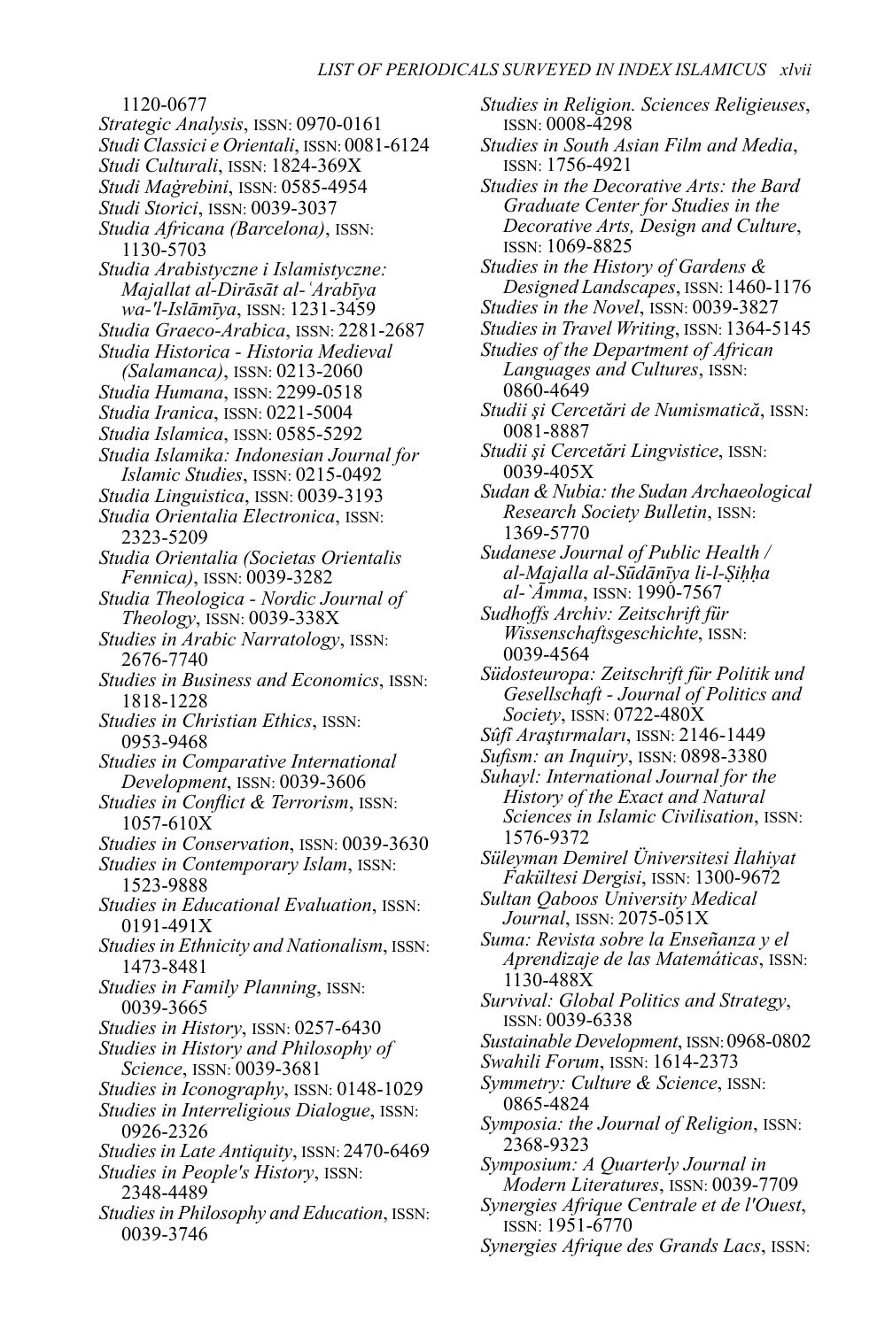1120-0677

*Strategic Analysis*, ISSN: 0970-0161

*Studi Classici e Orientali*, ISSN: 0081-6124

*Studi Culturali*, ISSN: 1824-369X

*Studi Maġrebini*, ISSN: 0585-4954

*Studi Storici*, ISSN: 0039-3037

*Studia Africana (Barcelona)*, ISSN: 1130-5703

*Studia Arabistyczne i Islamistyczne: Majallat al-Dirāsāt al-ʿArabīya wa-'l-Islāmīya*, ISSN: 1231-3459

*Studia Graeco-Arabica*, ISSN: 2281-2687

*Studia Historica - Historia Medieval (Salamanca)*, ISSN: 0213-2060

*Studia Humana*, ISSN: 2299-0518

*Studia Iranica*, ISSN: 0221-5004

*Studia Islamica*, ISSN: 0585-5292

*Studia Islamika: Indonesian Journal for Islamic Studies*, ISSN: 0215-0492

*Studia Linguistica*, ISSN: 0039-3193

*Studia Orientalia Electronica*, ISSN: 2323-5209

*Studia Orientalia (Societas Orientalis Fennica)*, ISSN: 0039-3282

*Studia Theologica - Nordic Journal of Theology*, ISSN: 0039-338X

*Studies in Arabic Narratology*, ISSN: 2676-7740

*Studies in Business and Economics*, ISSN: 1818-1228

*Studies in Christian Ethics*, ISSN: 0953-9468

*Studies in Comparative International Development*, ISSN: 0039-3606

*Studies in Conflict & Terrorism*, ISSN: 1057-610X

*Studies in Conservation*, ISSN: 0039-3630

*Studies in Contemporary Islam*, ISSN: 1523-9888

*Studies in Educational Evaluation*, ISSN: 0191-491X

*Studies in Ethnicity and Nationalism*, ISSN: 1473-8481

*Studies in Family Planning*, ISSN: 0039-3665

*Studies in History*, ISSN: 0257-6430

*Studies in History and Philosophy of Science*, ISSN: 0039-3681

*Studies in Iconography*, ISSN: 0148-1029

*Studies in Interreligious Dialogue*, ISSN: 0926-2326

*Studies in Late Antiquity*, ISSN: 2470-6469

*Studies in People's History*, ISSN: 2348-4489

*Studies in Philosophy and Education*, ISSN: 0039-3746

*Studies in Religion. Sciences Religieuses*, ISSN: 0008-4298

*Studies in South Asian Film and Media*, ISSN: 1756-4921

*Studies in the Decorative Arts: the Bard Graduate Center for Studies in the Decorative Arts, Design and Culture*, ISSN: 1069-8825

*Studies in the History of Gardens & Designed Landscapes*, ISSN: 1460-1176

*Studies in the Novel*, ISSN: 0039-3827

*Studies in Travel Writing*, ISSN: 1364-5145

*Studies of the Department of African Languages and Cultures*, ISSN: 0860-4649

*Studii şi Cercetări de Numismatică*, ISSN: 0081-8887

*Studii şi Cercetări Lingvistice*, ISSN: 0039-405X

*Sudan & Nubia: the Sudan Archaeological Research Society Bulletin*, ISSN: 1369-5770

*Sudanese Journal of Public Health / al-Majalla al-Sūdānīya li-l-Ṣiḥḥa al-`Āmma*, ISSN: 1990-7567

*Sudhoffs Archiv: Zeitschrift für Wissenschaftsgeschichte*, ISSN: 0039-4564

*Südosteuropa: Zeitschrift für Politik und Gesellschaft - Journal of Politics and Society*, ISSN: 0722-480X

*Sûfî Araştırmaları*, ISSN: 2146-1449

*Sufism: an Inquiry*, ISSN: 0898-3380

*Suhayl: International Journal for the History of the Exact and Natural Sciences in Islamic Civilisation*, ISSN: 1576-9372

*Süleyman Demirel Üniversitesi İlahiyat Fakültesi Dergisi*, ISSN: 1300-9672

*Sultan Qaboos University Medical Journal*, ISSN: 2075-051X

*Suma: Revista sobre la Enseñanza y el Aprendizaje de las Matemáticas*, ISSN: 1130-488X

*Survival: Global Politics and Strategy*, ISSN: 0039-6338

*Sustainable Development*, ISSN: 0968-0802

*Swahili Forum*, ISSN: 1614-2373

*Symmetry: Culture & Science*, ISSN: 0865-4824

*Symposia: the Journal of Religion*, ISSN: 2368-9323

*Symposium: A Quarterly Journal in Modern Literatures*, ISSN: 0039-7709

*Synergies Afrique Centrale et de l'Ouest*, ISSN: 1951-6770

*Synergies Afrique des Grands Lacs*, ISSN: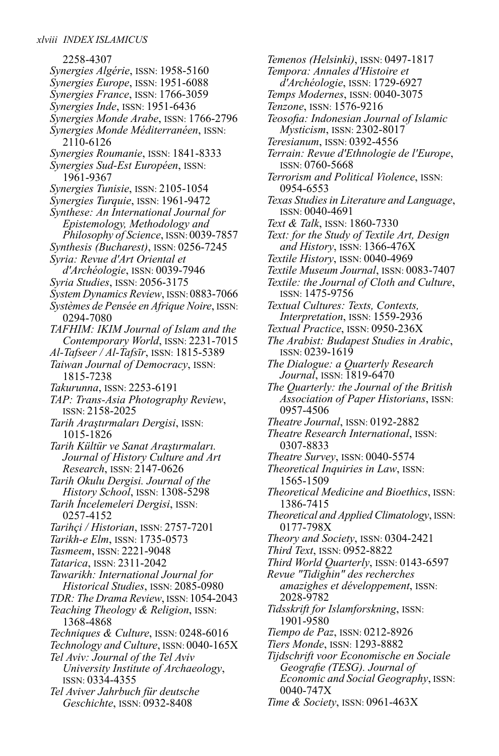2258-4307

*Synergies Algérie*, ISSN: 1958-5160

*Synergies Europe*, ISSN: 1951-6088

*Synergies France*, ISSN: 1766-3059

*Synergies Inde*, ISSN: 1951-6436

*Synergies Monde Arabe*, ISSN: 1766-2796

*Synergies Monde Méditerranéen*, ISSN: 2110-6126

*Synergies Roumanie*, ISSN: 1841-8333

*Synergies Sud-Est Européen*, ISSN: 1961-9367

*Synergies Tunisie*, ISSN: 2105-1054

*Synergies Turquie*, ISSN: 1961-9472

*Synthese: An International Journal for Epistemology, Methodology and Philosophy of Science*, ISSN: 0039-7857

*Synthesis (Bucharest)*, ISSN: 0256-7245

*Syria: Revue d'Art Oriental et d'Archéologie*, ISSN: 0039-7946

*Syria Studies*, ISSN: 2056-3175

*System Dynamics Review*, ISSN: 0883-7066

*Systèmes de Pensée en Afrique Noire*, ISSN: 0294-7080

*TAFHIM: IKIM Journal of Islam and the Contemporary World*, ISSN: 2231-7015

*Al-Tafseer / Al-Tafsīr*, ISSN: 1815-5389

*Taiwan Journal of Democracy*, ISSN: 1815-7238

*Takurunna*, ISSN: 2253-6191

*TAP: Trans-Asia Photography Review*, ISSN: 2158-2025

*Tarih Araştırmaları Dergisi*, ISSN: 1015-1826

*Tarih Kültür ve Sanat Araştırmaları. Journal of History Culture and Art Research*, ISSN: 2147-0626

*Tarih Okulu Dergisi. Journal of the History School*, ISSN: 1308-5298

*Tarih İncelemeleri Dergisi*, ISSN: 0257-4152

*Tarihçi / Historian*, ISSN: 2757-7201

*Tarikh-e Elm*, ISSN: 1735-0573

*Tasmeem*, ISSN: 2221-9048

*Tatarica*, ISSN: 2311-2042

*Tawarikh: International Journal for Historical Studies*, ISSN: 2085-0980

*TDR: The Drama Review*, ISSN: 1054-2043

*Teaching Theology & Religion*, ISSN: 1368-4868

*Techniques & Culture*, ISSN: 0248-6016

*Technology and Culture*, ISSN: 0040-165X

*Tel Aviv: Journal of the Tel Aviv University Institute of Archaeology*, ISSN: 0334-4355

*Tel Aviver Jahrbuch für deutsche Geschichte*, ISSN: 0932-8408

*Temenos (Helsinki)*, ISSN: 0497-1817

*Tempora: Annales d'Histoire et d'Archéologie*, ISSN: 1729-6927

*Temps Modernes*, ISSN: 0040-3075

*Tenzone*, ISSN: 1576-9216

*Teosofia: Indonesian Journal of Islamic Mysticism*, ISSN: 2302-8017

*Teresianum*, ISSN: 0392-4556

*Terrain: Revue d'Ethnologie de l'Europe*, ISSN: 0760-5668

*Terrorism and Political Violence*, ISSN: 0954-6553

*Texas Studies in Literature and Language*, ISSN: 0040-4691

*Text & Talk*, ISSN: 1860-7330

*Text: for the Study of Textile Art, Design and History*, ISSN: 1366-476X

*Textile History*, ISSN: 0040-4969

*Textile Museum Journal*, ISSN: 0083-7407

*Textile: the Journal of Cloth and Culture*, ISSN: 1475-9756

*Textual Cultures: Texts, Contexts, Interpretation*, ISSN: 1559-2936

*Textual Practice*, ISSN: 0950-236X

*The Arabist: Budapest Studies in Arabic*, ISSN: 0239-1619

*The Dialogue: a Quarterly Research Journal*, ISSN: 1819-6470

*The Quarterly: the Journal of the British Association of Paper Historians*, ISSN: 0957-4506

*Theatre Journal*, ISSN: 0192-2882

*Theatre Research International*, ISSN: 0307-8833

*Theatre Survey*, ISSN: 0040-5574

*Theoretical Inquiries in Law*, ISSN: 1565-1509

*Theoretical Medicine and Bioethics*, ISSN: 1386-7415

*Theoretical and Applied Climatology*, ISSN: 0177-798X

*Theory and Society*, ISSN: 0304-2421

*Third Text*, ISSN: 0952-8822

*Third World Quarterly*, ISSN: 0143-6597

*Revue "Tidighin" des recherches amazighes et développement*, ISSN: 2028-9782

*Tidsskrift for Islamforskning*, ISSN: 1901-9580

*Tiempo de Paz*, ISSN: 0212-8926

*Tiers Monde*, ISSN: 1293-8882

*Tijdschrift voor Economische en Sociale Geografie (TESG). Journal of Economic and Social Geography*, ISSN: 0040-747X

*Time & Society*, ISSN: 0961-463X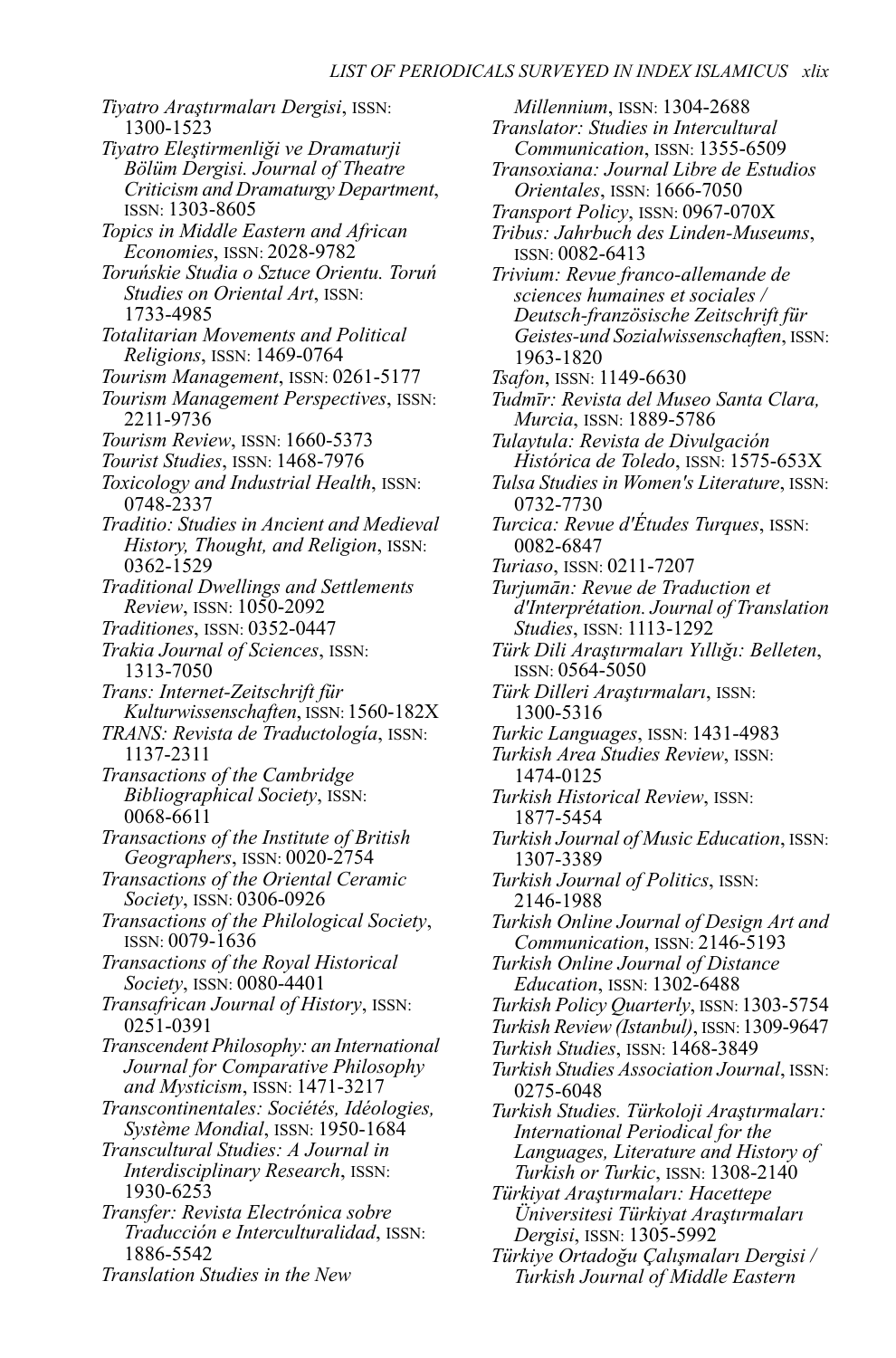*Tiyatro Araştırmaları Dergisi*, ISSN: 1300-1523

*Tiyatro Eleştirmenliği ve Dramaturji Bölüm Dergisi. Journal of Theatre Criticism and Dramaturgy Department*, ISSN: 1303-8605

*Topics in Middle Eastern and African Economies*, ISSN: 2028-9782

*Toruńskie Studia o Sztuce Orientu. Toruń Studies on Oriental Art*, ISSN: 1733-4985

*Totalitarian Movements and Political Religions*, ISSN: 1469-0764

*Tourism Management*, ISSN: 0261-5177

*Tourism Management Perspectives*, ISSN: 2211-9736

*Tourism Review*, ISSN: 1660-5373

*Tourist Studies*, ISSN: 1468-7976

*Toxicology and Industrial Health*, ISSN: 0748-2337

*Traditio: Studies in Ancient and Medieval History, Thought, and Religion*, ISSN: 0362-1529

*Traditional Dwellings and Settlements Review*, ISSN: 1050-2092

*Traditiones*, ISSN: 0352-0447

*Trakia Journal of Sciences*, ISSN: 1313-7050

*Trans: Internet-Zeitschrift für Kulturwissenschaften*, ISSN: 1560-182X

*TRANS: Revista de Traductología*, ISSN: 1137-2311

*Transactions of the Cambridge Bibliographical Society*, ISSN: 0068-6611

*Transactions of the Institute of British Geographers*, ISSN: 0020-2754

*Transactions of the Oriental Ceramic Society*, ISSN: 0306-0926

*Transactions of the Philological Society*, ISSN: 0079-1636

*Transactions of the Royal Historical Society*, ISSN: 0080-4401

*Transafrican Journal of History*, ISSN: 0251-0391

*Transcendent Philosophy: an International Journal for Comparative Philosophy and Mysticism*, ISSN: 1471-3217

*Transcontinentales: Sociétés, Idéologies, Système Mondial*, ISSN: 1950-1684

*Transcultural Studies: A Journal in Interdisciplinary Research*, ISSN: 1930-6253

*Transfer: Revista Electrónica sobre Traducción e Interculturalidad*, ISSN: 1886-5542

*Translation Studies in the New Millennium*, ISSN: 1304-2688

*Translator: Studies in Intercultural Communication*, ISSN: 1355-6509

*Transoxiana: Journal Libre de Estudios Orientales*, ISSN: 1666-7050

*Transport Policy*, ISSN: 0967-070X

*Tribus: Jahrbuch des Linden-Museums*, ISSN: 0082-6413

*Trivium: Revue franco-allemande de sciences humaines et sociales / Deutsch-französische Zeitschrift für Geistes-und Sozialwissenschaften*, ISSN: 1963-1820

*Tsafon*, ISSN: 1149-6630

*Tudmīr: Revista del Museo Santa Clara, Murcia*, ISSN: 1889-5786

*Tulaytula: Revista de Divulgación Histórica de Toledo*, ISSN: 1575-653X

*Tulsa Studies in Women's Literature*, ISSN: 0732-7730

*Turcica: Revue d'Études Turques*, ISSN: 0082-6847

*Turiaso*, ISSN: 0211-7207

*Turjumān: Revue de Traduction et d'Interprétation. Journal of Translation Studies*, ISSN: 1113-1292

*Türk Dili Araştırmaları Yıllığı: Belleten*, ISSN: 0564-5050

*Türk Dilleri Araştırmaları*, ISSN: 1300-5316

*Turkic Languages*, ISSN: 1431-4983

*Turkish Area Studies Review*, ISSN: 1474-0125

*Turkish Historical Review*, ISSN: 1877-5454

*Turkish Journal of Music Education*, ISSN: 1307-3389

*Turkish Journal of Politics*, ISSN: 2146-1988

*Turkish Online Journal of Design Art and Communication*, ISSN: 2146-5193

*Turkish Online Journal of Distance Education*, ISSN: 1302-6488

*Turkish Policy Quarterly*, ISSN: 1303-5754

*Turkish Review (Istanbul)*, ISSN: 1309-9647

*Turkish Studies*, ISSN: 1468-3849

*Turkish Studies Association Journal*, ISSN: 0275-6048

*Turkish Studies. Türkoloji Araştırmaları: International Periodical for the Languages, Literature and History of Turkish or Turkic*, ISSN: 1308-2140

*Türkiyat Araştırmaları: Hacettepe Üniversitesi Türkiyat Araştırmaları Dergisi*, ISSN: 1305-5992

*Türkiye Ortadoğu Çalışmaları Dergisi / Turkish Journal of Middle Eastern*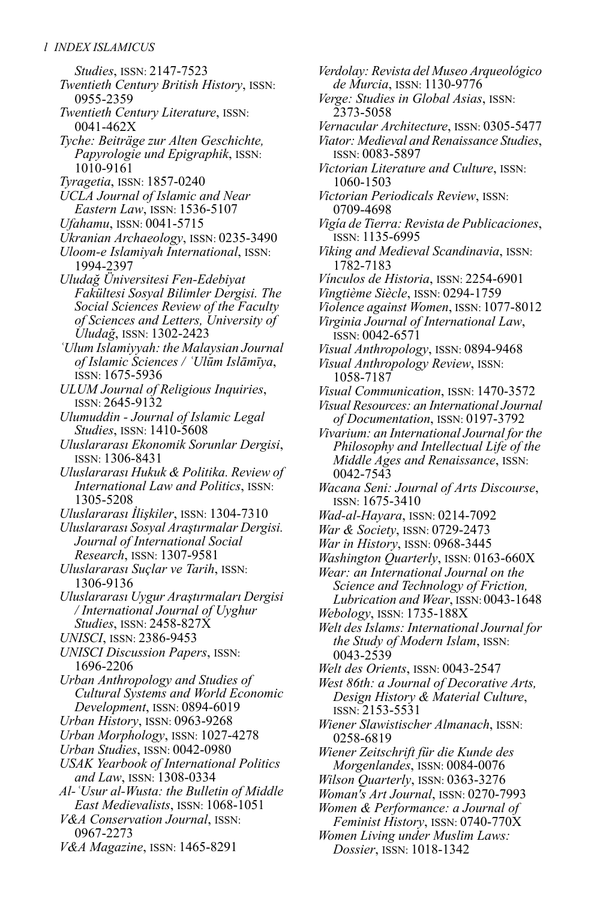*Studies*, ISSN: 2147-7523
*Twentieth Century British History*, ISSN: 0955-2359
*Twentieth Century Literature*, ISSN: 0041-462X
*Tyche: Beiträge zur Alten Geschichte, Papyrologie und Epigraphik*, ISSN: 1010-9161
*Tyragetia*, ISSN: 1857-0240
*UCLA Journal of Islamic and Near Eastern Law*, ISSN: 1536-5107
*Ufahamu*, ISSN: 0041-5715
*Ukranian Archaeology*, ISSN: 0235-3490
*Uloom-e Islamiyah International*, ISSN: 1994-2397
*Uludağ Üniversitesi Fen-Edebiyat Fakültesi Sosyal Bilimler Dergisi. The Social Sciences Review of the Faculty of Sciences and Letters, University of Uludağ*, ISSN: 1302-2423
*ʿUlum Islamiyyah: the Malaysian Journal of Islamic Sciences / ʿUlūm Islāmīya*, ISSN: 1675-5936
*ULUM Journal of Religious Inquiries*, ISSN: 2645-9132
*Ulumuddin - Journal of Islamic Legal Studies*, ISSN: 1410-5608
*Uluslararası Ekonomik Sorunlar Dergisi*, ISSN: 1306-8431
*Uluslararası Hukuk & Politika. Review of International Law and Politics*, ISSN: 1305-5208
*Uluslararası İlişkiler*, ISSN: 1304-7310
*Uluslararası Sosyal Araştırmalar Dergisi. Journal of International Social Research*, ISSN: 1307-9581
*Uluslararası Suçlar ve Tarih*, ISSN: 1306-9136
*Uluslararası Uygur Araştırmaları Dergisi / International Journal of Uyghur Studies*, ISSN: 2458-827X
*UNISCI*, ISSN: 2386-9453
*UNISCI Discussion Papers*, ISSN: 1696-2206
*Urban Anthropology and Studies of Cultural Systems and World Economic Development*, ISSN: 0894-6019
*Urban History*, ISSN: 0963-9268
*Urban Morphology*, ISSN: 1027-4278
*Urban Studies*, ISSN: 0042-0980
*USAK Yearbook of International Politics and Law*, ISSN: 1308-0334
*Al-ʿUsur al-Wusta: the Bulletin of Middle East Medievalists*, ISSN: 1068-1051
*V&A Conservation Journal*, ISSN: 0967-2273
*V&A Magazine*, ISSN: 1465-8291
*Verdolay: Revista del Museo Arqueológico de Murcia*, ISSN: 1130-9776
*Verge: Studies in Global Asias*, ISSN: 2373-5058
*Vernacular Architecture*, ISSN: 0305-5477
*Viator: Medieval and Renaissance Studies*, ISSN: 0083-5897
*Victorian Literature and Culture*, ISSN: 1060-1503
*Victorian Periodicals Review*, ISSN: 0709-4698
*Vigía de Tierra: Revista de Publicaciones*, ISSN: 1135-6995
*Viking and Medieval Scandinavia*, ISSN: 1782-7183
*Vínculos de Historia*, ISSN: 2254-6901
*Vingtième Siècle*, ISSN: 0294-1759
*Violence against Women*, ISSN: 1077-8012
*Virginia Journal of International Law*, ISSN: 0042-6571
*Visual Anthropology*, ISSN: 0894-9468
*Visual Anthropology Review*, ISSN: 1058-7187
*Visual Communication*, ISSN: 1470-3572
*Visual Resources: an International Journal of Documentation*, ISSN: 0197-3792
*Vivarium: an International Journal for the Philosophy and Intellectual Life of the Middle Ages and Renaissance*, ISSN: 0042-7543
*Wacana Seni: Journal of Arts Discourse*, ISSN: 1675-3410
*Wad-al-Hayara*, ISSN: 0214-7092
*War & Society*, ISSN: 0729-2473
*War in History*, ISSN: 0968-3445
*Washington Quarterly*, ISSN: 0163-660X
*Wear: an International Journal on the Science and Technology of Friction, Lubrication and Wear*, ISSN: 0043-1648
*Webology*, ISSN: 1735-188X
*Welt des Islams: International Journal for the Study of Modern Islam*, ISSN: 0043-2539
*Welt des Orients*, ISSN: 0043-2547
*West 86th: a Journal of Decorative Arts, Design History & Material Culture*, ISSN: 2153-5531
*Wiener Slawistischer Almanach*, ISSN: 0258-6819
*Wiener Zeitschrift für die Kunde des Morgenlandes*, ISSN: 0084-0076
*Wilson Quarterly*, ISSN: 0363-3276
*Woman's Art Journal*, ISSN: 0270-7993
*Women & Performance: a Journal of Feminist History*, ISSN: 0740-770X
*Women Living under Muslim Laws: Dossier*, ISSN: 1018-1342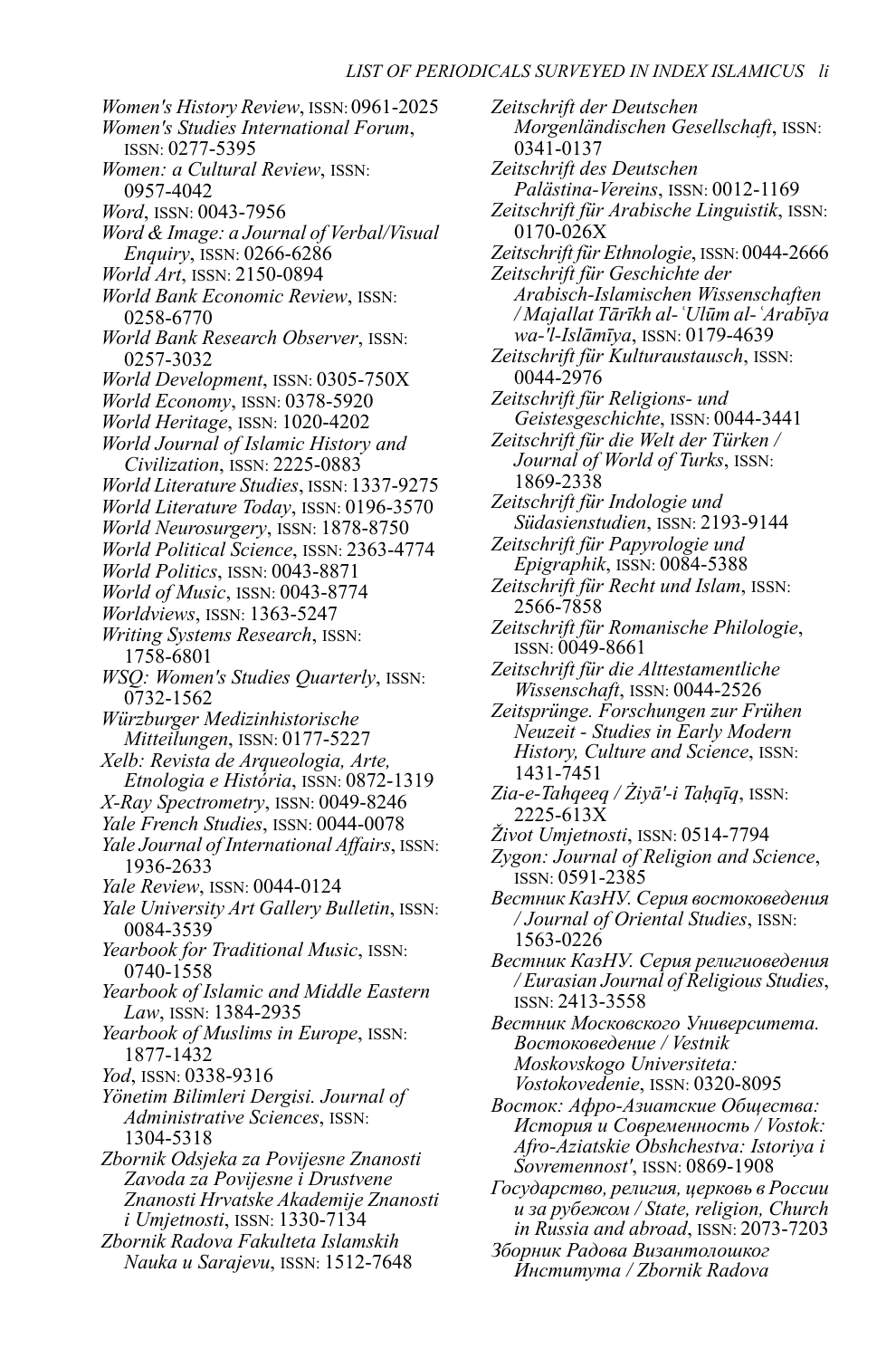*Women's History Review*, ISSN: 0961-2025
*Women's Studies International Forum*, ISSN: 0277-5395
*Women: a Cultural Review*, ISSN: 0957-4042
*Word*, ISSN: 0043-7956
*Word & Image: a Journal of Verbal/Visual Enquiry*, ISSN: 0266-6286
*World Art*, ISSN: 2150-0894
*World Bank Economic Review*, ISSN: 0258-6770
*World Bank Research Observer*, ISSN: 0257-3032
*World Development*, ISSN: 0305-750X
*World Economy*, ISSN: 0378-5920
*World Heritage*, ISSN: 1020-4202
*World Journal of Islamic History and Civilization*, ISSN: 2225-0883
*World Literature Studies*, ISSN: 1337-9275
*World Literature Today*, ISSN: 0196-3570
*World Neurosurgery*, ISSN: 1878-8750
*World Political Science*, ISSN: 2363-4774
*World Politics*, ISSN: 0043-8871
*World of Music*, ISSN: 0043-8774
*Worldviews*, ISSN: 1363-5247
*Writing Systems Research*, ISSN: 1758-6801
*WSQ: Women's Studies Quarterly*, ISSN: 0732-1562
*Würzburger Medizinhistorische Mitteilungen*, ISSN: 0177-5227
*Xelb: Revista de Arqueologia, Arte, Etnologia e História*, ISSN: 0872-1319
*X-Ray Spectrometry*, ISSN: 0049-8246
*Yale French Studies*, ISSN: 0044-0078
*Yale Journal of International Affairs*, ISSN: 1936-2633
*Yale Review*, ISSN: 0044-0124
*Yale University Art Gallery Bulletin*, ISSN: 0084-3539
*Yearbook for Traditional Music*, ISSN: 0740-1558
*Yearbook of Islamic and Middle Eastern Law*, ISSN: 1384-2935
*Yearbook of Muslims in Europe*, ISSN: 1877-1432
*Yod*, ISSN: 0338-9316
*Yönetim Bilimleri Dergisi. Journal of Administrative Sciences*, ISSN: 1304-5318
*Zbornik Odsjeka za Povijesne Znanosti Zavoda za Povijesne i Drustvene Znanosti Hrvatske Akademije Znanosti i Umjetnosti*, ISSN: 1330-7134
*Zbornik Radova Fakulteta Islamskih Nauka u Sarajevu*, ISSN: 1512-7648
*Zeitschrift der Deutschen Morgenländischen Gesellschaft*, ISSN: 0341-0137
*Zeitschrift des Deutschen Palästina-Vereins*, ISSN: 0012-1169
*Zeitschrift für Arabische Linguistik*, ISSN: 0170-026X
*Zeitschrift für Ethnologie*, ISSN: 0044-2666
*Zeitschrift für Geschichte der Arabisch-Islamischen Wissenschaften / Majallat Tārīkh al-ʿUlūm al-ʿArabīya wa-'l-Islāmīya*, ISSN: 0179-4639
*Zeitschrift für Kulturaustausch*, ISSN: 0044-2976
*Zeitschrift für Religions- und Geistesgeschichte*, ISSN: 0044-3441
*Zeitschrift für die Welt der Türken / Journal of World of Turks*, ISSN: 1869-2338
*Zeitschrift für Indologie und Südasienstudien*, ISSN: 2193-9144
*Zeitschrift für Papyrologie und Epigraphik*, ISSN: 0084-5388
*Zeitschrift für Recht und Islam*, ISSN: 2566-7858
*Zeitschrift für Romanische Philologie*, ISSN: 0049-8661
*Zeitschrift für die Alttestamentliche Wissenschaft*, ISSN: 0044-2526
*Zeitsprünge. Forschungen zur Frühen Neuzeit - Studies in Early Modern History, Culture and Science*, ISSN: 1431-7451
*Zia-e-Tahqeeq / Żiyā'-i Taḥqīq*, ISSN: 2225-613X
*Život Umjetnosti*, ISSN: 0514-7794
*Zygon: Journal of Religion and Science*, ISSN: 0591-2385
*Вестник КазНУ. Серия востоковедения / Journal of Oriental Studies*, ISSN: 1563-0226
*Вестник КазНУ. Серия религиоведения / Eurasian Journal of Religious Studies*, ISSN: 2413-3558
*Вестник Московского Университета. Востоковедение / Vestnik Moskovskogo Universiteta: Vostokovedenie*, ISSN: 0320-8095
*Восток: Афро-Азиатские Общества: История и Современность / Vostok: Afro-Aziatskie Obshchestva: Istoriya i Sovremennost'*, ISSN: 0869-1908
*Государство, религия, церковь в России и за рубежом / State, religion, Church in Russia and abroad*, ISSN: 2073-7203
*Зборник Радова Византолошког Института / Zbornik Radova*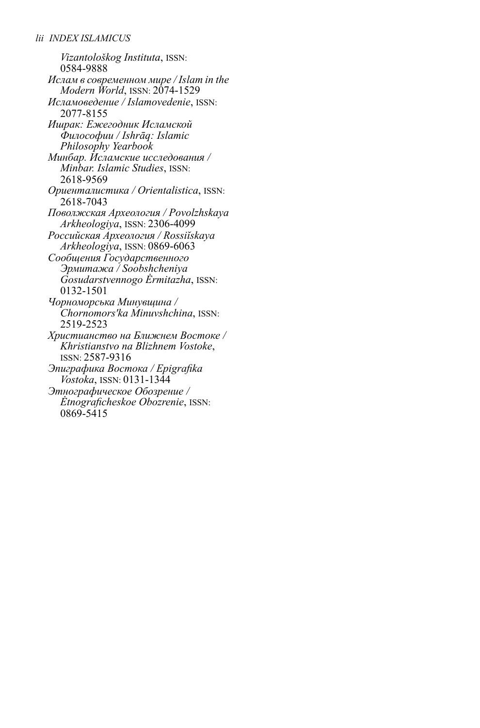*Vizantološkog Instituta*, ISSN: 0584-9888

*Ислам в современном мире / Islam in the Modern World*, ISSN: 2074-1529

*Исламоведение / Islamovedenie*, ISSN: 2077-8155

*Ишрак: Ежегодник Исламской Философии / Ishrāq: Islamic Philosophy Yearbook*

*Минбар. Исламские исследования / Minbar. Islamic Studies*, ISSN: 2618-9569

*Ориенталистика / Orientalistica*, ISSN: 2618-7043

*Поволжская Археология / Povolzhskaya Arkheologiya*, ISSN: 2306-4099

*Российская Археология / Rossiĭskaya Arkheologiya*, ISSN: 0869-6063

*Сообщения Государственного Эрмитажа / Soobshcheniya Gosudarstvennogo Ėrmitazha*, ISSN: 0132-1501

*Чорноморська Минувщина / Chornomors'ka Minuvshchina*, ISSN: 2519-2523

*Христианство на Ближнем Востоке / Khristianstvo na Blizhnem Vostoke*, ISSN: 2587-9316

*Эпиграфика Востока / Epigrafika Vostoka*, ISSN: 0131-1344

*Этнографическое Обозрение / Ėtnograficheskoe Obozrenie*, ISSN: 0869-5415